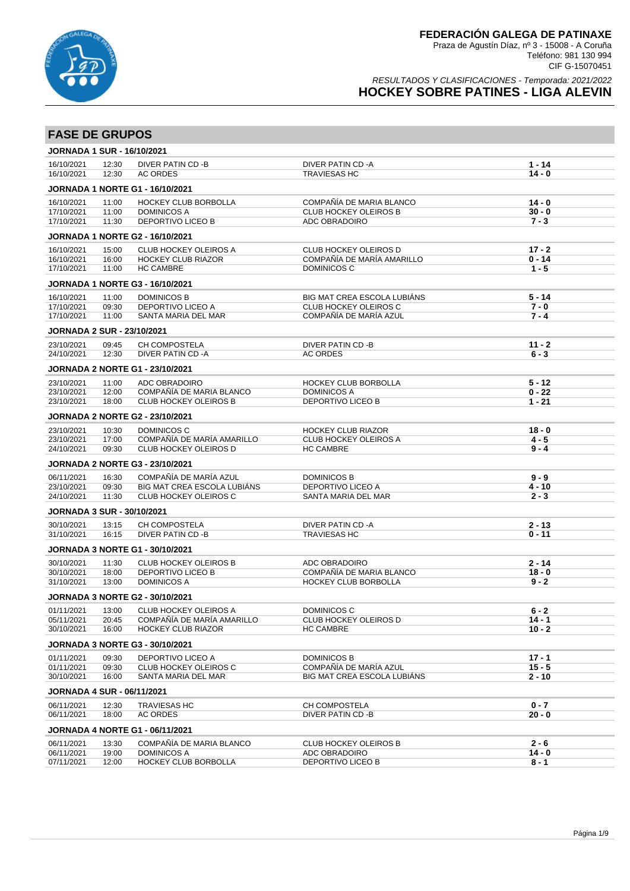**FEDERACIÓN GALEGA DE PATINAXE**
Praza de Agustín Díaz, nº 3 - 15008 - A Coruña
Teléfono: 981 130 994
CIF G-15070451

*RESULTADOS Y CLASIFICACIONES - Temporada: 2021/2022*

# HOCKEY SOBRE PATINES - LIGA ALEVIN

## FASE DE GRUPOS

### JORNADA 1 SUR - 16/10/2021

| | | | | |
|---|---|---|---|---|
| 16/10/2021 | 12:30 | DIVER PATIN CD -B | DIVER PATIN CD -A | **1 - 14** |
| 16/10/2021 | 12:30 | AC ORDES | TRAVIESAS HC | **14 - 0** |

### JORNADA 1 NORTE G1 - 16/10/2021

| | | | | |
|---|---|---|---|---|
| 16/10/2021 | 11:00 | HOCKEY CLUB BORBOLLA | COMPAÑÍA DE MARIA BLANCO | **14 - 0** |
| 17/10/2021 | 11:00 | DOMINICOS A | CLUB HOCKEY OLEIROS B | **30 - 0** |
| 17/10/2021 | 11:30 | DEPORTIVO LICEO B | ADC OBRADOIRO | **7 - 3** |

### JORNADA 1 NORTE G2 - 16/10/2021

| | | | | |
|---|---|---|---|---|
| 16/10/2021 | 15:00 | CLUB HOCKEY OLEIROS A | CLUB HOCKEY OLEIROS D | **17 - 2** |
| 16/10/2021 | 16:00 | HOCKEY CLUB RIAZOR | COMPAÑÍA DE MARÍA AMARILLO | **0 - 14** |
| 17/10/2021 | 11:00 | HC CAMBRE | DOMINICOS C | **1 - 5** |

### JORNADA 1 NORTE G3 - 16/10/2021

| | | | | |
|---|---|---|---|---|
| 16/10/2021 | 11:00 | DOMINICOS B | BIG MAT CREA ESCOLA LUBIÁNS | **5 - 14** |
| 17/10/2021 | 09:30 | DEPORTIVO LICEO A | CLUB HOCKEY OLEIROS C | **7 - 0** |
| 17/10/2021 | 11:00 | SANTA MARIA DEL MAR | COMPAÑÍA DE MARÍA AZUL | **7 - 4** |

### JORNADA 2 SUR - 23/10/2021

| | | | | |
|---|---|---|---|---|
| 23/10/2021 | 09:45 | CH COMPOSTELA | DIVER PATIN CD -B | **11 - 2** |
| 24/10/2021 | 12:30 | DIVER PATIN CD -A | AC ORDES | **6 - 3** |

### JORNADA 2 NORTE G1 - 23/10/2021

| | | | | |
|---|---|---|---|---|
| 23/10/2021 | 11:00 | ADC OBRADOIRO | HOCKEY CLUB BORBOLLA | **5 - 12** |
| 23/10/2021 | 12:00 | COMPAÑÍA DE MARIA BLANCO | DOMINICOS A | **0 - 22** |
| 23/10/2021 | 18:00 | CLUB HOCKEY OLEIROS B | DEPORTIVO LICEO B | **1 - 21** |

### JORNADA 2 NORTE G2 - 23/10/2021

| | | | | |
|---|---|---|---|---|
| 23/10/2021 | 10:30 | DOMINICOS C | HOCKEY CLUB RIAZOR | **18 - 0** |
| 23/10/2021 | 17:00 | COMPAÑÍA DE MARÍA AMARILLO | CLUB HOCKEY OLEIROS A | **4 - 5** |
| 24/10/2021 | 09:30 | CLUB HOCKEY OLEIROS D | HC CAMBRE | **9 - 4** |

### JORNADA 2 NORTE G3 - 23/10/2021

| | | | | |
|---|---|---|---|---|
| 06/11/2021 | 16:30 | COMPAÑÍA DE MARÍA AZUL | DOMINICOS B | **9 - 9** |
| 23/10/2021 | 09:30 | BIG MAT CREA ESCOLA LUBIÁNS | DEPORTIVO LICEO A | **4 - 10** |
| 24/10/2021 | 11:30 | CLUB HOCKEY OLEIROS C | SANTA MARIA DEL MAR | **2 - 3** |

### JORNADA 3 SUR - 30/10/2021

| | | | | |
|---|---|---|---|---|
| 30/10/2021 | 13:15 | CH COMPOSTELA | DIVER PATIN CD -A | **2 - 13** |
| 31/10/2021 | 16:15 | DIVER PATIN CD -B | TRAVIESAS HC | **0 - 11** |

### JORNADA 3 NORTE G1 - 30/10/2021

| | | | | |
|---|---|---|---|---|
| 30/10/2021 | 11:30 | CLUB HOCKEY OLEIROS B | ADC OBRADOIRO | **2 - 14** |
| 30/10/2021 | 18:00 | DEPORTIVO LICEO B | COMPAÑÍA DE MARIA BLANCO | **18 - 0** |
| 31/10/2021 | 13:00 | DOMINICOS A | HOCKEY CLUB BORBOLLA | **9 - 2** |

### JORNADA 3 NORTE G2 - 30/10/2021

| | | | | |
|---|---|---|---|---|
| 01/11/2021 | 13:00 | CLUB HOCKEY OLEIROS A | DOMINICOS C | **6 - 2** |
| 05/11/2021 | 20:45 | COMPAÑÍA DE MARÍA AMARILLO | CLUB HOCKEY OLEIROS D | **14 - 1** |
| 30/10/2021 | 16:00 | HOCKEY CLUB RIAZOR | HC CAMBRE | **10 - 2** |

### JORNADA 3 NORTE G3 - 30/10/2021

| | | | | |
|---|---|---|---|---|
| 01/11/2021 | 09:30 | DEPORTIVO LICEO A | DOMINICOS B | **17 - 1** |
| 01/11/2021 | 09:30 | CLUB HOCKEY OLEIROS C | COMPAÑÍA DE MARÍA AZUL | **15 - 5** |
| 30/10/2021 | 16:00 | SANTA MARIA DEL MAR | BIG MAT CREA ESCOLA LUBIÁNS | **2 - 10** |

### JORNADA 4 SUR - 06/11/2021

| | | | | |
|---|---|---|---|---|
| 06/11/2021 | 12:30 | TRAVIESAS HC | CH COMPOSTELA | **0 - 7** |
| 06/11/2021 | 18:00 | AC ORDES | DIVER PATIN CD -B | **20 - 0** |

### JORNADA 4 NORTE G1 - 06/11/2021

| | | | | |
|---|---|---|---|---|
| 06/11/2021 | 13:30 | COMPAÑÍA DE MARIA BLANCO | CLUB HOCKEY OLEIROS B | **2 - 6** |
| 06/11/2021 | 19:00 | DOMINICOS A | ADC OBRADOIRO | **14 - 0** |
| 07/11/2021 | 12:00 | HOCKEY CLUB BORBOLLA | DEPORTIVO LICEO B | **8 - 1** |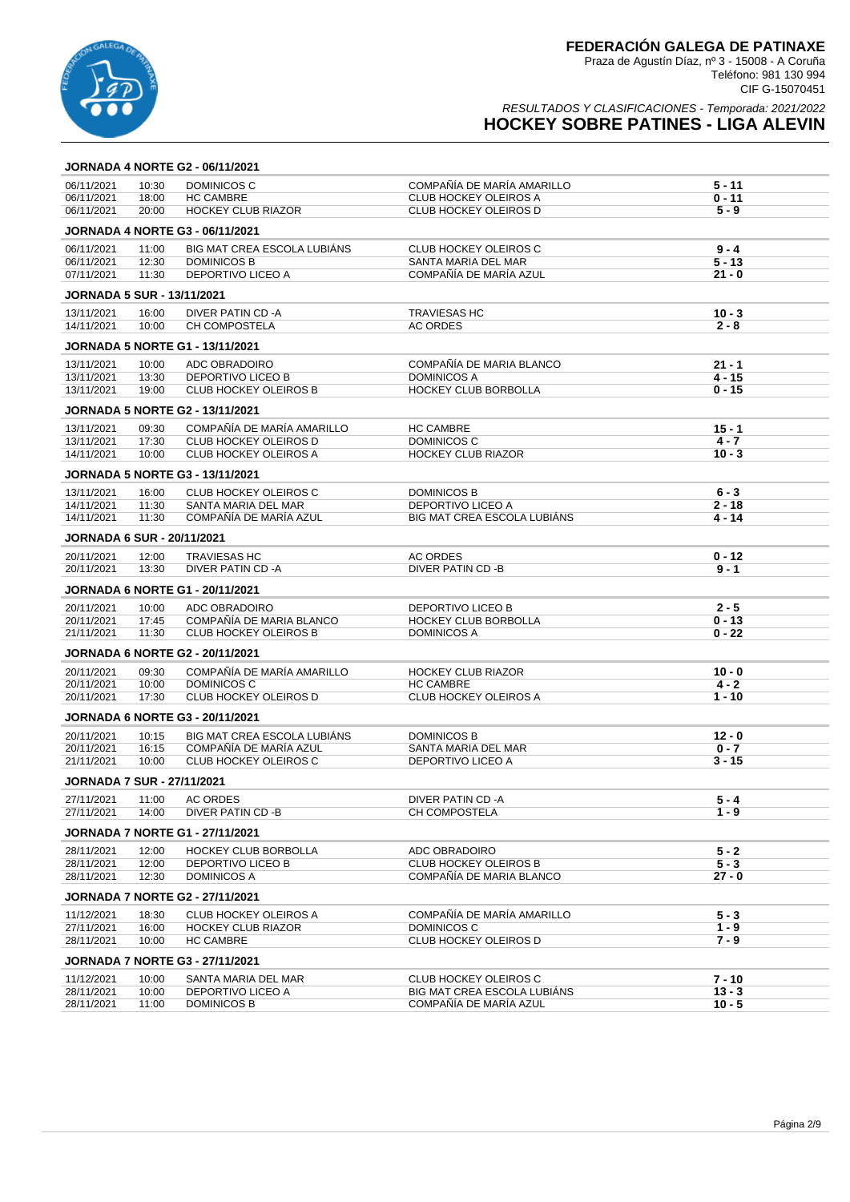# FEDERACIÓN GALEGA DE PATINAXE

Praza de Agustín Díaz, nº 3 - 15008 - A Coruña
Teléfono: 981 130 994
CIF G-15070451

*RESULTADOS Y CLASIFICACIONES - Temporada: 2021/2022*

## HOCKEY SOBRE PATINES - LIGA ALEVIN

### JORNADA 4 NORTE G2 - 06/11/2021

| Fecha | Hora | Local | Visitante | Resultado |
|---|---|---|---|---|
| 06/11/2021 | 10:30 | DOMINICOS C | COMPAÑÍA DE MARÍA AMARILLO | 5 - 11 |
| 06/11/2021 | 18:00 | HC CAMBRE | CLUB HOCKEY OLEIROS A | 0 - 11 |
| 06/11/2021 | 20:00 | HOCKEY CLUB RIAZOR | CLUB HOCKEY OLEIROS D | 5 - 9 |

### JORNADA 4 NORTE G3 - 06/11/2021

| Fecha | Hora | Local | Visitante | Resultado |
|---|---|---|---|---|
| 06/11/2021 | 11:00 | BIG MAT CREA ESCOLA LUBIÁNS | CLUB HOCKEY OLEIROS C | 9 - 4 |
| 06/11/2021 | 12:30 | DOMINICOS B | SANTA MARIA DEL MAR | 5 - 13 |
| 07/11/2021 | 11:30 | DEPORTIVO LICEO A | COMPAÑÍA DE MARÍA AZUL | 21 - 0 |

### JORNADA 5 SUR - 13/11/2021

| Fecha | Hora | Local | Visitante | Resultado |
|---|---|---|---|---|
| 13/11/2021 | 16:00 | DIVER PATIN CD -A | TRAVIESAS HC | 10 - 3 |
| 14/11/2021 | 10:00 | CH COMPOSTELA | AC ORDES | 2 - 8 |

### JORNADA 5 NORTE G1 - 13/11/2021

| Fecha | Hora | Local | Visitante | Resultado |
|---|---|---|---|---|
| 13/11/2021 | 10:00 | ADC OBRADOIRO | COMPAÑÍA DE MARIA BLANCO | 21 - 1 |
| 13/11/2021 | 13:30 | DEPORTIVO LICEO B | DOMINICOS A | 4 - 15 |
| 13/11/2021 | 19:00 | CLUB HOCKEY OLEIROS B | HOCKEY CLUB BORBOLLA | 0 - 15 |

### JORNADA 5 NORTE G2 - 13/11/2021

| Fecha | Hora | Local | Visitante | Resultado |
|---|---|---|---|---|
| 13/11/2021 | 09:30 | COMPAÑÍA DE MARÍA AMARILLO | HC CAMBRE | 15 - 1 |
| 13/11/2021 | 17:30 | CLUB HOCKEY OLEIROS D | DOMINICOS C | 4 - 7 |
| 14/11/2021 | 10:00 | CLUB HOCKEY OLEIROS A | HOCKEY CLUB RIAZOR | 10 - 3 |

### JORNADA 5 NORTE G3 - 13/11/2021

| Fecha | Hora | Local | Visitante | Resultado |
|---|---|---|---|---|
| 13/11/2021 | 16:00 | CLUB HOCKEY OLEIROS C | DOMINICOS B | 6 - 3 |
| 14/11/2021 | 11:30 | SANTA MARIA DEL MAR | DEPORTIVO LICEO A | 2 - 18 |
| 14/11/2021 | 11:30 | COMPAÑÍA DE MARÍA AZUL | BIG MAT CREA ESCOLA LUBIÁNS | 4 - 14 |

### JORNADA 6 SUR - 20/11/2021

| Fecha | Hora | Local | Visitante | Resultado |
|---|---|---|---|---|
| 20/11/2021 | 12:00 | TRAVIESAS HC | AC ORDES | 0 - 12 |
| 20/11/2021 | 13:30 | DIVER PATIN CD -A | DIVER PATIN CD -B | 9 - 1 |

### JORNADA 6 NORTE G1 - 20/11/2021

| Fecha | Hora | Local | Visitante | Resultado |
|---|---|---|---|---|
| 20/11/2021 | 10:00 | ADC OBRADOIRO | DEPORTIVO LICEO B | 2 - 5 |
| 20/11/2021 | 17:45 | COMPAÑÍA DE MARIA BLANCO | HOCKEY CLUB BORBOLLA | 0 - 13 |
| 21/11/2021 | 11:30 | CLUB HOCKEY OLEIROS B | DOMINICOS A | 0 - 22 |

### JORNADA 6 NORTE G2 - 20/11/2021

| Fecha | Hora | Local | Visitante | Resultado |
|---|---|---|---|---|
| 20/11/2021 | 09:30 | COMPAÑÍA DE MARÍA AMARILLO | HOCKEY CLUB RIAZOR | 10 - 0 |
| 20/11/2021 | 10:00 | DOMINICOS C | HC CAMBRE | 4 - 2 |
| 20/11/2021 | 17:30 | CLUB HOCKEY OLEIROS D | CLUB HOCKEY OLEIROS A | 1 - 10 |

### JORNADA 6 NORTE G3 - 20/11/2021

| Fecha | Hora | Local | Visitante | Resultado |
|---|---|---|---|---|
| 20/11/2021 | 10:15 | BIG MAT CREA ESCOLA LUBIÁNS | DOMINICOS B | 12 - 0 |
| 20/11/2021 | 16:15 | COMPAÑÍA DE MARÍA AZUL | SANTA MARIA DEL MAR | 0 - 7 |
| 21/11/2021 | 10:00 | CLUB HOCKEY OLEIROS C | DEPORTIVO LICEO A | 3 - 15 |

### JORNADA 7 SUR - 27/11/2021

| Fecha | Hora | Local | Visitante | Resultado |
|---|---|---|---|---|
| 27/11/2021 | 11:00 | AC ORDES | DIVER PATIN CD -A | 5 - 4 |
| 27/11/2021 | 14:00 | DIVER PATIN CD -B | CH COMPOSTELA | 1 - 9 |

### JORNADA 7 NORTE G1 - 27/11/2021

| Fecha | Hora | Local | Visitante | Resultado |
|---|---|---|---|---|
| 28/11/2021 | 12:00 | HOCKEY CLUB BORBOLLA | ADC OBRADOIRO | 5 - 2 |
| 28/11/2021 | 12:00 | DEPORTIVO LICEO B | CLUB HOCKEY OLEIROS B | 5 - 3 |
| 28/11/2021 | 12:30 | DOMINICOS A | COMPAÑÍA DE MARIA BLANCO | 27 - 0 |

### JORNADA 7 NORTE G2 - 27/11/2021

| Fecha | Hora | Local | Visitante | Resultado |
|---|---|---|---|---|
| 11/12/2021 | 18:30 | CLUB HOCKEY OLEIROS A | COMPAÑÍA DE MARÍA AMARILLO | 5 - 3 |
| 27/11/2021 | 16:00 | HOCKEY CLUB RIAZOR | DOMINICOS C | 1 - 9 |
| 28/11/2021 | 10:00 | HC CAMBRE | CLUB HOCKEY OLEIROS D | 7 - 9 |

### JORNADA 7 NORTE G3 - 27/11/2021

| Fecha | Hora | Local | Visitante | Resultado |
|---|---|---|---|---|
| 11/12/2021 | 10:00 | SANTA MARIA DEL MAR | CLUB HOCKEY OLEIROS C | 7 - 10 |
| 28/11/2021 | 10:00 | DEPORTIVO LICEO A | BIG MAT CREA ESCOLA LUBIÁNS | 13 - 3 |
| 28/11/2021 | 11:00 | DOMINICOS B | COMPAÑÍA DE MARÍA AZUL | 10 - 5 |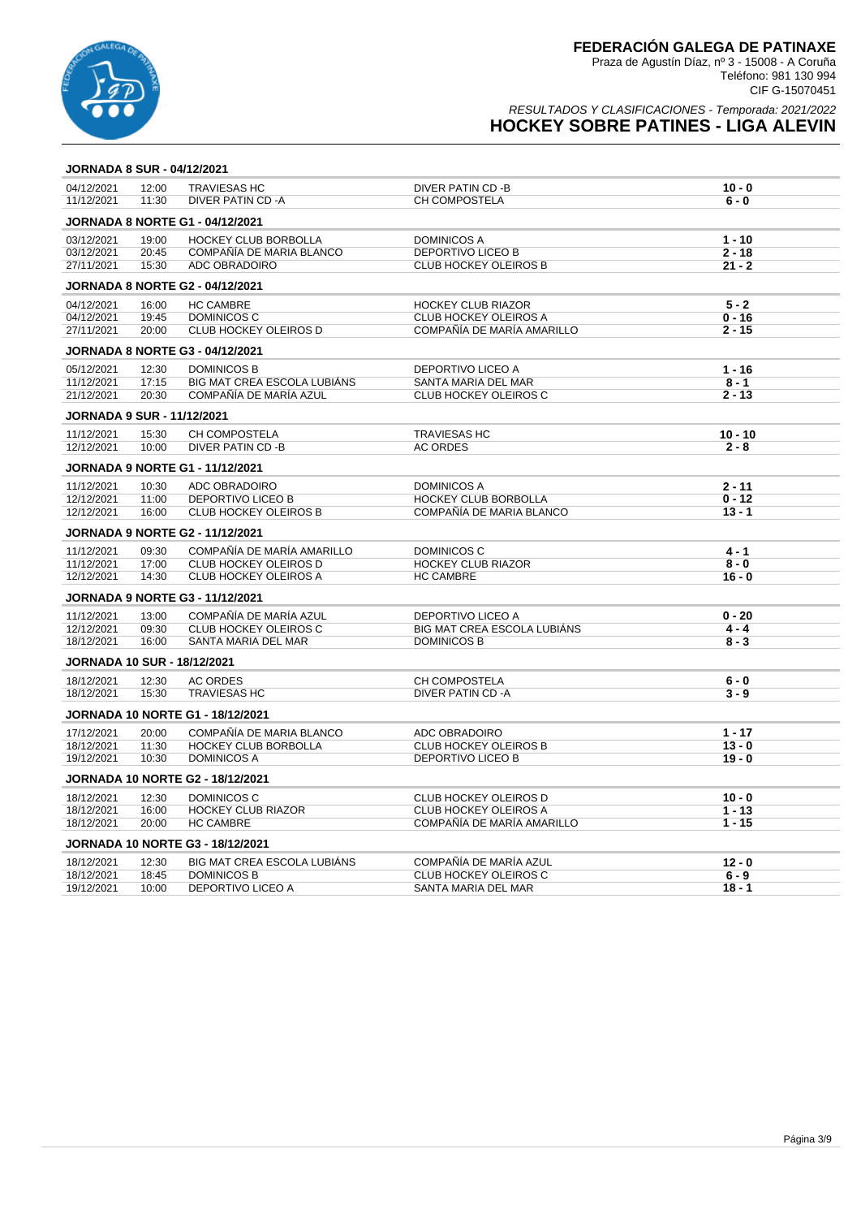# FEDERACIÓN GALEGA DE PATINAXE

Praza de Agustín Díaz, nº 3 - 15008 - A Coruña
Teléfono: 981 130 994
CIF G-15070451

*RESULTADOS Y CLASIFICACIONES - Temporada: 2021/2022*

## HOCKEY SOBRE PATINES - LIGA ALEVIN

### JORNADA 8 SUR - 04/12/2021

| Fecha | Hora | Local | Visitante | Resultado |
|---|---|---|---|---|
| 04/12/2021 | 12:00 | TRAVIESAS HC | DIVER PATIN CD -B | **10 - 0** |
| 11/12/2021 | 11:30 | DIVER PATIN CD -A | CH COMPOSTELA | **6 - 0** |

### JORNADA 8 NORTE G1 - 04/12/2021

| Fecha | Hora | Local | Visitante | Resultado |
|---|---|---|---|---|
| 03/12/2021 | 19:00 | HOCKEY CLUB BORBOLLA | DOMINICOS A | **1 - 10** |
| 03/12/2021 | 20:45 | COMPAÑÍA DE MARIA BLANCO | DEPORTIVO LICEO B | **2 - 18** |
| 27/11/2021 | 15:30 | ADC OBRADOIRO | CLUB HOCKEY OLEIROS B | **21 - 2** |

### JORNADA 8 NORTE G2 - 04/12/2021

| Fecha | Hora | Local | Visitante | Resultado |
|---|---|---|---|---|
| 04/12/2021 | 16:00 | HC CAMBRE | HOCKEY CLUB RIAZOR | **5 - 2** |
| 04/12/2021 | 19:45 | DOMINICOS C | CLUB HOCKEY OLEIROS A | **0 - 16** |
| 27/11/2021 | 20:00 | CLUB HOCKEY OLEIROS D | COMPAÑÍA DE MARÍA AMARILLO | **2 - 15** |

### JORNADA 8 NORTE G3 - 04/12/2021

| Fecha | Hora | Local | Visitante | Resultado |
|---|---|---|---|---|
| 05/12/2021 | 12:30 | DOMINICOS B | DEPORTIVO LICEO A | **1 - 16** |
| 11/12/2021 | 17:15 | BIG MAT CREA ESCOLA LUBIÁNS | SANTA MARIA DEL MAR | **8 - 1** |
| 21/12/2021 | 20:30 | COMPAÑÍA DE MARÍA AZUL | CLUB HOCKEY OLEIROS C | **2 - 13** |

### JORNADA 9 SUR - 11/12/2021

| Fecha | Hora | Local | Visitante | Resultado |
|---|---|---|---|---|
| 11/12/2021 | 15:30 | CH COMPOSTELA | TRAVIESAS HC | **10 - 10** |
| 12/12/2021 | 10:00 | DIVER PATIN CD -B | AC ORDES | **2 - 8** |

### JORNADA 9 NORTE G1 - 11/12/2021

| Fecha | Hora | Local | Visitante | Resultado |
|---|---|---|---|---|
| 11/12/2021 | 10:30 | ADC OBRADOIRO | DOMINICOS A | **2 - 11** |
| 12/12/2021 | 11:00 | DEPORTIVO LICEO B | HOCKEY CLUB BORBOLLA | **0 - 12** |
| 12/12/2021 | 16:00 | CLUB HOCKEY OLEIROS B | COMPAÑÍA DE MARIA BLANCO | **13 - 1** |

### JORNADA 9 NORTE G2 - 11/12/2021

| Fecha | Hora | Local | Visitante | Resultado |
|---|---|---|---|---|
| 11/12/2021 | 09:30 | COMPAÑÍA DE MARÍA AMARILLO | DOMINICOS C | **4 - 1** |
| 11/12/2021 | 17:00 | CLUB HOCKEY OLEIROS D | HOCKEY CLUB RIAZOR | **8 - 0** |
| 12/12/2021 | 14:30 | CLUB HOCKEY OLEIROS A | HC CAMBRE | **16 - 0** |

### JORNADA 9 NORTE G3 - 11/12/2021

| Fecha | Hora | Local | Visitante | Resultado |
|---|---|---|---|---|
| 11/12/2021 | 13:00 | COMPAÑÍA DE MARÍA AZUL | DEPORTIVO LICEO A | **0 - 20** |
| 12/12/2021 | 09:30 | CLUB HOCKEY OLEIROS C | BIG MAT CREA ESCOLA LUBIÁNS | **4 - 4** |
| 18/12/2021 | 16:00 | SANTA MARIA DEL MAR | DOMINICOS B | **8 - 3** |

### JORNADA 10 SUR - 18/12/2021

| Fecha | Hora | Local | Visitante | Resultado |
|---|---|---|---|---|
| 18/12/2021 | 12:30 | AC ORDES | CH COMPOSTELA | **6 - 0** |
| 18/12/2021 | 15:30 | TRAVIESAS HC | DIVER PATIN CD -A | **3 - 9** |

### JORNADA 10 NORTE G1 - 18/12/2021

| Fecha | Hora | Local | Visitante | Resultado |
|---|---|---|---|---|
| 17/12/2021 | 20:00 | COMPAÑÍA DE MARIA BLANCO | ADC OBRADOIRO | **1 - 17** |
| 18/12/2021 | 11:30 | HOCKEY CLUB BORBOLLA | CLUB HOCKEY OLEIROS B | **13 - 0** |
| 19/12/2021 | 10:30 | DOMINICOS A | DEPORTIVO LICEO B | **19 - 0** |

### JORNADA 10 NORTE G2 - 18/12/2021

| Fecha | Hora | Local | Visitante | Resultado |
|---|---|---|---|---|
| 18/12/2021 | 12:30 | DOMINICOS C | CLUB HOCKEY OLEIROS D | **10 - 0** |
| 18/12/2021 | 16:00 | HOCKEY CLUB RIAZOR | CLUB HOCKEY OLEIROS A | **1 - 13** |
| 18/12/2021 | 20:00 | HC CAMBRE | COMPAÑÍA DE MARÍA AMARILLO | **1 - 15** |

### JORNADA 10 NORTE G3 - 18/12/2021

| Fecha | Hora | Local | Visitante | Resultado |
|---|---|---|---|---|
| 18/12/2021 | 12:30 | BIG MAT CREA ESCOLA LUBIÁNS | COMPAÑÍA DE MARÍA AZUL | **12 - 0** |
| 18/12/2021 | 18:45 | DOMINICOS B | CLUB HOCKEY OLEIROS C | **6 - 9** |
| 19/12/2021 | 10:00 | DEPORTIVO LICEO A | SANTA MARIA DEL MAR | **18 - 1** |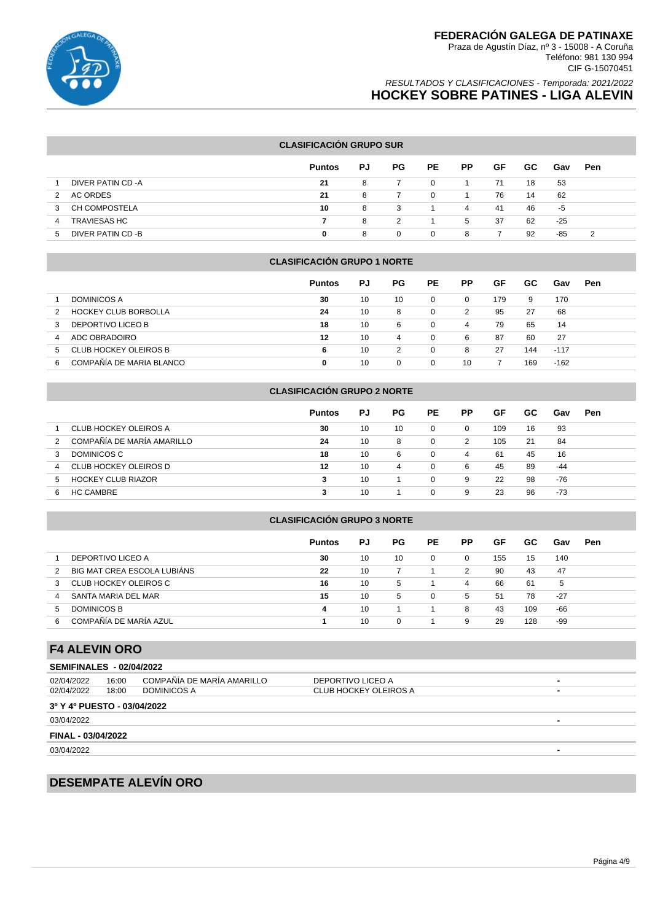# FEDERACIÓN GALEGA DE PATINAXE

Praza de Agustín Díaz, nº 3 - 15008 - A Coruña
Teléfono: 981 130 994
CIF G-15070451

*RESULTADOS Y CLASIFICACIONES - Temporada: 2021/2022*

## HOCKEY SOBRE PATINES - LIGA ALEVIN

### CLASIFICACIÓN GRUPO SUR

| | | Puntos | PJ | PG | PE | PP | GF | GC | Gav | Pen |
|---|---|---|---|---|---|---|---|---|---|---|
| 1 | DIVER PATIN CD -A | 21 | 8 | 7 | 0 | 1 | 71 | 18 | 53 | |
| 2 | AC ORDES | 21 | 8 | 7 | 0 | 1 | 76 | 14 | 62 | |
| 3 | CH COMPOSTELA | 10 | 8 | 3 | 1 | 4 | 41 | 46 | -5 | |
| 4 | TRAVIESAS HC | 7 | 8 | 2 | 1 | 5 | 37 | 62 | -25 | |
| 5 | DIVER PATIN CD -B | 0 | 8 | 0 | 0 | 8 | 7 | 92 | -85 | 2 |

### CLASIFICACIÓN GRUPO 1 NORTE

| | | Puntos | PJ | PG | PE | PP | GF | GC | Gav | Pen |
|---|---|---|---|---|---|---|---|---|---|---|
| 1 | DOMINICOS A | 30 | 10 | 10 | 0 | 0 | 179 | 9 | 170 | |
| 2 | HOCKEY CLUB BORBOLLA | 24 | 10 | 8 | 0 | 2 | 95 | 27 | 68 | |
| 3 | DEPORTIVO LICEO B | 18 | 10 | 6 | 0 | 4 | 79 | 65 | 14 | |
| 4 | ADC OBRADOIRO | 12 | 10 | 4 | 0 | 6 | 87 | 60 | 27 | |
| 5 | CLUB HOCKEY OLEIROS B | 6 | 10 | 2 | 0 | 8 | 27 | 144 | -117 | |
| 6 | COMPAÑÍA DE MARIA BLANCO | 0 | 10 | 0 | 0 | 10 | 7 | 169 | -162 | |

### CLASIFICACIÓN GRUPO 2 NORTE

| | | Puntos | PJ | PG | PE | PP | GF | GC | Gav | Pen |
|---|---|---|---|---|---|---|---|---|---|---|
| 1 | CLUB HOCKEY OLEIROS A | 30 | 10 | 10 | 0 | 0 | 109 | 16 | 93 | |
| 2 | COMPAÑÍA DE MARÍA AMARILLO | 24 | 10 | 8 | 0 | 2 | 105 | 21 | 84 | |
| 3 | DOMINICOS C | 18 | 10 | 6 | 0 | 4 | 61 | 45 | 16 | |
| 4 | CLUB HOCKEY OLEIROS D | 12 | 10 | 4 | 0 | 6 | 45 | 89 | -44 | |
| 5 | HOCKEY CLUB RIAZOR | 3 | 10 | 1 | 0 | 9 | 22 | 98 | -76 | |
| 6 | HC CAMBRE | 3 | 10 | 1 | 0 | 9 | 23 | 96 | -73 | |

### CLASIFICACIÓN GRUPO 3 NORTE

| | | Puntos | PJ | PG | PE | PP | GF | GC | Gav | Pen |
|---|---|---|---|---|---|---|---|---|---|---|
| 1 | DEPORTIVO LICEO A | 30 | 10 | 10 | 0 | 0 | 155 | 15 | 140 | |
| 2 | BIG MAT CREA ESCOLA LUBIÁNS | 22 | 10 | 7 | 1 | 2 | 90 | 43 | 47 | |
| 3 | CLUB HOCKEY OLEIROS C | 16 | 10 | 5 | 1 | 4 | 66 | 61 | 5 | |
| 4 | SANTA MARIA DEL MAR | 15 | 10 | 5 | 0 | 5 | 51 | 78 | -27 | |
| 5 | DOMINICOS B | 4 | 10 | 1 | 1 | 8 | 43 | 109 | -66 | |
| 6 | COMPAÑÍA DE MARÍA AZUL | 1 | 10 | 0 | 1 | 9 | 29 | 128 | -99 | |

## F4 ALEVIN ORO

**SEMIFINALES - 02/04/2022**

| Fecha | Hora | Local | Visitante | Resultado |
|---|---|---|---|---|
| 02/04/2022 | 16:00 | COMPAÑÍA DE MARÍA AMARILLO | DEPORTIVO LICEO A | - |
| 02/04/2022 | 18:00 | DOMINICOS A | CLUB HOCKEY OLEIROS A | - |

**3º Y 4º PUESTO - 03/04/2022**

| Fecha | Hora | Local | Visitante | Resultado |
|---|---|---|---|---|
| 03/04/2022 | | | | - |

**FINAL - 03/04/2022**

| Fecha | Hora | Local | Visitante | Resultado |
|---|---|---|---|---|
| 03/04/2022 | | | | - |

## DESEMPATE ALEVÍN ORO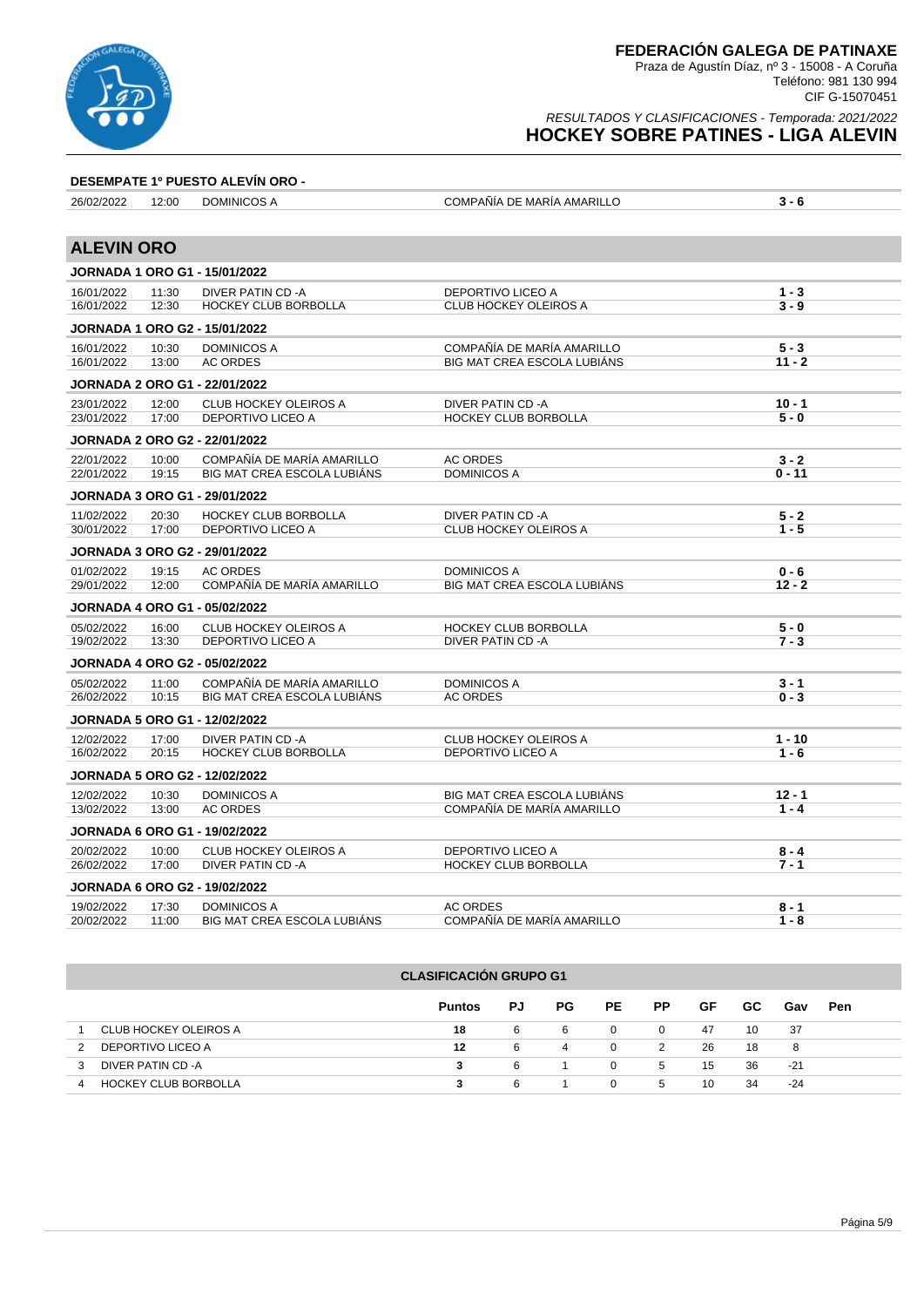**DESEMPATE 1º PUESTO ALEVÍN ORO -**

| | | | | |
|---|---|---|---|---|
| 26/02/2022 | 12:00 | DOMINICOS A | COMPAÑÍA DE MARÍA AMARILLO | 3 - 6 |

## ALEVIN ORO

**JORNADA 1 ORO G1 - 15/01/2022**

| | | | | |
|---|---|---|---|---|
| 16/01/2022 | 11:30 | DIVER PATIN CD -A | DEPORTIVO LICEO A | 1 - 3 |
| 16/01/2022 | 12:30 | HOCKEY CLUB BORBOLLA | CLUB HOCKEY OLEIROS A | 3 - 9 |

**JORNADA 1 ORO G2 - 15/01/2022**

| | | | | |
|---|---|---|---|---|
| 16/01/2022 | 10:30 | DOMINICOS A | COMPAÑÍA DE MARÍA AMARILLO | 5 - 3 |
| 16/01/2022 | 13:00 | AC ORDES | BIG MAT CREA ESCOLA LUBIÁNS | 11 - 2 |

**JORNADA 2 ORO G1 - 22/01/2022**

| | | | | |
|---|---|---|---|---|
| 23/01/2022 | 12:00 | CLUB HOCKEY OLEIROS A | DIVER PATIN CD -A | 10 - 1 |
| 23/01/2022 | 17:00 | DEPORTIVO LICEO A | HOCKEY CLUB BORBOLLA | 5 - 0 |

**JORNADA 2 ORO G2 - 22/01/2022**

| | | | | |
|---|---|---|---|---|
| 22/01/2022 | 10:00 | COMPAÑÍA DE MARÍA AMARILLO | AC ORDES | 3 - 2 |
| 22/01/2022 | 19:15 | BIG MAT CREA ESCOLA LUBIÁNS | DOMINICOS A | 0 - 11 |

**JORNADA 3 ORO G1 - 29/01/2022**

| | | | | |
|---|---|---|---|---|
| 11/02/2022 | 20:30 | HOCKEY CLUB BORBOLLA | DIVER PATIN CD -A | 5 - 2 |
| 30/01/2022 | 17:00 | DEPORTIVO LICEO A | CLUB HOCKEY OLEIROS A | 1 - 5 |

**JORNADA 3 ORO G2 - 29/01/2022**

| | | | | |
|---|---|---|---|---|
| 01/02/2022 | 19:15 | AC ORDES | DOMINICOS A | 0 - 6 |
| 29/01/2022 | 12:00 | COMPAÑÍA DE MARÍA AMARILLO | BIG MAT CREA ESCOLA LUBIÁNS | 12 - 2 |

**JORNADA 4 ORO G1 - 05/02/2022**

| | | | | |
|---|---|---|---|---|
| 05/02/2022 | 16:00 | CLUB HOCKEY OLEIROS A | HOCKEY CLUB BORBOLLA | 5 - 0 |
| 19/02/2022 | 13:30 | DEPORTIVO LICEO A | DIVER PATIN CD -A | 7 - 3 |

**JORNADA 4 ORO G2 - 05/02/2022**

| | | | | |
|---|---|---|---|---|
| 05/02/2022 | 11:00 | COMPAÑÍA DE MARÍA AMARILLO | DOMINICOS A | 3 - 1 |
| 26/02/2022 | 10:15 | BIG MAT CREA ESCOLA LUBIÁNS | AC ORDES | 0 - 3 |

**JORNADA 5 ORO G1 - 12/02/2022**

| | | | | |
|---|---|---|---|---|
| 12/02/2022 | 17:00 | DIVER PATIN CD -A | CLUB HOCKEY OLEIROS A | 1 - 10 |
| 16/02/2022 | 20:15 | HOCKEY CLUB BORBOLLA | DEPORTIVO LICEO A | 1 - 6 |

**JORNADA 5 ORO G2 - 12/02/2022**

| | | | | |
|---|---|---|---|---|
| 12/02/2022 | 10:30 | DOMINICOS A | BIG MAT CREA ESCOLA LUBIÁNS | 12 - 1 |
| 13/02/2022 | 13:00 | AC ORDES | COMPAÑÍA DE MARÍA AMARILLO | 1 - 4 |

**JORNADA 6 ORO G1 - 19/02/2022**

| | | | | |
|---|---|---|---|---|
| 20/02/2022 | 10:00 | CLUB HOCKEY OLEIROS A | DEPORTIVO LICEO A | 8 - 4 |
| 26/02/2022 | 17:00 | DIVER PATIN CD -A | HOCKEY CLUB BORBOLLA | 7 - 1 |

**JORNADA 6 ORO G2 - 19/02/2022**

| | | | | |
|---|---|---|---|---|
| 19/02/2022 | 17:30 | DOMINICOS A | AC ORDES | 8 - 1 |
| 20/02/2022 | 11:00 | BIG MAT CREA ESCOLA LUBIÁNS | COMPAÑÍA DE MARÍA AMARILLO | 1 - 8 |

**CLASIFICACIÓN GRUPO G1**

| | | Puntos | PJ | PG | PE | PP | GF | GC | Gav | Pen |
|---|---|---|---|---|---|---|---|---|---|---|
| 1 | CLUB HOCKEY OLEIROS A | 18 | 6 | 6 | 0 | 0 | 47 | 10 | 37 | |
| 2 | DEPORTIVO LICEO A | 12 | 6 | 4 | 0 | 2 | 26 | 18 | 8 | |
| 3 | DIVER PATIN CD -A | 3 | 6 | 1 | 0 | 5 | 15 | 36 | -21 | |
| 4 | HOCKEY CLUB BORBOLLA | 3 | 6 | 1 | 0 | 5 | 10 | 34 | -24 | |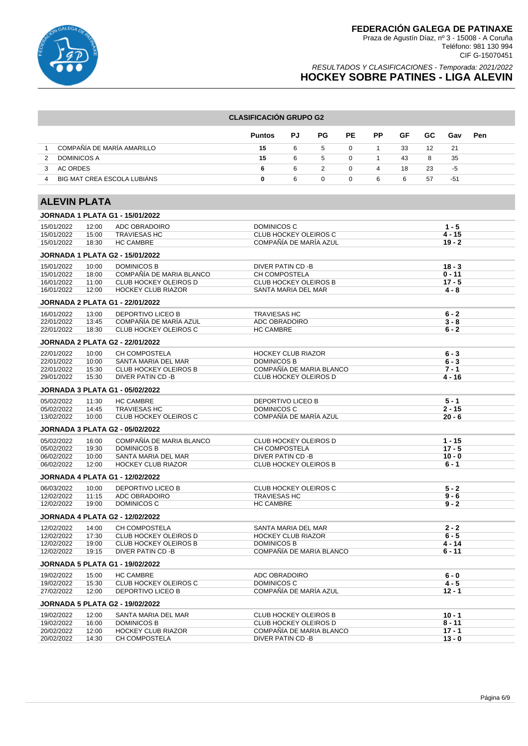# FEDERACIÓN GALEGA DE PATINAXE

Praza de Agustín Díaz, nº 3 - 15008 - A Coruña
Teléfono: 981 130 994
CIF G-15070451

*RESULTADOS Y CLASIFICACIONES - Temporada: 2021/2022*

## HOCKEY SOBRE PATINES - LIGA ALEVIN

### CLASIFICACIÓN GRUPO G2

| | | Puntos | PJ | PG | PE | PP | GF | GC | Gav | Pen |
|---|---|---|---|---|---|---|---|---|---|---|
| 1 | COMPAÑÍA DE MARÍA AMARILLO | 15 | 6 | 5 | 0 | 1 | 33 | 12 | 21 | |
| 2 | DOMINICOS A | 15 | 6 | 5 | 0 | 1 | 43 | 8 | 35 | |
| 3 | AC ORDES | 6 | 6 | 2 | 0 | 4 | 18 | 23 | -5 | |
| 4 | BIG MAT CREA ESCOLA LUBIÁNS | 0 | 6 | 0 | 0 | 6 | 6 | 57 | -51 | |

## ALEVIN PLATA

### JORNADA 1 PLATA G1 - 15/01/2022

| Fecha | Hora | Local | Visitante | Resultado |
|---|---|---|---|---|
| 15/01/2022 | 12:00 | ADC OBRADOIRO | DOMINICOS C | 1 - 5 |
| 15/01/2022 | 15:00 | TRAVIESAS HC | CLUB HOCKEY OLEIROS C | 4 - 15 |
| 15/01/2022 | 18:30 | HC CAMBRE | COMPAÑÍA DE MARÍA AZUL | 19 - 2 |

### JORNADA 1 PLATA G2 - 15/01/2022

| Fecha | Hora | Local | Visitante | Resultado |
|---|---|---|---|---|
| 15/01/2022 | 10:00 | DOMINICOS B | DIVER PATIN CD -B | 18 - 3 |
| 15/01/2022 | 18:00 | COMPAÑÍA DE MARIA BLANCO | CH COMPOSTELA | 0 - 11 |
| 16/01/2022 | 11:00 | CLUB HOCKEY OLEIROS D | CLUB HOCKEY OLEIROS B | 17 - 5 |
| 16/01/2022 | 12:00 | HOCKEY CLUB RIAZOR | SANTA MARIA DEL MAR | 4 - 8 |

### JORNADA 2 PLATA G1 - 22/01/2022

| Fecha | Hora | Local | Visitante | Resultado |
|---|---|---|---|---|
| 16/01/2022 | 13:00 | DEPORTIVO LICEO B | TRAVIESAS HC | 6 - 2 |
| 22/01/2022 | 13:45 | COMPAÑÍA DE MARÍA AZUL | ADC OBRADOIRO | 3 - 8 |
| 22/01/2022 | 18:30 | CLUB HOCKEY OLEIROS C | HC CAMBRE | 6 - 2 |

### JORNADA 2 PLATA G2 - 22/01/2022

| Fecha | Hora | Local | Visitante | Resultado |
|---|---|---|---|---|
| 22/01/2022 | 10:00 | CH COMPOSTELA | HOCKEY CLUB RIAZOR | 6 - 3 |
| 22/01/2022 | 10:00 | SANTA MARIA DEL MAR | DOMINICOS B | 6 - 3 |
| 22/01/2022 | 15:30 | CLUB HOCKEY OLEIROS B | COMPAÑÍA DE MARIA BLANCO | 7 - 1 |
| 29/01/2022 | 15:30 | DIVER PATIN CD -B | CLUB HOCKEY OLEIROS D | 4 - 16 |

### JORNADA 3 PLATA G1 - 05/02/2022

| Fecha | Hora | Local | Visitante | Resultado |
|---|---|---|---|---|
| 05/02/2022 | 11:30 | HC CAMBRE | DEPORTIVO LICEO B | 5 - 1 |
| 05/02/2022 | 14:45 | TRAVIESAS HC | DOMINICOS C | 2 - 15 |
| 13/02/2022 | 10:00 | CLUB HOCKEY OLEIROS C | COMPAÑÍA DE MARÍA AZUL | 20 - 6 |

### JORNADA 3 PLATA G2 - 05/02/2022

| Fecha | Hora | Local | Visitante | Resultado |
|---|---|---|---|---|
| 05/02/2022 | 16:00 | COMPAÑÍA DE MARIA BLANCO | CLUB HOCKEY OLEIROS D | 1 - 15 |
| 05/02/2022 | 19:30 | DOMINICOS B | CH COMPOSTELA | 17 - 5 |
| 06/02/2022 | 10:00 | SANTA MARIA DEL MAR | DIVER PATIN CD -B | 10 - 0 |
| 06/02/2022 | 12:00 | HOCKEY CLUB RIAZOR | CLUB HOCKEY OLEIROS B | 6 - 1 |

### JORNADA 4 PLATA G1 - 12/02/2022

| Fecha | Hora | Local | Visitante | Resultado |
|---|---|---|---|---|
| 06/03/2022 | 10:00 | DEPORTIVO LICEO B | CLUB HOCKEY OLEIROS C | 5 - 2 |
| 12/02/2022 | 11:15 | ADC OBRADOIRO | TRAVIESAS HC | 9 - 6 |
| 12/02/2022 | 19:00 | DOMINICOS C | HC CAMBRE | 9 - 2 |

### JORNADA 4 PLATA G2 - 12/02/2022

| Fecha | Hora | Local | Visitante | Resultado |
|---|---|---|---|---|
| 12/02/2022 | 14:00 | CH COMPOSTELA | SANTA MARIA DEL MAR | 2 - 2 |
| 12/02/2022 | 17:30 | CLUB HOCKEY OLEIROS D | HOCKEY CLUB RIAZOR | 6 - 5 |
| 12/02/2022 | 19:00 | CLUB HOCKEY OLEIROS B | DOMINICOS B | 4 - 14 |
| 12/02/2022 | 19:15 | DIVER PATIN CD -B | COMPAÑÍA DE MARIA BLANCO | 6 - 11 |

### JORNADA 5 PLATA G1 - 19/02/2022

| Fecha | Hora | Local | Visitante | Resultado |
|---|---|---|---|---|
| 19/02/2022 | 15:00 | HC CAMBRE | ADC OBRADOIRO | 6 - 0 |
| 19/02/2022 | 15:30 | CLUB HOCKEY OLEIROS C | DOMINICOS C | 4 - 5 |
| 27/02/2022 | 12:00 | DEPORTIVO LICEO B | COMPAÑÍA DE MARÍA AZUL | 12 - 1 |

### JORNADA 5 PLATA G2 - 19/02/2022

| Fecha | Hora | Local | Visitante | Resultado |
|---|---|---|---|---|
| 19/02/2022 | 12:00 | SANTA MARIA DEL MAR | CLUB HOCKEY OLEIROS B | 10 - 1 |
| 19/02/2022 | 16:00 | DOMINICOS B | CLUB HOCKEY OLEIROS D | 8 - 11 |
| 20/02/2022 | 12:00 | HOCKEY CLUB RIAZOR | COMPAÑÍA DE MARIA BLANCO | 17 - 1 |
| 20/02/2022 | 14:30 | CH COMPOSTELA | DIVER PATIN CD -B | 13 - 0 |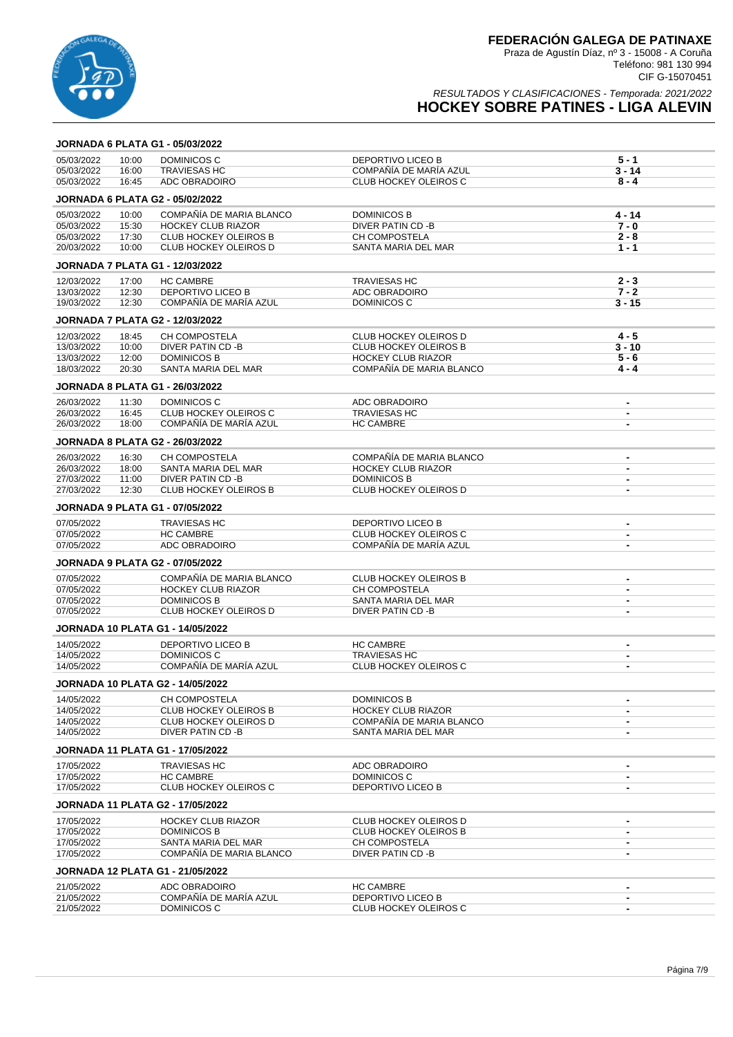# FEDERACIÓN GALEGA DE PATINAXE

Praza de Agustín Díaz, nº 3 - 15008 - A Coruña
Teléfono: 981 130 994
CIF G-15070451

*RESULTADOS Y CLASIFICACIONES - Temporada: 2021/2022*

## HOCKEY SOBRE PATINES - LIGA ALEVIN

### JORNADA 6 PLATA G1 - 05/03/2022

| Fecha | Hora | Local | Visitante | Resultado |
|---|---|---|---|---|
| 05/03/2022 | 10:00 | DOMINICOS C | DEPORTIVO LICEO B | **5 - 1** |
| 05/03/2022 | 16:00 | TRAVIESAS HC | COMPAÑÍA DE MARÍA AZUL | **3 - 14** |
| 05/03/2022 | 16:45 | ADC OBRADOIRO | CLUB HOCKEY OLEIROS C | **8 - 4** |

### JORNADA 6 PLATA G2 - 05/02/2022

| Fecha | Hora | Local | Visitante | Resultado |
|---|---|---|---|---|
| 05/03/2022 | 10:00 | COMPAÑÍA DE MARIA BLANCO | DOMINICOS B | **4 - 14** |
| 05/03/2022 | 15:30 | HOCKEY CLUB RIAZOR | DIVER PATIN CD -B | **7 - 0** |
| 05/03/2022 | 17:30 | CLUB HOCKEY OLEIROS B | CH COMPOSTELA | **2 - 8** |
| 20/03/2022 | 10:00 | CLUB HOCKEY OLEIROS D | SANTA MARIA DEL MAR | **1 - 1** |

### JORNADA 7 PLATA G1 - 12/03/2022

| Fecha | Hora | Local | Visitante | Resultado |
|---|---|---|---|---|
| 12/03/2022 | 17:00 | HC CAMBRE | TRAVIESAS HC | **2 - 3** |
| 13/03/2022 | 12:30 | DEPORTIVO LICEO B | ADC OBRADOIRO | **7 - 2** |
| 19/03/2022 | 12:30 | COMPAÑÍA DE MARÍA AZUL | DOMINICOS C | **3 - 15** |

### JORNADA 7 PLATA G2 - 12/03/2022

| Fecha | Hora | Local | Visitante | Resultado |
|---|---|---|---|---|
| 12/03/2022 | 18:45 | CH COMPOSTELA | CLUB HOCKEY OLEIROS D | **4 - 5** |
| 13/03/2022 | 10:00 | DIVER PATIN CD -B | CLUB HOCKEY OLEIROS B | **3 - 10** |
| 13/03/2022 | 12:00 | DOMINICOS B | HOCKEY CLUB RIAZOR | **5 - 6** |
| 18/03/2022 | 20:30 | SANTA MARIA DEL MAR | COMPAÑÍA DE MARIA BLANCO | **4 - 4** |

### JORNADA 8 PLATA G1 - 26/03/2022

| Fecha | Hora | Local | Visitante | Resultado |
|---|---|---|---|---|
| 26/03/2022 | 11:30 | DOMINICOS C | ADC OBRADOIRO | - |
| 26/03/2022 | 16:45 | CLUB HOCKEY OLEIROS C | TRAVIESAS HC | - |
| 26/03/2022 | 18:00 | COMPAÑÍA DE MARÍA AZUL | HC CAMBRE | - |

### JORNADA 8 PLATA G2 - 26/03/2022

| Fecha | Hora | Local | Visitante | Resultado |
|---|---|---|---|---|
| 26/03/2022 | 16:30 | CH COMPOSTELA | COMPAÑÍA DE MARIA BLANCO | - |
| 26/03/2022 | 18:00 | SANTA MARIA DEL MAR | HOCKEY CLUB RIAZOR | - |
| 27/03/2022 | 11:00 | DIVER PATIN CD -B | DOMINICOS B | - |
| 27/03/2022 | 12:30 | CLUB HOCKEY OLEIROS B | CLUB HOCKEY OLEIROS D | - |

### JORNADA 9 PLATA G1 - 07/05/2022

| Fecha | Hora | Local | Visitante | Resultado |
|---|---|---|---|---|
| 07/05/2022 | | TRAVIESAS HC | DEPORTIVO LICEO B | - |
| 07/05/2022 | | HC CAMBRE | CLUB HOCKEY OLEIROS C | - |
| 07/05/2022 | | ADC OBRADOIRO | COMPAÑÍA DE MARÍA AZUL | - |

### JORNADA 9 PLATA G2 - 07/05/2022

| Fecha | Hora | Local | Visitante | Resultado |
|---|---|---|---|---|
| 07/05/2022 | | COMPAÑÍA DE MARIA BLANCO | CLUB HOCKEY OLEIROS B | - |
| 07/05/2022 | | HOCKEY CLUB RIAZOR | CH COMPOSTELA | - |
| 07/05/2022 | | DOMINICOS B | SANTA MARIA DEL MAR | - |
| 07/05/2022 | | CLUB HOCKEY OLEIROS D | DIVER PATIN CD -B | - |

### JORNADA 10 PLATA G1 - 14/05/2022

| Fecha | Hora | Local | Visitante | Resultado |
|---|---|---|---|---|
| 14/05/2022 | | DEPORTIVO LICEO B | HC CAMBRE | - |
| 14/05/2022 | | DOMINICOS C | TRAVIESAS HC | - |
| 14/05/2022 | | COMPAÑÍA DE MARÍA AZUL | CLUB HOCKEY OLEIROS C | - |

### JORNADA 10 PLATA G2 - 14/05/2022

| Fecha | Hora | Local | Visitante | Resultado |
|---|---|---|---|---|
| 14/05/2022 | | CH COMPOSTELA | DOMINICOS B | - |
| 14/05/2022 | | CLUB HOCKEY OLEIROS B | HOCKEY CLUB RIAZOR | - |
| 14/05/2022 | | CLUB HOCKEY OLEIROS D | COMPAÑÍA DE MARIA BLANCO | - |
| 14/05/2022 | | DIVER PATIN CD -B | SANTA MARIA DEL MAR | - |

### JORNADA 11 PLATA G1 - 17/05/2022

| Fecha | Hora | Local | Visitante | Resultado |
|---|---|---|---|---|
| 17/05/2022 | | TRAVIESAS HC | ADC OBRADOIRO | - |
| 17/05/2022 | | HC CAMBRE | DOMINICOS C | - |
| 17/05/2022 | | CLUB HOCKEY OLEIROS C | DEPORTIVO LICEO B | - |

### JORNADA 11 PLATA G2 - 17/05/2022

| Fecha | Hora | Local | Visitante | Resultado |
|---|---|---|---|---|
| 17/05/2022 | | HOCKEY CLUB RIAZOR | CLUB HOCKEY OLEIROS D | - |
| 17/05/2022 | | DOMINICOS B | CLUB HOCKEY OLEIROS B | - |
| 17/05/2022 | | SANTA MARIA DEL MAR | CH COMPOSTELA | - |
| 17/05/2022 | | COMPAÑÍA DE MARIA BLANCO | DIVER PATIN CD -B | - |

### JORNADA 12 PLATA G1 - 21/05/2022

| Fecha | Hora | Local | Visitante | Resultado |
|---|---|---|---|---|
| 21/05/2022 | | ADC OBRADOIRO | HC CAMBRE | - |
| 21/05/2022 | | COMPAÑÍA DE MARÍA AZUL | DEPORTIVO LICEO B | - |
| 21/05/2022 | | DOMINICOS C | CLUB HOCKEY OLEIROS C | - |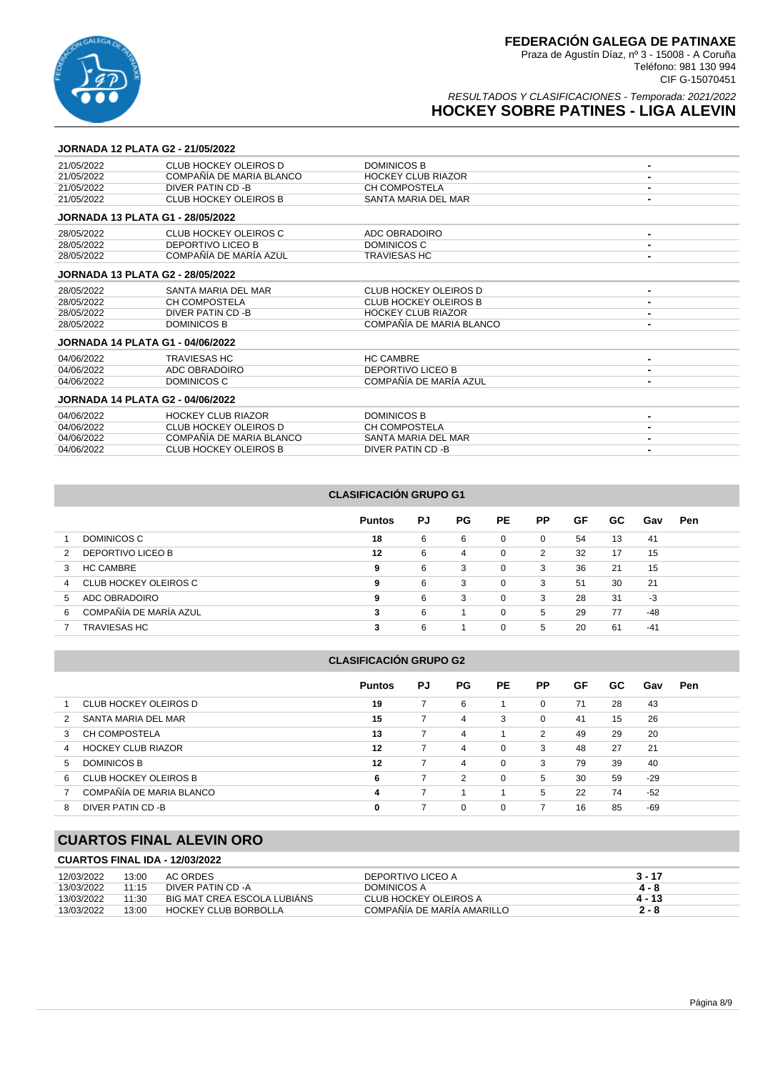# FEDERACIÓN GALEGA DE PATINAXE

Praza de Agustín Díaz, nº 3 - 15008 - A Coruña
Teléfono: 981 130 994
CIF G-15070451

*RESULTADOS Y CLASIFICACIONES - Temporada: 2021/2022*

## HOCKEY SOBRE PATINES - LIGA ALEVIN

### JORNADA 12 PLATA G2 - 21/05/2022

| Fecha | Local | Visitante | Resultado |
|---|---|---|---|
| 21/05/2022 | CLUB HOCKEY OLEIROS D | DOMINICOS B | - |
| 21/05/2022 | COMPAÑÍA DE MARIA BLANCO | HOCKEY CLUB RIAZOR | - |
| 21/05/2022 | DIVER PATIN CD -B | CH COMPOSTELA | - |
| 21/05/2022 | CLUB HOCKEY OLEIROS B | SANTA MARIA DEL MAR | - |

### JORNADA 13 PLATA G1 - 28/05/2022

| Fecha | Local | Visitante | Resultado |
|---|---|---|---|
| 28/05/2022 | CLUB HOCKEY OLEIROS C | ADC OBRADOIRO | - |
| 28/05/2022 | DEPORTIVO LICEO B | DOMINICOS C | - |
| 28/05/2022 | COMPAÑÍA DE MARÍA AZUL | TRAVIESAS HC | - |

### JORNADA 13 PLATA G2 - 28/05/2022

| Fecha | Local | Visitante | Resultado |
|---|---|---|---|
| 28/05/2022 | SANTA MARIA DEL MAR | CLUB HOCKEY OLEIROS D | - |
| 28/05/2022 | CH COMPOSTELA | CLUB HOCKEY OLEIROS B | - |
| 28/05/2022 | DIVER PATIN CD -B | HOCKEY CLUB RIAZOR | - |
| 28/05/2022 | DOMINICOS B | COMPAÑÍA DE MARIA BLANCO | - |

### JORNADA 14 PLATA G1 - 04/06/2022

| Fecha | Local | Visitante | Resultado |
|---|---|---|---|
| 04/06/2022 | TRAVIESAS HC | HC CAMBRE | - |
| 04/06/2022 | ADC OBRADOIRO | DEPORTIVO LICEO B | - |
| 04/06/2022 | DOMINICOS C | COMPAÑÍA DE MARÍA AZUL | - |

### JORNADA 14 PLATA G2 - 04/06/2022

| Fecha | Local | Visitante | Resultado |
|---|---|---|---|
| 04/06/2022 | HOCKEY CLUB RIAZOR | DOMINICOS B | - |
| 04/06/2022 | CLUB HOCKEY OLEIROS D | CH COMPOSTELA | - |
| 04/06/2022 | COMPAÑÍA DE MARIA BLANCO | SANTA MARIA DEL MAR | - |
| 04/06/2022 | CLUB HOCKEY OLEIROS B | DIVER PATIN CD -B | - |

### CLASIFICACIÓN GRUPO G1

| | | Puntos | PJ | PG | PE | PP | GF | GC | Gav | Pen |
|---|---|---|---|---|---|---|---|---|---|---|
| 1 | DOMINICOS C | 18 | 6 | 6 | 0 | 0 | 54 | 13 | 41 | |
| 2 | DEPORTIVO LICEO B | 12 | 6 | 4 | 0 | 2 | 32 | 17 | 15 | |
| 3 | HC CAMBRE | 9 | 6 | 3 | 0 | 3 | 36 | 21 | 15 | |
| 4 | CLUB HOCKEY OLEIROS C | 9 | 6 | 3 | 0 | 3 | 51 | 30 | 21 | |
| 5 | ADC OBRADOIRO | 9 | 6 | 3 | 0 | 3 | 28 | 31 | -3 | |
| 6 | COMPAÑÍA DE MARÍA AZUL | 3 | 6 | 1 | 0 | 5 | 29 | 77 | -48 | |
| 7 | TRAVIESAS HC | 3 | 6 | 1 | 0 | 5 | 20 | 61 | -41 | |

### CLASIFICACIÓN GRUPO G2

| | | Puntos | PJ | PG | PE | PP | GF | GC | Gav | Pen |
|---|---|---|---|---|---|---|---|---|---|---|
| 1 | CLUB HOCKEY OLEIROS D | 19 | 7 | 6 | 1 | 0 | 71 | 28 | 43 | |
| 2 | SANTA MARIA DEL MAR | 15 | 7 | 4 | 3 | 0 | 41 | 15 | 26 | |
| 3 | CH COMPOSTELA | 13 | 7 | 4 | 1 | 2 | 49 | 29 | 20 | |
| 4 | HOCKEY CLUB RIAZOR | 12 | 7 | 4 | 0 | 3 | 48 | 27 | 21 | |
| 5 | DOMINICOS B | 12 | 7 | 4 | 0 | 3 | 79 | 39 | 40 | |
| 6 | CLUB HOCKEY OLEIROS B | 6 | 7 | 2 | 0 | 5 | 30 | 59 | -29 | |
| 7 | COMPAÑÍA DE MARIA BLANCO | 4 | 7 | 1 | 1 | 5 | 22 | 74 | -52 | |
| 8 | DIVER PATIN CD -B | 0 | 7 | 0 | 0 | 7 | 16 | 85 | -69 | |

## CUARTOS FINAL ALEVIN ORO

### CUARTOS FINAL IDA - 12/03/2022

| Fecha | Hora | Local | Visitante | Resultado |
|---|---|---|---|---|
| 12/03/2022 | 13:00 | AC ORDES | DEPORTIVO LICEO A | **3 - 17** |
| 13/03/2022 | 11:15 | DIVER PATIN CD -A | DOMINICOS A | **4 - 8** |
| 13/03/2022 | 11:30 | BIG MAT CREA ESCOLA LUBIÁNS | CLUB HOCKEY OLEIROS A | **4 - 13** |
| 13/03/2022 | 13:00 | HOCKEY CLUB BORBOLLA | COMPAÑÍA DE MARÍA AMARILLO | **2 - 8** |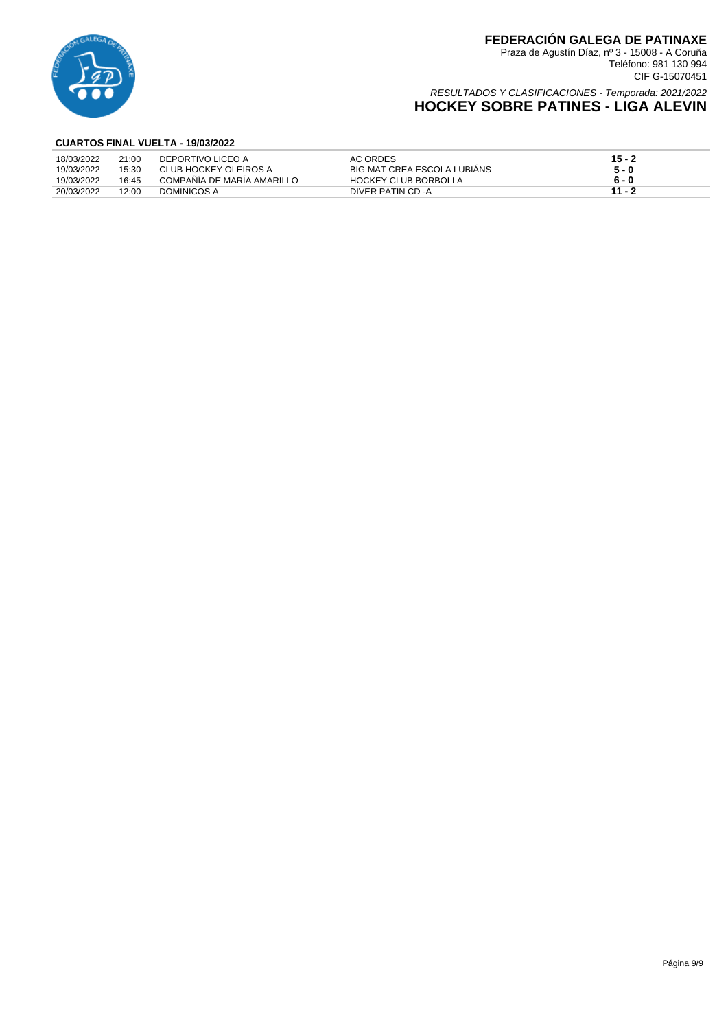# FEDERACIÓN GALEGA DE PATINAXE

Praza de Agustín Díaz, nº 3 - 15008 - A Coruña
Teléfono: 981 130 994
CIF G-15070451

*RESULTADOS Y CLASIFICACIONES - Temporada: 2021/2022*

## HOCKEY SOBRE PATINES - LIGA ALEVIN

### CUARTOS FINAL VUELTA - 19/03/2022

| Fecha | Hora | Local | Visitante | Resultado |
|---|---|---|---|---|
| 18/03/2022 | 21:00 | DEPORTIVO LICEO A | AC ORDES | **15 - 2** |
| 19/03/2022 | 15:30 | CLUB HOCKEY OLEIROS A | BIG MAT CREA ESCOLA LUBIÁNS | **5 - 0** |
| 19/03/2022 | 16:45 | COMPAÑÍA DE MARÍA AMARILLO | HOCKEY CLUB BORBOLLA | **6 - 0** |
| 20/03/2022 | 12:00 | DOMINICOS A | DIVER PATIN CD -A | **11 - 2** |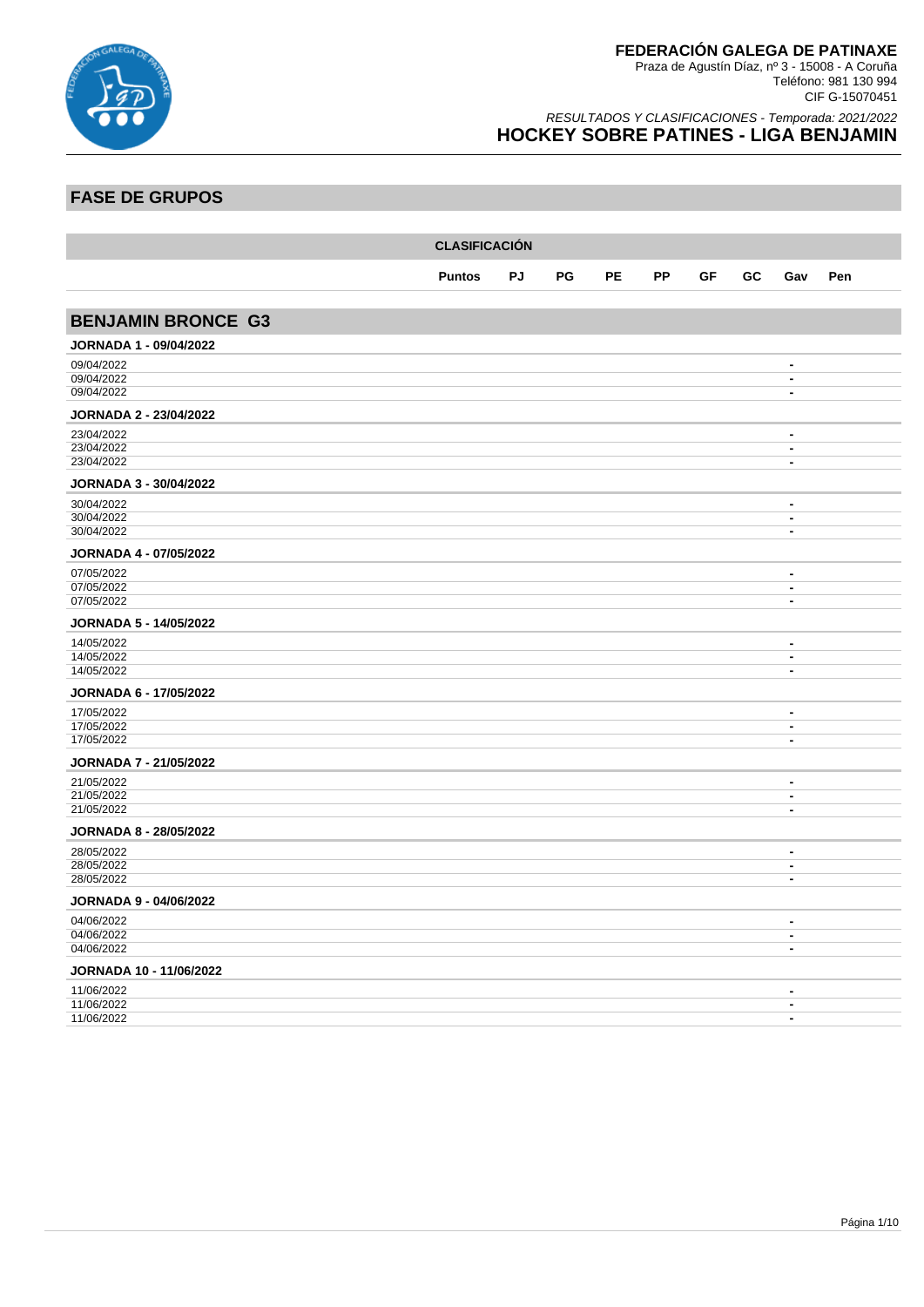# FEDERACIÓN GALEGA DE PATINAXE

Praza de Agustín Díaz, nº 3 - 15008 - A Coruña
Teléfono: 981 130 994
CIF G-15070451

*RESULTADOS Y CLASIFICACIONES - Temporada: 2021/2022*

## HOCKEY SOBRE PATINES - LIGA BENJAMIN

## FASE DE GRUPOS

| CLASIFICACIÓN | | | | | | | | | |
|---|---|---|---|---|---|---|---|---|---|
| | Puntos | PJ | PG | PE | PP | GF | GC | Gav | Pen |

## BENJAMIN BRONCE G3

### JORNADA 1 - 09/04/2022

| | |
|---|---|
| 09/04/2022 | - |
| 09/04/2022 | - |
| 09/04/2022 | - |

### JORNADA 2 - 23/04/2022

| | |
|---|---|
| 23/04/2022 | - |
| 23/04/2022 | - |
| 23/04/2022 | - |

### JORNADA 3 - 30/04/2022

| | |
|---|---|
| 30/04/2022 | - |
| 30/04/2022 | - |
| 30/04/2022 | - |

### JORNADA 4 - 07/05/2022

| | |
|---|---|
| 07/05/2022 | - |
| 07/05/2022 | - |
| 07/05/2022 | - |

### JORNADA 5 - 14/05/2022

| | |
|---|---|
| 14/05/2022 | - |
| 14/05/2022 | - |
| 14/05/2022 | - |

### JORNADA 6 - 17/05/2022

| | |
|---|---|
| 17/05/2022 | - |
| 17/05/2022 | - |
| 17/05/2022 | - |

### JORNADA 7 - 21/05/2022

| | |
|---|---|
| 21/05/2022 | - |
| 21/05/2022 | - |
| 21/05/2022 | - |

### JORNADA 8 - 28/05/2022

| | |
|---|---|
| 28/05/2022 | - |
| 28/05/2022 | - |
| 28/05/2022 | - |

### JORNADA 9 - 04/06/2022

| | |
|---|---|
| 04/06/2022 | - |
| 04/06/2022 | - |
| 04/06/2022 | - |

### JORNADA 10 - 11/06/2022

| | |
|---|---|
| 11/06/2022 | - |
| 11/06/2022 | - |
| 11/06/2022 | - |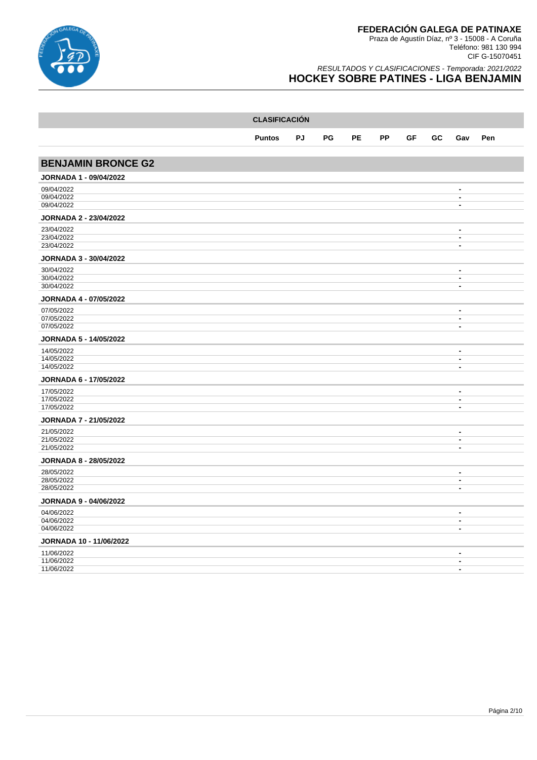# FEDERACIÓN GALEGA DE PATINAXE

Praza de Agustín Díaz, nº 3 - 15008 - A Coruña
Teléfono: 981 130 994
CIF G-15070451

*RESULTADOS Y CLASIFICACIONES - Temporada: 2021/2022*

## HOCKEY SOBRE PATINES - LIGA BENJAMIN

**CLASIFICACIÓN**

| | Puntos | PJ | PG | PE | PP | GF | GC | Gav | Pen |
|---|---|---|---|---|---|---|---|---|---|

## BENJAMIN BRONCE G2

### JORNADA 1 - 09/04/2022

| | |
|---|---|
| 09/04/2022 | - |
| 09/04/2022 | - |
| 09/04/2022 | - |

### JORNADA 2 - 23/04/2022

| | |
|---|---|
| 23/04/2022 | - |
| 23/04/2022 | - |
| 23/04/2022 | - |

### JORNADA 3 - 30/04/2022

| | |
|---|---|
| 30/04/2022 | - |
| 30/04/2022 | - |
| 30/04/2022 | - |

### JORNADA 4 - 07/05/2022

| | |
|---|---|
| 07/05/2022 | - |
| 07/05/2022 | - |
| 07/05/2022 | - |

### JORNADA 5 - 14/05/2022

| | |
|---|---|
| 14/05/2022 | - |
| 14/05/2022 | - |
| 14/05/2022 | - |

### JORNADA 6 - 17/05/2022

| | |
|---|---|
| 17/05/2022 | - |
| 17/05/2022 | - |
| 17/05/2022 | - |

### JORNADA 7 - 21/05/2022

| | |
|---|---|
| 21/05/2022 | - |
| 21/05/2022 | - |
| 21/05/2022 | - |

### JORNADA 8 - 28/05/2022

| | |
|---|---|
| 28/05/2022 | - |
| 28/05/2022 | - |
| 28/05/2022 | - |

### JORNADA 9 - 04/06/2022

| | |
|---|---|
| 04/06/2022 | - |
| 04/06/2022 | - |
| 04/06/2022 | - |

### JORNADA 10 - 11/06/2022

| | |
|---|---|
| 11/06/2022 | - |
| 11/06/2022 | - |
| 11/06/2022 | - |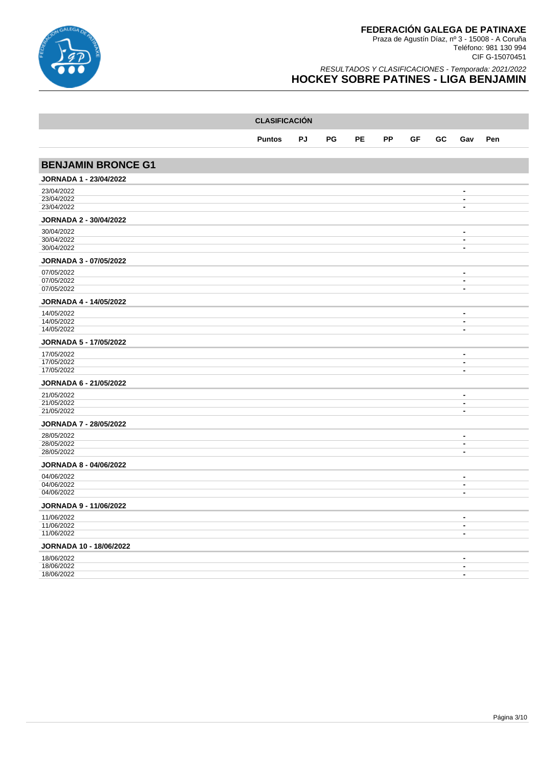# FEDERACIÓN GALEGA DE PATINAXE

Praza de Agustín Díaz, nº 3 - 15008 - A Coruña
Teléfono: 981 130 994
CIF G-15070451

*RESULTADOS Y CLASIFICACIONES - Temporada: 2021/2022*

## HOCKEY SOBRE PATINES - LIGA BENJAMIN

| CLASIFICACIÓN | Puntos | PJ | PG | PE | PP | GF | GC | Gav | Pen |
|---|---|---|---|---|---|---|---|---|---|

## BENJAMIN BRONCE G1

### JORNADA 1 - 23/04/2022

| Fecha | | Resultado | |
|---|---|---|---|
| 23/04/2022 | | - | |
| 23/04/2022 | | - | |
| 23/04/2022 | | - | |

### JORNADA 2 - 30/04/2022

| Fecha | | Resultado | |
|---|---|---|---|
| 30/04/2022 | | - | |
| 30/04/2022 | | - | |
| 30/04/2022 | | - | |

### JORNADA 3 - 07/05/2022

| Fecha | | Resultado | |
|---|---|---|---|
| 07/05/2022 | | - | |
| 07/05/2022 | | - | |
| 07/05/2022 | | - | |

### JORNADA 4 - 14/05/2022

| Fecha | | Resultado | |
|---|---|---|---|
| 14/05/2022 | | - | |
| 14/05/2022 | | - | |
| 14/05/2022 | | - | |

### JORNADA 5 - 17/05/2022

| Fecha | | Resultado | |
|---|---|---|---|
| 17/05/2022 | | - | |
| 17/05/2022 | | - | |
| 17/05/2022 | | - | |

### JORNADA 6 - 21/05/2022

| Fecha | | Resultado | |
|---|---|---|---|
| 21/05/2022 | | - | |
| 21/05/2022 | | - | |
| 21/05/2022 | | - | |

### JORNADA 7 - 28/05/2022

| Fecha | | Resultado | |
|---|---|---|---|
| 28/05/2022 | | - | |
| 28/05/2022 | | - | |
| 28/05/2022 | | - | |

### JORNADA 8 - 04/06/2022

| Fecha | | Resultado | |
|---|---|---|---|
| 04/06/2022 | | - | |
| 04/06/2022 | | - | |
| 04/06/2022 | | - | |

### JORNADA 9 - 11/06/2022

| Fecha | | Resultado | |
|---|---|---|---|
| 11/06/2022 | | - | |
| 11/06/2022 | | - | |
| 11/06/2022 | | - | |

### JORNADA 10 - 18/06/2022

| Fecha | | Resultado | |
|---|---|---|---|
| 18/06/2022 | | - | |
| 18/06/2022 | | - | |
| 18/06/2022 | | - | |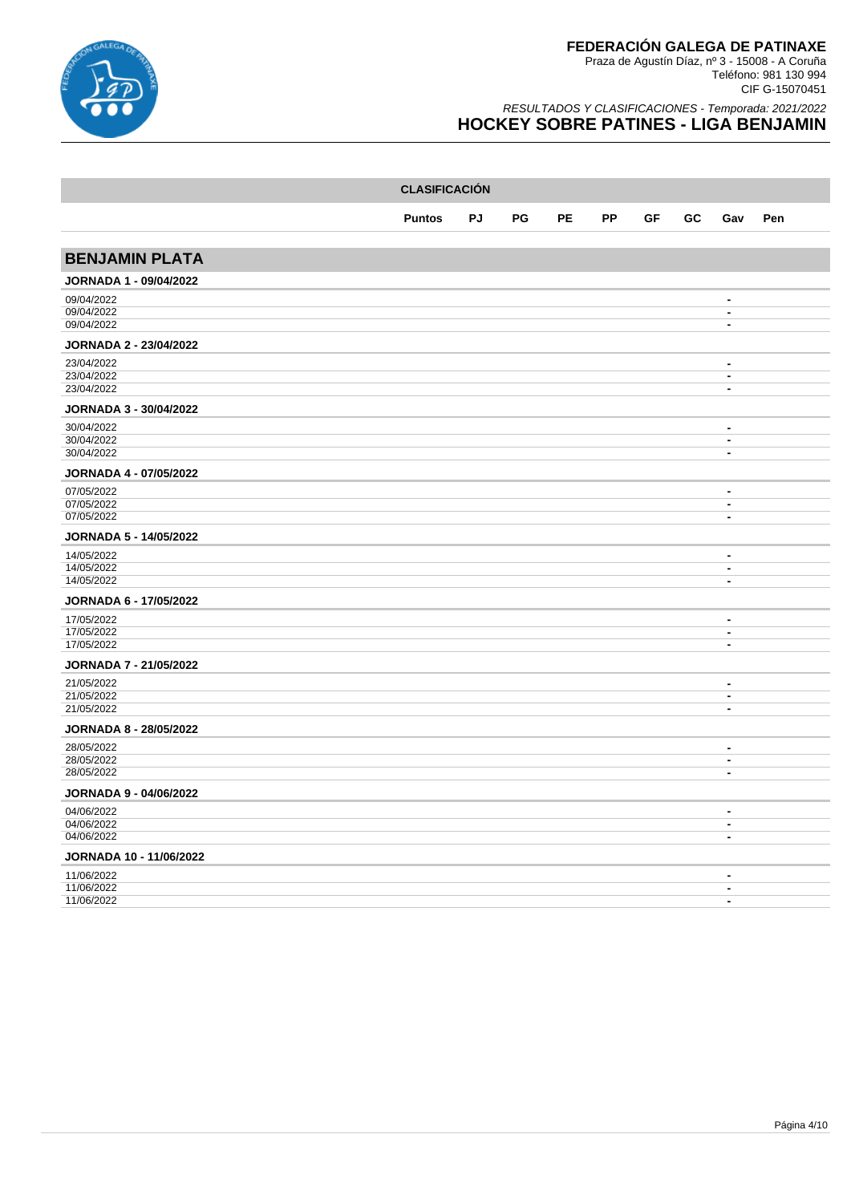# FEDERACIÓN GALEGA DE PATINAXE

Praza de Agustín Díaz, nº 3 - 15008 - A Coruña
Teléfono: 981 130 994
CIF G-15070451

*RESULTADOS Y CLASIFICACIONES - Temporada: 2021/2022*

## HOCKEY SOBRE PATINES - LIGA BENJAMIN

| CLASIFICACIÓN | Puntos | PJ | PG | PE | PP | GF | GC | Gav | Pen |
|---|---|---|---|---|---|---|---|---|---|

## BENJAMIN PLATA

### JORNADA 1 - 09/04/2022

| Fecha | | Resultado | |
|---|---|---|---|
| 09/04/2022 | | - | |
| 09/04/2022 | | - | |
| 09/04/2022 | | - | |

### JORNADA 2 - 23/04/2022

| Fecha | | Resultado | |
|---|---|---|---|
| 23/04/2022 | | - | |
| 23/04/2022 | | - | |
| 23/04/2022 | | - | |

### JORNADA 3 - 30/04/2022

| Fecha | | Resultado | |
|---|---|---|---|
| 30/04/2022 | | - | |
| 30/04/2022 | | - | |
| 30/04/2022 | | - | |

### JORNADA 4 - 07/05/2022

| Fecha | | Resultado | |
|---|---|---|---|
| 07/05/2022 | | - | |
| 07/05/2022 | | - | |
| 07/05/2022 | | - | |

### JORNADA 5 - 14/05/2022

| Fecha | | Resultado | |
|---|---|---|---|
| 14/05/2022 | | - | |
| 14/05/2022 | | - | |
| 14/05/2022 | | - | |

### JORNADA 6 - 17/05/2022

| Fecha | | Resultado | |
|---|---|---|---|
| 17/05/2022 | | - | |
| 17/05/2022 | | - | |
| 17/05/2022 | | - | |

### JORNADA 7 - 21/05/2022

| Fecha | | Resultado | |
|---|---|---|---|
| 21/05/2022 | | - | |
| 21/05/2022 | | - | |
| 21/05/2022 | | - | |

### JORNADA 8 - 28/05/2022

| Fecha | | Resultado | |
|---|---|---|---|
| 28/05/2022 | | - | |
| 28/05/2022 | | - | |
| 28/05/2022 | | - | |

### JORNADA 9 - 04/06/2022

| Fecha | | Resultado | |
|---|---|---|---|
| 04/06/2022 | | - | |
| 04/06/2022 | | - | |
| 04/06/2022 | | - | |

### JORNADA 10 - 11/06/2022

| Fecha | | Resultado | |
|---|---|---|---|
| 11/06/2022 | | - | |
| 11/06/2022 | | - | |
| 11/06/2022 | | - | |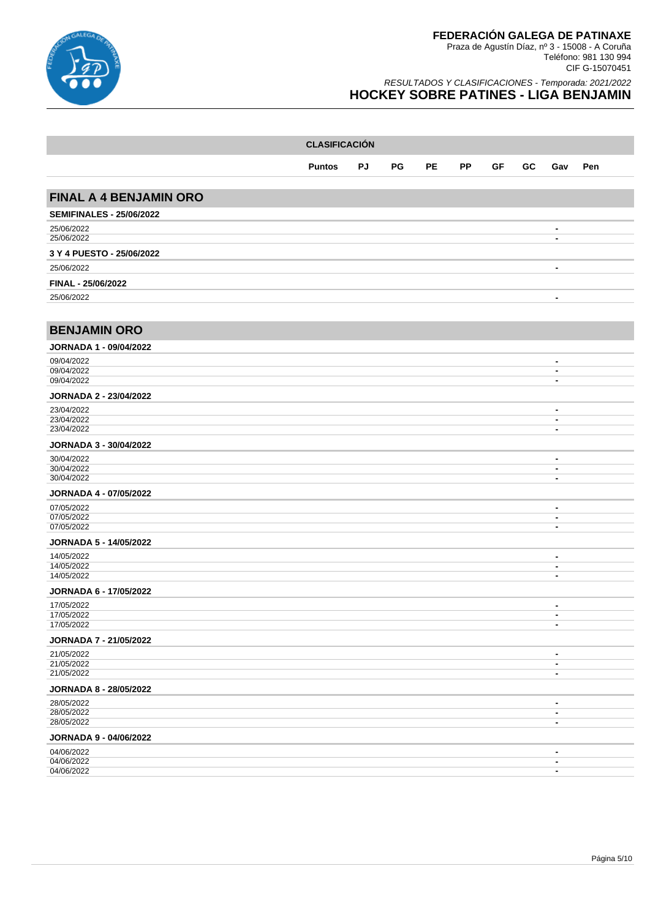# FEDERACIÓN GALEGA DE PATINAXE

Praza de Agustín Díaz, nº 3 - 15008 - A Coruña
Teléfono: 981 130 994
CIF G-15070451

*RESULTADOS Y CLASIFICACIONES - Temporada: 2021/2022*

## HOCKEY SOBRE PATINES - LIGA BENJAMIN

| CLASIFICACIÓN | Puntos | PJ | PG | PE | PP | GF | GC | Gav | Pen |
|---|---|---|---|---|---|---|---|---|---|

## FINAL A 4 BENJAMIN ORO

**SEMIFINALES - 25/06/2022**

| | |
|---|---|
| 25/06/2022 | - |
| 25/06/2022 | - |

**3 Y 4 PUESTO - 25/06/2022**

| | |
|---|---|
| 25/06/2022 | - |

**FINAL - 25/06/2022**

| | |
|---|---|
| 25/06/2022 | - |

## BENJAMIN ORO

**JORNADA 1 - 09/04/2022**

| | |
|---|---|
| 09/04/2022 | - |
| 09/04/2022 | - |
| 09/04/2022 | - |

**JORNADA 2 - 23/04/2022**

| | |
|---|---|
| 23/04/2022 | - |
| 23/04/2022 | - |
| 23/04/2022 | - |

**JORNADA 3 - 30/04/2022**

| | |
|---|---|
| 30/04/2022 | - |
| 30/04/2022 | - |
| 30/04/2022 | - |

**JORNADA 4 - 07/05/2022**

| | |
|---|---|
| 07/05/2022 | - |
| 07/05/2022 | - |
| 07/05/2022 | - |

**JORNADA 5 - 14/05/2022**

| | |
|---|---|
| 14/05/2022 | - |
| 14/05/2022 | - |
| 14/05/2022 | - |

**JORNADA 6 - 17/05/2022**

| | |
|---|---|
| 17/05/2022 | - |
| 17/05/2022 | - |
| 17/05/2022 | - |

**JORNADA 7 - 21/05/2022**

| | |
|---|---|
| 21/05/2022 | - |
| 21/05/2022 | - |
| 21/05/2022 | - |

**JORNADA 8 - 28/05/2022**

| | |
|---|---|
| 28/05/2022 | - |
| 28/05/2022 | - |
| 28/05/2022 | - |

**JORNADA 9 - 04/06/2022**

| | |
|---|---|
| 04/06/2022 | - |
| 04/06/2022 | - |
| 04/06/2022 | - |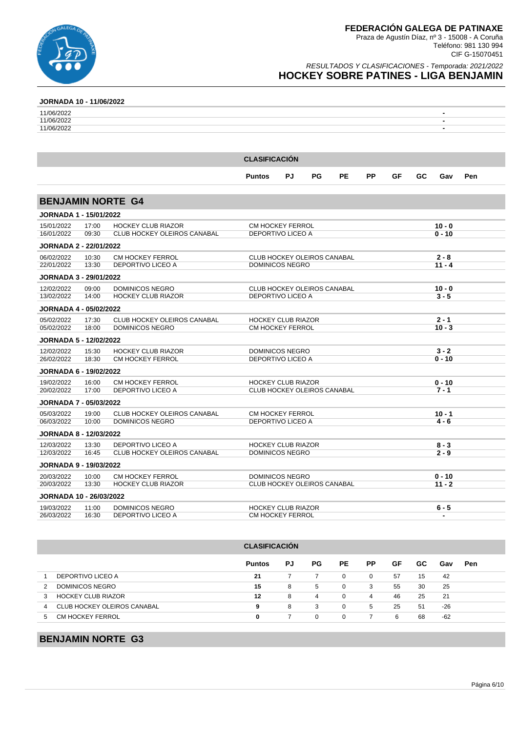**JORNADA 10 - 11/06/2022**

| | | | | |
|---|---|---|---|---|
| 11/06/2022 | | | | - |
| 11/06/2022 | | | | - |
| 11/06/2022 | | | | - |

| | CLASIFICACIÓN | | | | | | | | |
|---|---|---|---|---|---|---|---|---|---|
| | Puntos | PJ | PG | PE | PP | GF | GC | Gav | Pen |

## BENJAMIN NORTE G4

**JORNADA 1 - 15/01/2022**

| Fecha | Hora | Local | Visitante | Resultado |
|---|---|---|---|---|
| 15/01/2022 | 17:00 | HOCKEY CLUB RIAZOR | CM HOCKEY FERROL | 10 - 0 |
| 16/01/2022 | 09:30 | CLUB HOCKEY OLEIROS CANABAL | DEPORTIVO LICEO A | 0 - 10 |

**JORNADA 2 - 22/01/2022**

| Fecha | Hora | Local | Visitante | Resultado |
|---|---|---|---|---|
| 06/02/2022 | 10:30 | CM HOCKEY FERROL | CLUB HOCKEY OLEIROS CANABAL | 2 - 8 |
| 22/01/2022 | 13:30 | DEPORTIVO LICEO A | DOMINICOS NEGRO | 11 - 4 |

**JORNADA 3 - 29/01/2022**

| Fecha | Hora | Local | Visitante | Resultado |
|---|---|---|---|---|
| 12/02/2022 | 09:00 | DOMINICOS NEGRO | CLUB HOCKEY OLEIROS CANABAL | 10 - 0 |
| 13/02/2022 | 14:00 | HOCKEY CLUB RIAZOR | DEPORTIVO LICEO A | 3 - 5 |

**JORNADA 4 - 05/02/2022**

| Fecha | Hora | Local | Visitante | Resultado |
|---|---|---|---|---|
| 05/02/2022 | 17:30 | CLUB HOCKEY OLEIROS CANABAL | HOCKEY CLUB RIAZOR | 2 - 1 |
| 05/02/2022 | 18:00 | DOMINICOS NEGRO | CM HOCKEY FERROL | 10 - 3 |

**JORNADA 5 - 12/02/2022**

| Fecha | Hora | Local | Visitante | Resultado |
|---|---|---|---|---|
| 12/02/2022 | 15:30 | HOCKEY CLUB RIAZOR | DOMINICOS NEGRO | 3 - 2 |
| 26/02/2022 | 18:30 | CM HOCKEY FERROL | DEPORTIVO LICEO A | 0 - 10 |

**JORNADA 6 - 19/02/2022**

| Fecha | Hora | Local | Visitante | Resultado |
|---|---|---|---|---|
| 19/02/2022 | 16:00 | CM HOCKEY FERROL | HOCKEY CLUB RIAZOR | 0 - 10 |
| 20/02/2022 | 17:00 | DEPORTIVO LICEO A | CLUB HOCKEY OLEIROS CANABAL | 7 - 1 |

**JORNADA 7 - 05/03/2022**

| Fecha | Hora | Local | Visitante | Resultado |
|---|---|---|---|---|
| 05/03/2022 | 19:00 | CLUB HOCKEY OLEIROS CANABAL | CM HOCKEY FERROL | 10 - 1 |
| 06/03/2022 | 10:00 | DOMINICOS NEGRO | DEPORTIVO LICEO A | 4 - 6 |

**JORNADA 8 - 12/03/2022**

| Fecha | Hora | Local | Visitante | Resultado |
|---|---|---|---|---|
| 12/03/2022 | 13:30 | DEPORTIVO LICEO A | HOCKEY CLUB RIAZOR | 8 - 3 |
| 12/03/2022 | 16:45 | CLUB HOCKEY OLEIROS CANABAL | DOMINICOS NEGRO | 2 - 9 |

**JORNADA 9 - 19/03/2022**

| Fecha | Hora | Local | Visitante | Resultado |
|---|---|---|---|---|
| 20/03/2022 | 10:00 | CM HOCKEY FERROL | DOMINICOS NEGRO | 0 - 10 |
| 20/03/2022 | 13:30 | HOCKEY CLUB RIAZOR | CLUB HOCKEY OLEIROS CANABAL | 11 - 2 |

**JORNADA 10 - 26/03/2022**

| Fecha | Hora | Local | Visitante | Resultado |
|---|---|---|---|---|
| 19/03/2022 | 11:00 | DOMINICOS NEGRO | HOCKEY CLUB RIAZOR | 6 - 5 |
| 26/03/2022 | 16:30 | DEPORTIVO LICEO A | CM HOCKEY FERROL | - |

**CLASIFICACIÓN**

| | Equipo | Puntos | PJ | PG | PE | PP | GF | GC | Gav | Pen |
|---|---|---|---|---|---|---|---|---|---|---|
| 1 | DEPORTIVO LICEO A | 21 | 7 | 7 | 0 | 0 | 57 | 15 | 42 | |
| 2 | DOMINICOS NEGRO | 15 | 8 | 5 | 0 | 3 | 55 | 30 | 25 | |
| 3 | HOCKEY CLUB RIAZOR | 12 | 8 | 4 | 0 | 4 | 46 | 25 | 21 | |
| 4 | CLUB HOCKEY OLEIROS CANABAL | 9 | 8 | 3 | 0 | 5 | 25 | 51 | -26 | |
| 5 | CM HOCKEY FERROL | 0 | 7 | 0 | 0 | 7 | 6 | 68 | -62 | |

## BENJAMIN NORTE G3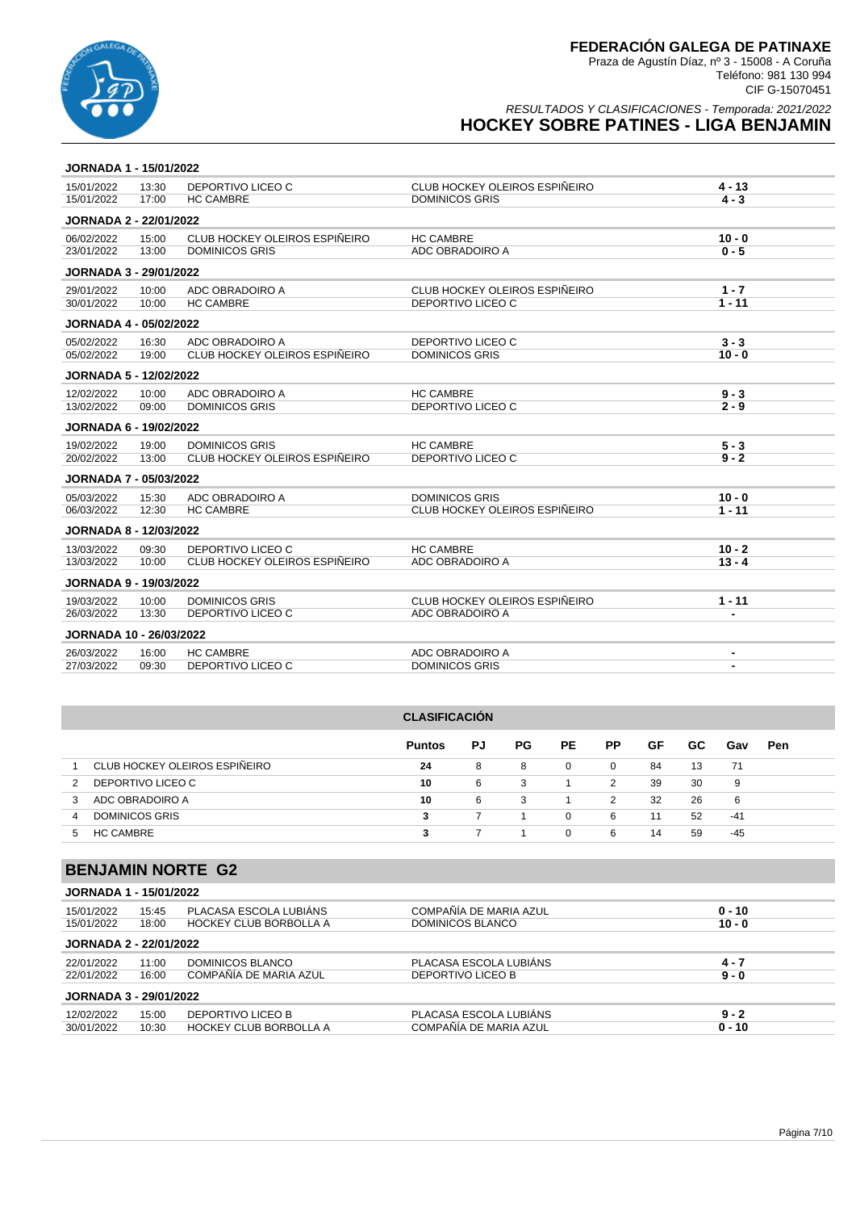# FEDERACIÓN GALEGA DE PATINAXE

Praza de Agustín Díaz, nº 3 - 15008 - A Coruña
Teléfono: 981 130 994
CIF G-15070451

*RESULTADOS Y CLASIFICACIONES - Temporada: 2021/2022*

## HOCKEY SOBRE PATINES - LIGA BENJAMIN

**JORNADA 1 - 15/01/2022**

| | | | | |
|---|---|---|---|---|
| 15/01/2022 | 13:30 | DEPORTIVO LICEO C | CLUB HOCKEY OLEIROS ESPIÑEIRO | **4 - 13** |
| 15/01/2022 | 17:00 | HC CAMBRE | DOMINICOS GRIS | **4 - 3** |

**JORNADA 2 - 22/01/2022**

| | | | | |
|---|---|---|---|---|
| 06/02/2022 | 15:00 | CLUB HOCKEY OLEIROS ESPIÑEIRO | HC CAMBRE | **10 - 0** |
| 23/01/2022 | 13:00 | DOMINICOS GRIS | ADC OBRADOIRO A | **0 - 5** |

**JORNADA 3 - 29/01/2022**

| | | | | |
|---|---|---|---|---|
| 29/01/2022 | 10:00 | ADC OBRADOIRO A | CLUB HOCKEY OLEIROS ESPIÑEIRO | **1 - 7** |
| 30/01/2022 | 10:00 | HC CAMBRE | DEPORTIVO LICEO C | **1 - 11** |

**JORNADA 4 - 05/02/2022**

| | | | | |
|---|---|---|---|---|
| 05/02/2022 | 16:30 | ADC OBRADOIRO A | DEPORTIVO LICEO C | **3 - 3** |
| 05/02/2022 | 19:00 | CLUB HOCKEY OLEIROS ESPIÑEIRO | DOMINICOS GRIS | **10 - 0** |

**JORNADA 5 - 12/02/2022**

| | | | | |
|---|---|---|---|---|
| 12/02/2022 | 10:00 | ADC OBRADOIRO A | HC CAMBRE | **9 - 3** |
| 13/02/2022 | 09:00 | DOMINICOS GRIS | DEPORTIVO LICEO C | **2 - 9** |

**JORNADA 6 - 19/02/2022**

| | | | | |
|---|---|---|---|---|
| 19/02/2022 | 19:00 | DOMINICOS GRIS | HC CAMBRE | **5 - 3** |
| 20/02/2022 | 13:00 | CLUB HOCKEY OLEIROS ESPIÑEIRO | DEPORTIVO LICEO C | **9 - 2** |

**JORNADA 7 - 05/03/2022**

| | | | | |
|---|---|---|---|---|
| 05/03/2022 | 15:30 | ADC OBRADOIRO A | DOMINICOS GRIS | **10 - 0** |
| 06/03/2022 | 12:30 | HC CAMBRE | CLUB HOCKEY OLEIROS ESPIÑEIRO | **1 - 11** |

**JORNADA 8 - 12/03/2022**

| | | | | |
|---|---|---|---|---|
| 13/03/2022 | 09:30 | DEPORTIVO LICEO C | HC CAMBRE | **10 - 2** |
| 13/03/2022 | 10:00 | CLUB HOCKEY OLEIROS ESPIÑEIRO | ADC OBRADOIRO A | **13 - 4** |

**JORNADA 9 - 19/03/2022**

| | | | | |
|---|---|---|---|---|
| 19/03/2022 | 10:00 | DOMINICOS GRIS | CLUB HOCKEY OLEIROS ESPIÑEIRO | **1 - 11** |
| 26/03/2022 | 13:30 | DEPORTIVO LICEO C | ADC OBRADOIRO A | **-** |

**JORNADA 10 - 26/03/2022**

| | | | | |
|---|---|---|---|---|
| 26/03/2022 | 16:00 | HC CAMBRE | ADC OBRADOIRO A | **-** |
| 27/03/2022 | 09:30 | DEPORTIVO LICEO C | DOMINICOS GRIS | **-** |

**CLASIFICACIÓN**

| | | Puntos | PJ | PG | PE | PP | GF | GC | Gav | Pen |
|---|---|---|---|---|---|---|---|---|---|---|
| 1 | CLUB HOCKEY OLEIROS ESPIÑEIRO | **24** | 8 | 8 | 0 | 0 | 84 | 13 | 71 | |
| 2 | DEPORTIVO LICEO C | **10** | 6 | 3 | 1 | 2 | 39 | 30 | 9 | |
| 3 | ADC OBRADOIRO A | **10** | 6 | 3 | 1 | 2 | 32 | 26 | 6 | |
| 4 | DOMINICOS GRIS | **3** | 7 | 1 | 0 | 6 | 11 | 52 | -41 | |
| 5 | HC CAMBRE | **3** | 7 | 1 | 0 | 6 | 14 | 59 | -45 | |

## BENJAMIN NORTE G2

**JORNADA 1 - 15/01/2022**

| | | | | |
|---|---|---|---|---|
| 15/01/2022 | 15:45 | PLACASA ESCOLA LUBIÁNS | COMPAÑÍA DE MARIA AZUL | **0 - 10** |
| 15/01/2022 | 18:00 | HOCKEY CLUB BORBOLLA A | DOMINICOS BLANCO | **10 - 0** |

**JORNADA 2 - 22/01/2022**

| | | | | |
|---|---|---|---|---|
| 22/01/2022 | 11:00 | DOMINICOS BLANCO | PLACASA ESCOLA LUBIÁNS | **4 - 7** |
| 22/01/2022 | 16:00 | COMPAÑÍA DE MARIA AZUL | DEPORTIVO LICEO B | **9 - 0** |

**JORNADA 3 - 29/01/2022**

| | | | | |
|---|---|---|---|---|
| 12/02/2022 | 15:00 | DEPORTIVO LICEO B | PLACASA ESCOLA LUBIÁNS | **9 - 2** |
| 30/01/2022 | 10:30 | HOCKEY CLUB BORBOLLA A | COMPAÑÍA DE MARIA AZUL | **0 - 10** |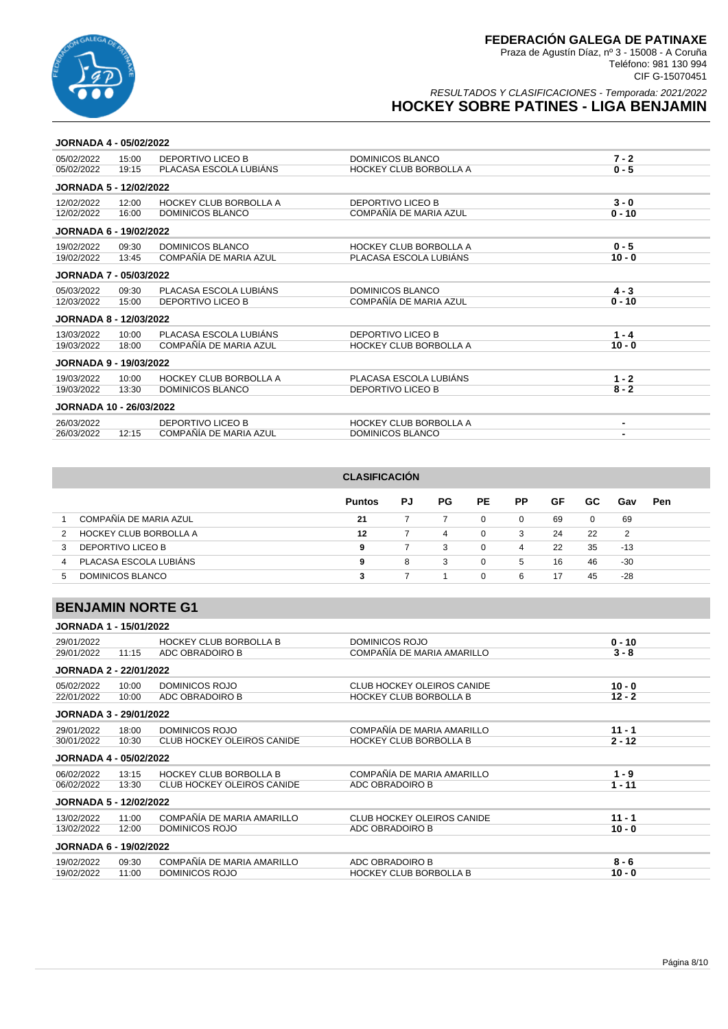**FEDERACIÓN GALEGA DE PATINAXE**
Praza de Agustín Díaz, nº 3 - 15008 - A Coruña
Teléfono: 981 130 994
CIF G-15070451

*RESULTADOS Y CLASIFICACIONES - Temporada: 2021/2022*

## HOCKEY SOBRE PATINES - LIGA BENJAMIN

### JORNADA 4 - 05/02/2022

| | | | | |
|---|---|---|---|---|
| 05/02/2022 | 15:00 | DEPORTIVO LICEO B | DOMINICOS BLANCO | **7 - 2** |
| 05/02/2022 | 19:15 | PLACASA ESCOLA LUBIÁNS | HOCKEY CLUB BORBOLLA A | **0 - 5** |

### JORNADA 5 - 12/02/2022

| | | | | |
|---|---|---|---|---|
| 12/02/2022 | 12:00 | HOCKEY CLUB BORBOLLA A | DEPORTIVO LICEO B | **3 - 0** |
| 12/02/2022 | 16:00 | DOMINICOS BLANCO | COMPAÑÍA DE MARIA AZUL | **0 - 10** |

### JORNADA 6 - 19/02/2022

| | | | | |
|---|---|---|---|---|
| 19/02/2022 | 09:30 | DOMINICOS BLANCO | HOCKEY CLUB BORBOLLA A | **0 - 5** |
| 19/02/2022 | 13:45 | COMPAÑÍA DE MARIA AZUL | PLACASA ESCOLA LUBIÁNS | **10 - 0** |

### JORNADA 7 - 05/03/2022

| | | | | |
|---|---|---|---|---|
| 05/03/2022 | 09:30 | PLACASA ESCOLA LUBIÁNS | DOMINICOS BLANCO | **4 - 3** |
| 12/03/2022 | 15:00 | DEPORTIVO LICEO B | COMPAÑÍA DE MARIA AZUL | **0 - 10** |

### JORNADA 8 - 12/03/2022

| | | | | |
|---|---|---|---|---|
| 13/03/2022 | 10:00 | PLACASA ESCOLA LUBIÁNS | DEPORTIVO LICEO B | **1 - 4** |
| 19/03/2022 | 18:00 | COMPAÑÍA DE MARIA AZUL | HOCKEY CLUB BORBOLLA A | **10 - 0** |

### JORNADA 9 - 19/03/2022

| | | | | |
|---|---|---|---|---|
| 19/03/2022 | 10:00 | HOCKEY CLUB BORBOLLA A | PLACASA ESCOLA LUBIÁNS | **1 - 2** |
| 19/03/2022 | 13:30 | DOMINICOS BLANCO | DEPORTIVO LICEO B | **8 - 2** |

### JORNADA 10 - 26/03/2022

| | | | | |
|---|---|---|---|---|
| 26/03/2022 | | DEPORTIVO LICEO B | HOCKEY CLUB BORBOLLA A | **-** |
| 26/03/2022 | 12:15 | COMPAÑÍA DE MARIA AZUL | DOMINICOS BLANCO | **-** |

### CLASIFICACIÓN

| | | Puntos | PJ | PG | PE | PP | GF | GC | Gav | Pen |
|---|---|---|---|---|---|---|---|---|---|---|
| 1 | COMPAÑÍA DE MARIA AZUL | **21** | 7 | 7 | 0 | 0 | 69 | 0 | 69 | |
| 2 | HOCKEY CLUB BORBOLLA A | **12** | 7 | 4 | 0 | 3 | 24 | 22 | 2 | |
| 3 | DEPORTIVO LICEO B | **9** | 7 | 3 | 0 | 4 | 22 | 35 | -13 | |
| 4 | PLACASA ESCOLA LUBIÁNS | **9** | 8 | 3 | 0 | 5 | 16 | 46 | -30 | |
| 5 | DOMINICOS BLANCO | **3** | 7 | 1 | 0 | 6 | 17 | 45 | -28 | |

## BENJAMIN NORTE G1

### JORNADA 1 - 15/01/2022

| | | | | |
|---|---|---|---|---|
| 29/01/2022 | | HOCKEY CLUB BORBOLLA B | DOMINICOS ROJO | **0 - 10** |
| 29/01/2022 | 11:15 | ADC OBRADOIRO B | COMPAÑÍA DE MARIA AMARILLO | **3 - 8** |

### JORNADA 2 - 22/01/2022

| | | | | |
|---|---|---|---|---|
| 05/02/2022 | 10:00 | DOMINICOS ROJO | CLUB HOCKEY OLEIROS CANIDE | **10 - 0** |
| 22/01/2022 | 10:00 | ADC OBRADOIRO B | HOCKEY CLUB BORBOLLA B | **12 - 2** |

### JORNADA 3 - 29/01/2022

| | | | | |
|---|---|---|---|---|
| 29/01/2022 | 18:00 | DOMINICOS ROJO | COMPAÑÍA DE MARIA AMARILLO | **11 - 1** |
| 30/01/2022 | 10:30 | CLUB HOCKEY OLEIROS CANIDE | HOCKEY CLUB BORBOLLA B | **2 - 12** |

### JORNADA 4 - 05/02/2022

| | | | | |
|---|---|---|---|---|
| 06/02/2022 | 13:15 | HOCKEY CLUB BORBOLLA B | COMPAÑÍA DE MARIA AMARILLO | **1 - 9** |
| 06/02/2022 | 13:30 | CLUB HOCKEY OLEIROS CANIDE | ADC OBRADOIRO B | **1 - 11** |

### JORNADA 5 - 12/02/2022

| | | | | |
|---|---|---|---|---|
| 13/02/2022 | 11:00 | COMPAÑÍA DE MARIA AMARILLO | CLUB HOCKEY OLEIROS CANIDE | **11 - 1** |
| 13/02/2022 | 12:00 | DOMINICOS ROJO | ADC OBRADOIRO B | **10 - 0** |

### JORNADA 6 - 19/02/2022

| | | | | |
|---|---|---|---|---|
| 19/02/2022 | 09:30 | COMPAÑÍA DE MARIA AMARILLO | ADC OBRADOIRO B | **8 - 6** |
| 19/02/2022 | 11:00 | DOMINICOS ROJO | HOCKEY CLUB BORBOLLA B | **10 - 0** |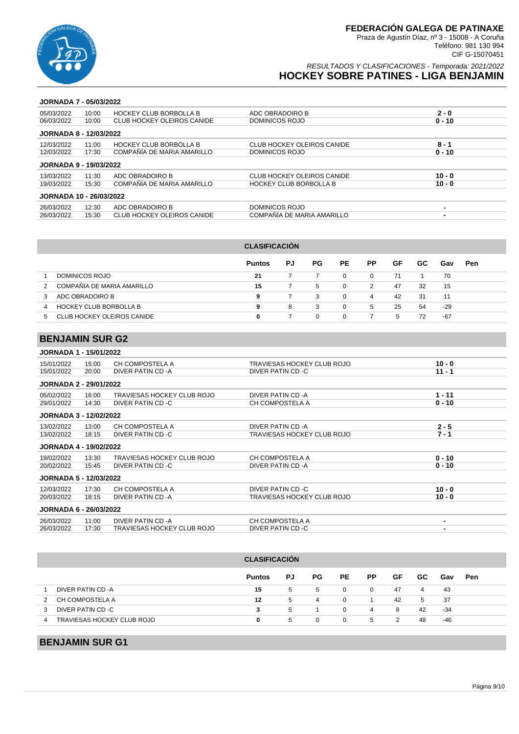### JORNADA 7 - 05/03/2022

| Fecha | Hora | Local | Visitante | Resultado |
|---|---|---|---|---|
| 05/03/2022 | 10:00 | HOCKEY CLUB BORBOLLA B | ADC OBRADOIRO B | 2 - 0 |
| 06/03/2022 | 10:00 | CLUB HOCKEY OLEIROS CANIDE | DOMINICOS ROJO | 0 - 10 |

### JORNADA 8 - 12/03/2022

| Fecha | Hora | Local | Visitante | Resultado |
|---|---|---|---|---|
| 12/03/2022 | 11:00 | HOCKEY CLUB BORBOLLA B | CLUB HOCKEY OLEIROS CANIDE | 8 - 1 |
| 12/03/2022 | 17:30 | COMPAÑÍA DE MARIA AMARILLO | DOMINICOS ROJO | 0 - 10 |

### JORNADA 9 - 19/03/2022

| Fecha | Hora | Local | Visitante | Resultado |
|---|---|---|---|---|
| 13/03/2022 | 11:30 | ADC OBRADOIRO B | CLUB HOCKEY OLEIROS CANIDE | 10 - 0 |
| 19/03/2022 | 15:30 | COMPAÑÍA DE MARIA AMARILLO | HOCKEY CLUB BORBOLLA B | 10 - 0 |

### JORNADA 10 - 26/03/2022

| Fecha | Hora | Local | Visitante | Resultado |
|---|---|---|---|---|
| 26/03/2022 | 12:30 | ADC OBRADOIRO B | DOMINICOS ROJO | - |
| 26/03/2022 | 15:30 | CLUB HOCKEY OLEIROS CANIDE | COMPAÑÍA DE MARIA AMARILLO | - |

**CLASIFICACIÓN**

| | Equipo | Puntos | PJ | PG | PE | PP | GF | GC | Gav | Pen |
|---|---|---|---|---|---|---|---|---|---|---|
| 1 | DOMINICOS ROJO | 21 | 7 | 7 | 0 | 0 | 71 | 1 | 70 | |
| 2 | COMPAÑÍA DE MARIA AMARILLO | 15 | 7 | 5 | 0 | 2 | 47 | 32 | 15 | |
| 3 | ADC OBRADOIRO B | 9 | 7 | 3 | 0 | 4 | 42 | 31 | 11 | |
| 4 | HOCKEY CLUB BORBOLLA B | 9 | 8 | 3 | 0 | 5 | 25 | 54 | -29 | |
| 5 | CLUB HOCKEY OLEIROS CANIDE | 0 | 7 | 0 | 0 | 7 | 5 | 72 | -67 | |

## BENJAMIN SUR G2

### JORNADA 1 - 15/01/2022

| Fecha | Hora | Local | Visitante | Resultado |
|---|---|---|---|---|
| 15/01/2022 | 15:00 | CH COMPOSTELA A | TRAVIESAS HOCKEY CLUB ROJO | 10 - 0 |
| 15/01/2022 | 20:00 | DIVER PATIN CD -A | DIVER PATIN CD -C | 11 - 1 |

### JORNADA 2 - 29/01/2022

| Fecha | Hora | Local | Visitante | Resultado |
|---|---|---|---|---|
| 05/02/2022 | 16:00 | TRAVIESAS HOCKEY CLUB ROJO | DIVER PATIN CD -A | 1 - 11 |
| 29/01/2022 | 14:30 | DIVER PATIN CD -C | CH COMPOSTELA A | 0 - 10 |

### JORNADA 3 - 12/02/2022

| Fecha | Hora | Local | Visitante | Resultado |
|---|---|---|---|---|
| 13/02/2022 | 13:00 | CH COMPOSTELA A | DIVER PATIN CD -A | 2 - 5 |
| 13/02/2022 | 18:15 | DIVER PATIN CD -C | TRAVIESAS HOCKEY CLUB ROJO | 7 - 1 |

### JORNADA 4 - 19/02/2022

| Fecha | Hora | Local | Visitante | Resultado |
|---|---|---|---|---|
| 19/02/2022 | 13:30 | TRAVIESAS HOCKEY CLUB ROJO | CH COMPOSTELA A | 0 - 10 |
| 20/02/2022 | 15:45 | DIVER PATIN CD -C | DIVER PATIN CD -A | 0 - 10 |

### JORNADA 5 - 12/03/2022

| Fecha | Hora | Local | Visitante | Resultado |
|---|---|---|---|---|
| 12/03/2022 | 17:30 | CH COMPOSTELA A | DIVER PATIN CD -C | 10 - 0 |
| 20/03/2022 | 18:15 | DIVER PATIN CD -A | TRAVIESAS HOCKEY CLUB ROJO | 10 - 0 |

### JORNADA 6 - 26/03/2022

| Fecha | Hora | Local | Visitante | Resultado |
|---|---|---|---|---|
| 26/03/2022 | 11:00 | DIVER PATIN CD -A | CH COMPOSTELA A | - |
| 26/03/2022 | 17:30 | TRAVIESAS HOCKEY CLUB ROJO | DIVER PATIN CD -C | - |

**CLASIFICACIÓN**

| | Equipo | Puntos | PJ | PG | PE | PP | GF | GC | Gav | Pen |
|---|---|---|---|---|---|---|---|---|---|---|
| 1 | DIVER PATIN CD -A | 15 | 5 | 5 | 0 | 0 | 47 | 4 | 43 | |
| 2 | CH COMPOSTELA A | 12 | 5 | 4 | 0 | 1 | 42 | 5 | 37 | |
| 3 | DIVER PATIN CD -C | 3 | 5 | 1 | 0 | 4 | 8 | 42 | -34 | |
| 4 | TRAVIESAS HOCKEY CLUB ROJO | 0 | 5 | 0 | 0 | 5 | 2 | 48 | -46 | |

## BENJAMIN SUR G1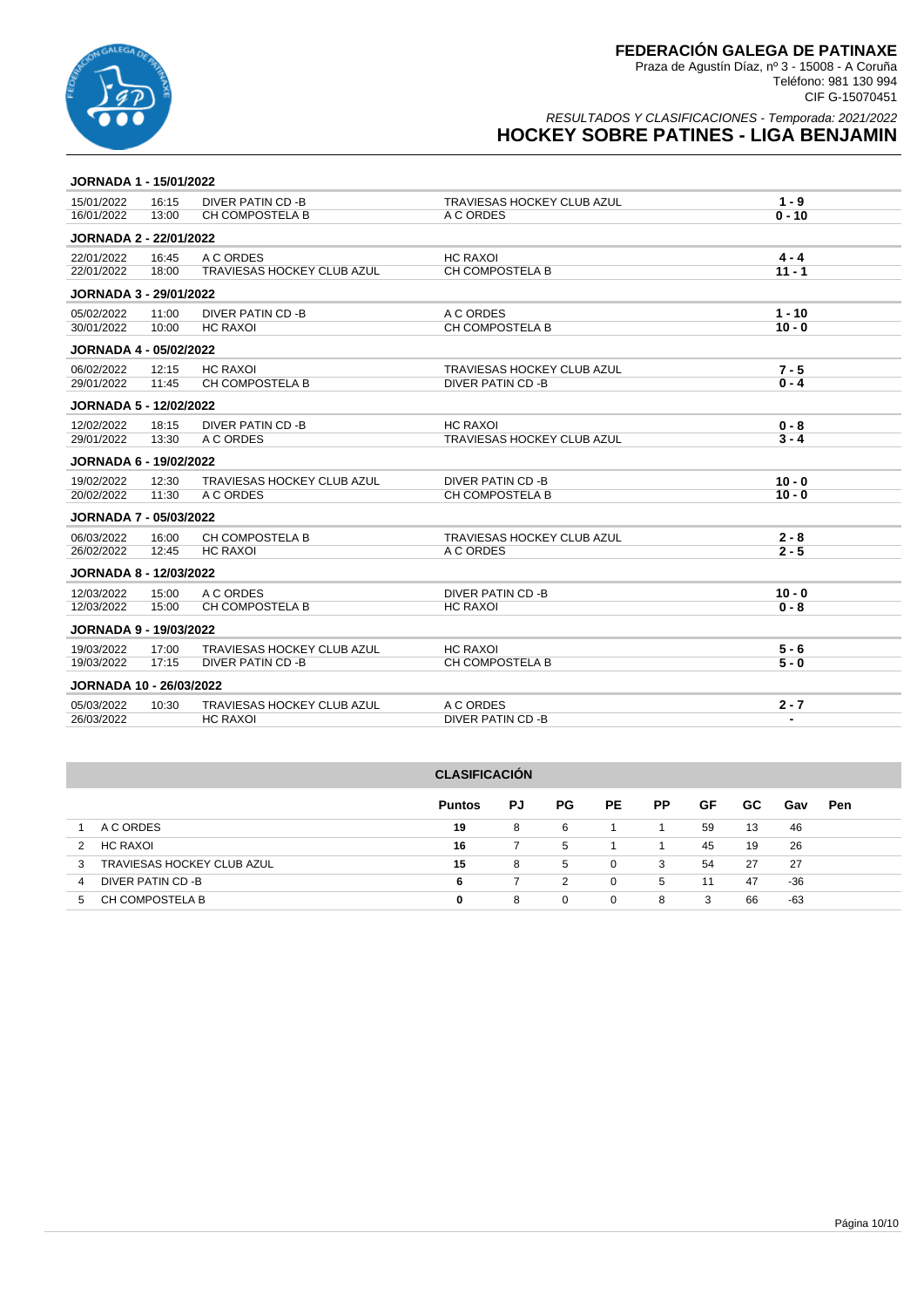# FEDERACIÓN GALEGA DE PATINAXE

Praza de Agustín Díaz, nº 3 - 15008 - A Coruña
Teléfono: 981 130 994
CIF G-15070451

*RESULTADOS Y CLASIFICACIONES - Temporada: 2021/2022*

## HOCKEY SOBRE PATINES - LIGA BENJAMIN

### JORNADA 1 - 15/01/2022

| Fecha | Hora | Local | Visitante | Resultado |
|---|---|---|---|---|
| 15/01/2022 | 16:15 | DIVER PATIN CD -B | TRAVIESAS HOCKEY CLUB AZUL | 1 - 9 |
| 16/01/2022 | 13:00 | CH COMPOSTELA B | A C ORDES | 0 - 10 |

### JORNADA 2 - 22/01/2022

| Fecha | Hora | Local | Visitante | Resultado |
|---|---|---|---|---|
| 22/01/2022 | 16:45 | A C ORDES | HC RAXOI | 4 - 4 |
| 22/01/2022 | 18:00 | TRAVIESAS HOCKEY CLUB AZUL | CH COMPOSTELA B | 11 - 1 |

### JORNADA 3 - 29/01/2022

| Fecha | Hora | Local | Visitante | Resultado |
|---|---|---|---|---|
| 05/02/2022 | 11:00 | DIVER PATIN CD -B | A C ORDES | 1 - 10 |
| 30/01/2022 | 10:00 | HC RAXOI | CH COMPOSTELA B | 10 - 0 |

### JORNADA 4 - 05/02/2022

| Fecha | Hora | Local | Visitante | Resultado |
|---|---|---|---|---|
| 06/02/2022 | 12:15 | HC RAXOI | TRAVIESAS HOCKEY CLUB AZUL | 7 - 5 |
| 29/01/2022 | 11:45 | CH COMPOSTELA B | DIVER PATIN CD -B | 0 - 4 |

### JORNADA 5 - 12/02/2022

| Fecha | Hora | Local | Visitante | Resultado |
|---|---|---|---|---|
| 12/02/2022 | 18:15 | DIVER PATIN CD -B | HC RAXOI | 0 - 8 |
| 29/01/2022 | 13:30 | A C ORDES | TRAVIESAS HOCKEY CLUB AZUL | 3 - 4 |

### JORNADA 6 - 19/02/2022

| Fecha | Hora | Local | Visitante | Resultado |
|---|---|---|---|---|
| 19/02/2022 | 12:30 | TRAVIESAS HOCKEY CLUB AZUL | DIVER PATIN CD -B | 10 - 0 |
| 20/02/2022 | 11:30 | A C ORDES | CH COMPOSTELA B | 10 - 0 |

### JORNADA 7 - 05/03/2022

| Fecha | Hora | Local | Visitante | Resultado |
|---|---|---|---|---|
| 06/03/2022 | 16:00 | CH COMPOSTELA B | TRAVIESAS HOCKEY CLUB AZUL | 2 - 8 |
| 26/02/2022 | 12:45 | HC RAXOI | A C ORDES | 2 - 5 |

### JORNADA 8 - 12/03/2022

| Fecha | Hora | Local | Visitante | Resultado |
|---|---|---|---|---|
| 12/03/2022 | 15:00 | A C ORDES | DIVER PATIN CD -B | 10 - 0 |
| 12/03/2022 | 15:00 | CH COMPOSTELA B | HC RAXOI | 0 - 8 |

### JORNADA 9 - 19/03/2022

| Fecha | Hora | Local | Visitante | Resultado |
|---|---|---|---|---|
| 19/03/2022 | 17:00 | TRAVIESAS HOCKEY CLUB AZUL | HC RAXOI | 5 - 6 |
| 19/03/2022 | 17:15 | DIVER PATIN CD -B | CH COMPOSTELA B | 5 - 0 |

### JORNADA 10 - 26/03/2022

| Fecha | Hora | Local | Visitante | Resultado |
|---|---|---|---|---|
| 05/03/2022 | 10:30 | TRAVIESAS HOCKEY CLUB AZUL | A C ORDES | 2 - 7 |
| 26/03/2022 | | HC RAXOI | DIVER PATIN CD -B | - |

### CLASIFICACIÓN

| | | Puntos | PJ | PG | PE | PP | GF | GC | Gav | Pen |
|---|---|---|---|---|---|---|---|---|---|---|
| 1 | A C ORDES | 19 | 8 | 6 | 1 | 1 | 59 | 13 | 46 | |
| 2 | HC RAXOI | 16 | 7 | 5 | 1 | 1 | 45 | 19 | 26 | |
| 3 | TRAVIESAS HOCKEY CLUB AZUL | 15 | 8 | 5 | 0 | 3 | 54 | 27 | 27 | |
| 4 | DIVER PATIN CD -B | 6 | 7 | 2 | 0 | 5 | 11 | 47 | -36 | |
| 5 | CH COMPOSTELA B | 0 | 8 | 0 | 0 | 8 | 3 | 66 | -63 | |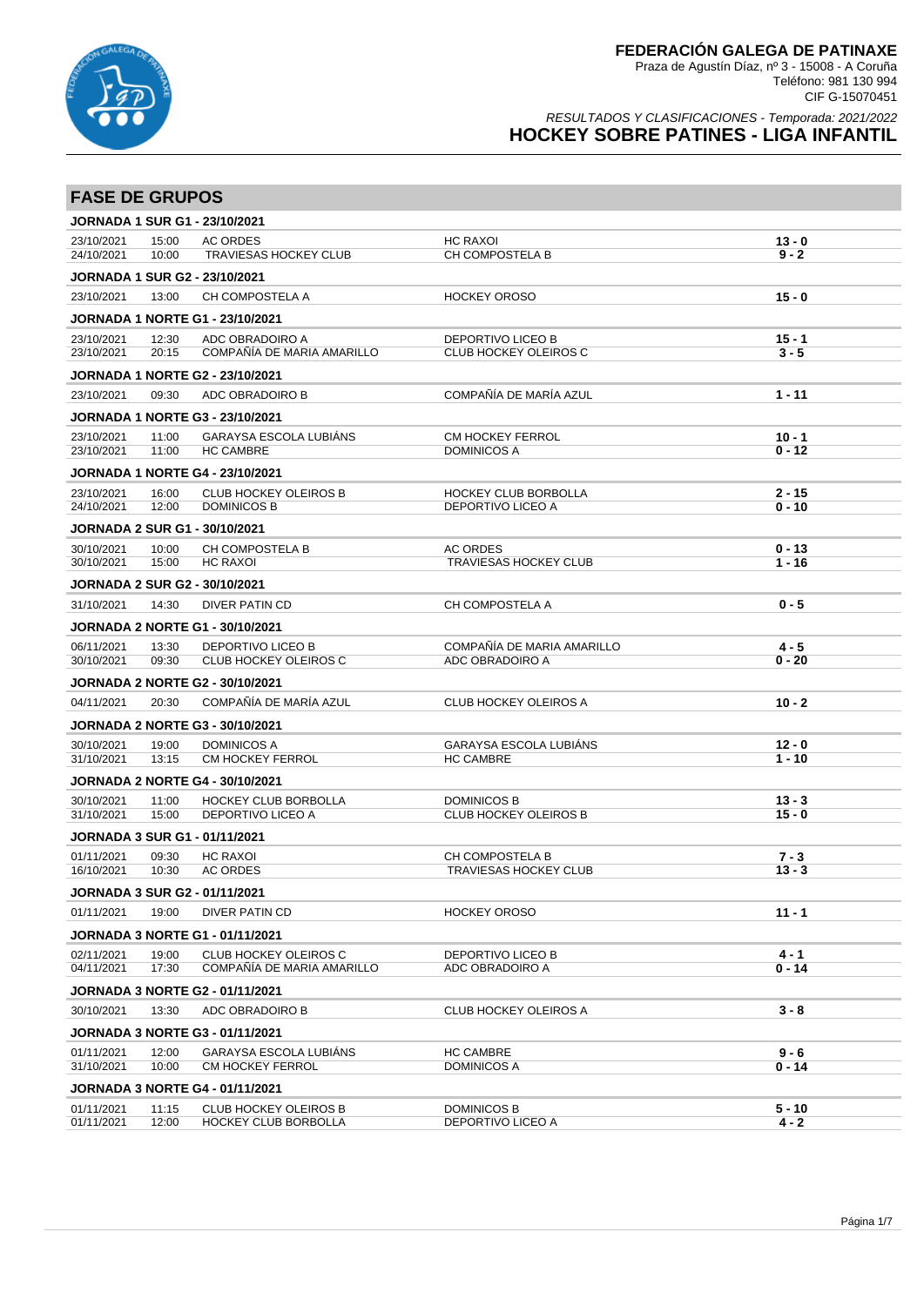# FEDERACIÓN GALEGA DE PATINAXE

Praza de Agustín Díaz, nº 3 - 15008 - A Coruña
Teléfono: 981 130 994
CIF G-15070451

*RESULTADOS Y CLASIFICACIONES - Temporada: 2021/2022*

## HOCKEY SOBRE PATINES - LIGA INFANTIL

## FASE DE GRUPOS

### JORNADA 1 SUR G1 - 23/10/2021

| Fecha | Hora | Local | Visitante | Resultado |
|---|---|---|---|---|
| 23/10/2021 | 15:00 | AC ORDES | HC RAXOI | **13 - 0** |
| 24/10/2021 | 10:00 | TRAVIESAS HOCKEY CLUB | CH COMPOSTELA B | **9 - 2** |

### JORNADA 1 SUR G2 - 23/10/2021

| Fecha | Hora | Local | Visitante | Resultado |
|---|---|---|---|---|
| 23/10/2021 | 13:00 | CH COMPOSTELA A | HOCKEY OROSO | **15 - 0** |

### JORNADA 1 NORTE G1 - 23/10/2021

| Fecha | Hora | Local | Visitante | Resultado |
|---|---|---|---|---|
| 23/10/2021 | 12:30 | ADC OBRADOIRO A | DEPORTIVO LICEO B | **15 - 1** |
| 23/10/2021 | 20:15 | COMPAÑÍA DE MARIA AMARILLO | CLUB HOCKEY OLEIROS C | **3 - 5** |

### JORNADA 1 NORTE G2 - 23/10/2021

| Fecha | Hora | Local | Visitante | Resultado |
|---|---|---|---|---|
| 23/10/2021 | 09:30 | ADC OBRADOIRO B | COMPAÑÍA DE MARÍA AZUL | **1 - 11** |

### JORNADA 1 NORTE G3 - 23/10/2021

| Fecha | Hora | Local | Visitante | Resultado |
|---|---|---|---|---|
| 23/10/2021 | 11:00 | GARAYSA ESCOLA LUBIÁNS | CM HOCKEY FERROL | **10 - 1** |
| 23/10/2021 | 11:00 | HC CAMBRE | DOMINICOS A | **0 - 12** |

### JORNADA 1 NORTE G4 - 23/10/2021

| Fecha | Hora | Local | Visitante | Resultado |
|---|---|---|---|---|
| 23/10/2021 | 16:00 | CLUB HOCKEY OLEIROS B | HOCKEY CLUB BORBOLLA | **2 - 15** |
| 24/10/2021 | 12:00 | DOMINICOS B | DEPORTIVO LICEO A | **0 - 10** |

### JORNADA 2 SUR G1 - 30/10/2021

| Fecha | Hora | Local | Visitante | Resultado |
|---|---|---|---|---|
| 30/10/2021 | 10:00 | CH COMPOSTELA B | AC ORDES | **0 - 13** |
| 30/10/2021 | 15:00 | HC RAXOI | TRAVIESAS HOCKEY CLUB | **1 - 16** |

### JORNADA 2 SUR G2 - 30/10/2021

| Fecha | Hora | Local | Visitante | Resultado |
|---|---|---|---|---|
| 31/10/2021 | 14:30 | DIVER PATIN CD | CH COMPOSTELA A | **0 - 5** |

### JORNADA 2 NORTE G1 - 30/10/2021

| Fecha | Hora | Local | Visitante | Resultado |
|---|---|---|---|---|
| 06/11/2021 | 13:30 | DEPORTIVO LICEO B | COMPAÑÍA DE MARIA AMARILLO | **4 - 5** |
| 30/10/2021 | 09:30 | CLUB HOCKEY OLEIROS C | ADC OBRADOIRO A | **0 - 20** |

### JORNADA 2 NORTE G2 - 30/10/2021

| Fecha | Hora | Local | Visitante | Resultado |
|---|---|---|---|---|
| 04/11/2021 | 20:30 | COMPAÑÍA DE MARÍA AZUL | CLUB HOCKEY OLEIROS A | **10 - 2** |

### JORNADA 2 NORTE G3 - 30/10/2021

| Fecha | Hora | Local | Visitante | Resultado |
|---|---|---|---|---|
| 30/10/2021 | 19:00 | DOMINICOS A | GARAYSA ESCOLA LUBIÁNS | **12 - 0** |
| 31/10/2021 | 13:15 | CM HOCKEY FERROL | HC CAMBRE | **1 - 10** |

### JORNADA 2 NORTE G4 - 30/10/2021

| Fecha | Hora | Local | Visitante | Resultado |
|---|---|---|---|---|
| 30/10/2021 | 11:00 | HOCKEY CLUB BORBOLLA | DOMINICOS B | **13 - 3** |
| 31/10/2021 | 15:00 | DEPORTIVO LICEO A | CLUB HOCKEY OLEIROS B | **15 - 0** |

### JORNADA 3 SUR G1 - 01/11/2021

| Fecha | Hora | Local | Visitante | Resultado |
|---|---|---|---|---|
| 01/11/2021 | 09:30 | HC RAXOI | CH COMPOSTELA B | **7 - 3** |
| 16/10/2021 | 10:30 | AC ORDES | TRAVIESAS HOCKEY CLUB | **13 - 3** |

### JORNADA 3 SUR G2 - 01/11/2021

| Fecha | Hora | Local | Visitante | Resultado |
|---|---|---|---|---|
| 01/11/2021 | 19:00 | DIVER PATIN CD | HOCKEY OROSO | **11 - 1** |

### JORNADA 3 NORTE G1 - 01/11/2021

| Fecha | Hora | Local | Visitante | Resultado |
|---|---|---|---|---|
| 02/11/2021 | 19:00 | CLUB HOCKEY OLEIROS C | DEPORTIVO LICEO B | **4 - 1** |
| 04/11/2021 | 17:30 | COMPAÑÍA DE MARIA AMARILLO | ADC OBRADOIRO A | **0 - 14** |

### JORNADA 3 NORTE G2 - 01/11/2021

| Fecha | Hora | Local | Visitante | Resultado |
|---|---|---|---|---|
| 30/10/2021 | 13:30 | ADC OBRADOIRO B | CLUB HOCKEY OLEIROS A | **3 - 8** |

### JORNADA 3 NORTE G3 - 01/11/2021

| Fecha | Hora | Local | Visitante | Resultado |
|---|---|---|---|---|
| 01/11/2021 | 12:00 | GARAYSA ESCOLA LUBIÁNS | HC CAMBRE | **9 - 6** |
| 31/10/2021 | 10:00 | CM HOCKEY FERROL | DOMINICOS A | **0 - 14** |

### JORNADA 3 NORTE G4 - 01/11/2021

| Fecha | Hora | Local | Visitante | Resultado |
|---|---|---|---|---|
| 01/11/2021 | 11:15 | CLUB HOCKEY OLEIROS B | DOMINICOS B | **5 - 10** |
| 01/11/2021 | 12:00 | HOCKEY CLUB BORBOLLA | DEPORTIVO LICEO A | **4 - 2** |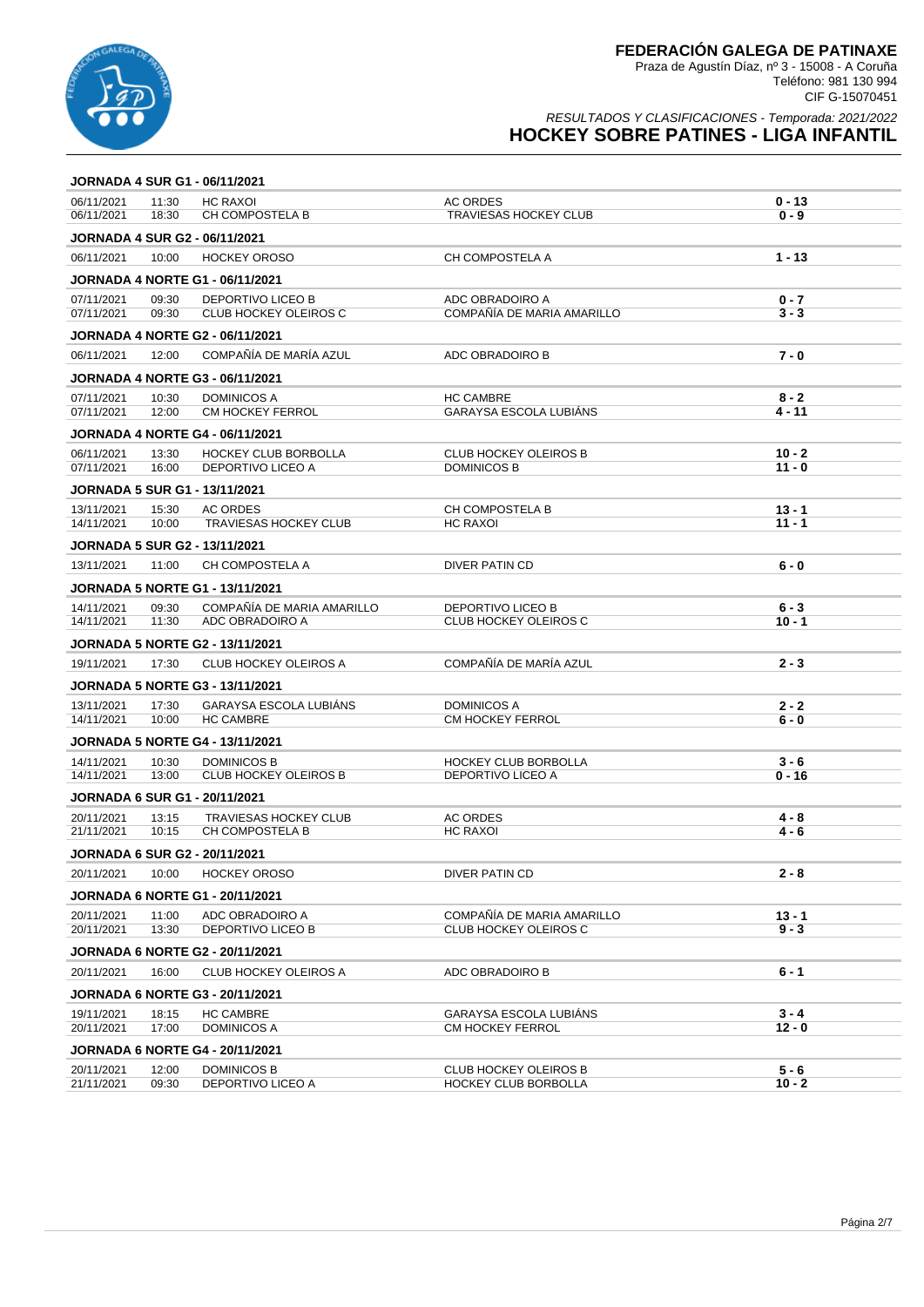# FEDERACIÓN GALEGA DE PATINAXE

Praza de Agustín Díaz, nº 3 - 15008 - A Coruña
Teléfono: 981 130 994
CIF G-15070451

*RESULTADOS Y CLASIFICACIONES - Temporada: 2021/2022*

## HOCKEY SOBRE PATINES - LIGA INFANTIL

### JORNADA 4 SUR G1 - 06/11/2021

| Fecha | Hora | Local | Visitante | Resultado |
|---|---|---|---|---|
| 06/11/2021 | 11:30 | HC RAXOI | AC ORDES | 0 - 13 |
| 06/11/2021 | 18:30 | CH COMPOSTELA B | TRAVIESAS HOCKEY CLUB | 0 - 9 |

### JORNADA 4 SUR G2 - 06/11/2021

| Fecha | Hora | Local | Visitante | Resultado |
|---|---|---|---|---|
| 06/11/2021 | 10:00 | HOCKEY OROSO | CH COMPOSTELA A | 1 - 13 |

### JORNADA 4 NORTE G1 - 06/11/2021

| Fecha | Hora | Local | Visitante | Resultado |
|---|---|---|---|---|
| 07/11/2021 | 09:30 | DEPORTIVO LICEO B | ADC OBRADOIRO A | 0 - 7 |
| 07/11/2021 | 09:30 | CLUB HOCKEY OLEIROS C | COMPAÑÍA DE MARIA AMARILLO | 3 - 3 |

### JORNADA 4 NORTE G2 - 06/11/2021

| Fecha | Hora | Local | Visitante | Resultado |
|---|---|---|---|---|
| 06/11/2021 | 12:00 | COMPAÑÍA DE MARÍA AZUL | ADC OBRADOIRO B | 7 - 0 |

### JORNADA 4 NORTE G3 - 06/11/2021

| Fecha | Hora | Local | Visitante | Resultado |
|---|---|---|---|---|
| 07/11/2021 | 10:30 | DOMINICOS A | HC CAMBRE | 8 - 2 |
| 07/11/2021 | 12:00 | CM HOCKEY FERROL | GARAYSA ESCOLA LUBIÁNS | 4 - 11 |

### JORNADA 4 NORTE G4 - 06/11/2021

| Fecha | Hora | Local | Visitante | Resultado |
|---|---|---|---|---|
| 06/11/2021 | 13:30 | HOCKEY CLUB BORBOLLA | CLUB HOCKEY OLEIROS B | 10 - 2 |
| 07/11/2021 | 16:00 | DEPORTIVO LICEO A | DOMINICOS B | 11 - 0 |

### JORNADA 5 SUR G1 - 13/11/2021

| Fecha | Hora | Local | Visitante | Resultado |
|---|---|---|---|---|
| 13/11/2021 | 15:30 | AC ORDES | CH COMPOSTELA B | 13 - 1 |
| 14/11/2021 | 10:00 | TRAVIESAS HOCKEY CLUB | HC RAXOI | 11 - 1 |

### JORNADA 5 SUR G2 - 13/11/2021

| Fecha | Hora | Local | Visitante | Resultado |
|---|---|---|---|---|
| 13/11/2021 | 11:00 | CH COMPOSTELA A | DIVER PATIN CD | 6 - 0 |

### JORNADA 5 NORTE G1 - 13/11/2021

| Fecha | Hora | Local | Visitante | Resultado |
|---|---|---|---|---|
| 14/11/2021 | 09:30 | COMPAÑÍA DE MARIA AMARILLO | DEPORTIVO LICEO B | 6 - 3 |
| 14/11/2021 | 11:30 | ADC OBRADOIRO A | CLUB HOCKEY OLEIROS C | 10 - 1 |

### JORNADA 5 NORTE G2 - 13/11/2021

| Fecha | Hora | Local | Visitante | Resultado |
|---|---|---|---|---|
| 19/11/2021 | 17:30 | CLUB HOCKEY OLEIROS A | COMPAÑÍA DE MARÍA AZUL | 2 - 3 |

### JORNADA 5 NORTE G3 - 13/11/2021

| Fecha | Hora | Local | Visitante | Resultado |
|---|---|---|---|---|
| 13/11/2021 | 17:30 | GARAYSA ESCOLA LUBIÁNS | DOMINICOS A | 2 - 2 |
| 14/11/2021 | 10:00 | HC CAMBRE | CM HOCKEY FERROL | 6 - 0 |

### JORNADA 5 NORTE G4 - 13/11/2021

| Fecha | Hora | Local | Visitante | Resultado |
|---|---|---|---|---|
| 14/11/2021 | 10:30 | DOMINICOS B | HOCKEY CLUB BORBOLLA | 3 - 6 |
| 14/11/2021 | 13:00 | CLUB HOCKEY OLEIROS B | DEPORTIVO LICEO A | 0 - 16 |

### JORNADA 6 SUR G1 - 20/11/2021

| Fecha | Hora | Local | Visitante | Resultado |
|---|---|---|---|---|
| 20/11/2021 | 13:15 | TRAVIESAS HOCKEY CLUB | AC ORDES | 4 - 8 |
| 21/11/2021 | 10:15 | CH COMPOSTELA B | HC RAXOI | 4 - 6 |

### JORNADA 6 SUR G2 - 20/11/2021

| Fecha | Hora | Local | Visitante | Resultado |
|---|---|---|---|---|
| 20/11/2021 | 10:00 | HOCKEY OROSO | DIVER PATIN CD | 2 - 8 |

### JORNADA 6 NORTE G1 - 20/11/2021

| Fecha | Hora | Local | Visitante | Resultado |
|---|---|---|---|---|
| 20/11/2021 | 11:00 | ADC OBRADOIRO A | COMPAÑÍA DE MARIA AMARILLO | 13 - 1 |
| 20/11/2021 | 13:30 | DEPORTIVO LICEO B | CLUB HOCKEY OLEIROS C | 9 - 3 |

### JORNADA 6 NORTE G2 - 20/11/2021

| Fecha | Hora | Local | Visitante | Resultado |
|---|---|---|---|---|
| 20/11/2021 | 16:00 | CLUB HOCKEY OLEIROS A | ADC OBRADOIRO B | 6 - 1 |

### JORNADA 6 NORTE G3 - 20/11/2021

| Fecha | Hora | Local | Visitante | Resultado |
|---|---|---|---|---|
| 19/11/2021 | 18:15 | HC CAMBRE | GARAYSA ESCOLA LUBIÁNS | 3 - 4 |
| 20/11/2021 | 17:00 | DOMINICOS A | CM HOCKEY FERROL | 12 - 0 |

### JORNADA 6 NORTE G4 - 20/11/2021

| Fecha | Hora | Local | Visitante | Resultado |
|---|---|---|---|---|
| 20/11/2021 | 12:00 | DOMINICOS B | CLUB HOCKEY OLEIROS B | 5 - 6 |
| 21/11/2021 | 09:30 | DEPORTIVO LICEO A | HOCKEY CLUB BORBOLLA | 10 - 2 |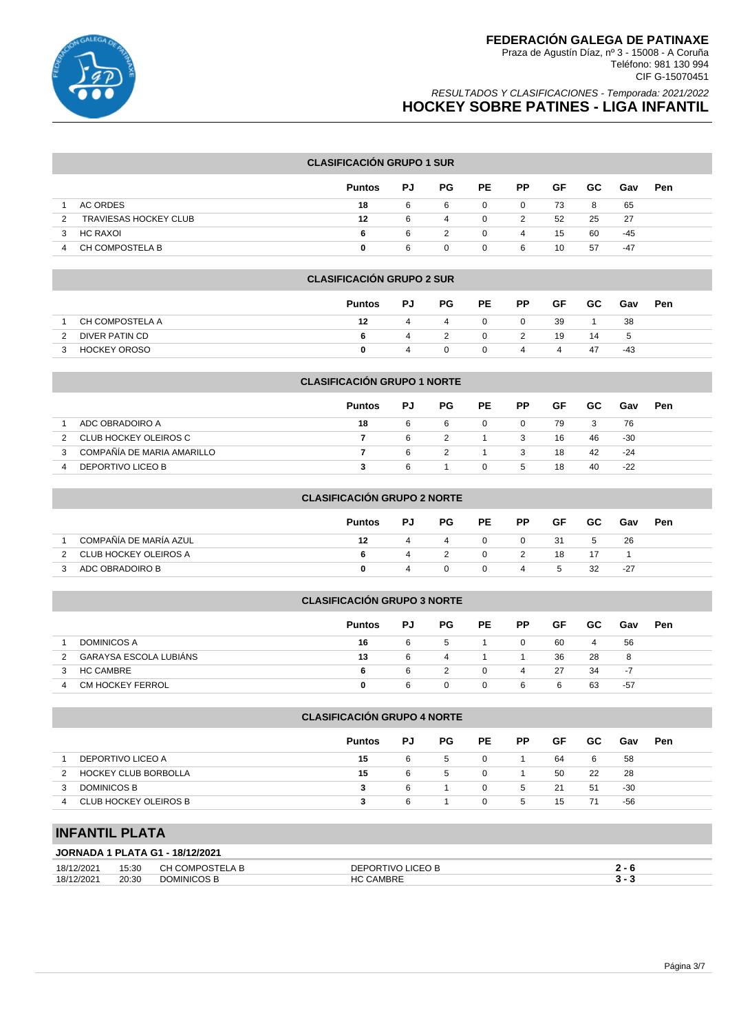# FEDERACIÓN GALEGA DE PATINAXE

Praza de Agustín Díaz, nº 3 - 15008 - A Coruña
Teléfono: 981 130 994
CIF G-15070451

*RESULTADOS Y CLASIFICACIONES - Temporada: 2021/2022*

## HOCKEY SOBRE PATINES - LIGA INFANTIL

### CLASIFICACIÓN GRUPO 1 SUR

| | | Puntos | PJ | PG | PE | PP | GF | GC | Gav | Pen |
|---|---|---|---|---|---|---|---|---|---|---|
| 1 | AC ORDES | 18 | 6 | 6 | 0 | 0 | 73 | 8 | 65 | |
| 2 | TRAVIESAS HOCKEY CLUB | 12 | 6 | 4 | 0 | 2 | 52 | 25 | 27 | |
| 3 | HC RAXOI | 6 | 6 | 2 | 0 | 4 | 15 | 60 | -45 | |
| 4 | CH COMPOSTELA B | 0 | 6 | 0 | 0 | 6 | 10 | 57 | -47 | |

### CLASIFICACIÓN GRUPO 2 SUR

| | | Puntos | PJ | PG | PE | PP | GF | GC | Gav | Pen |
|---|---|---|---|---|---|---|---|---|---|---|
| 1 | CH COMPOSTELA A | 12 | 4 | 4 | 0 | 0 | 39 | 1 | 38 | |
| 2 | DIVER PATIN CD | 6 | 4 | 2 | 0 | 2 | 19 | 14 | 5 | |
| 3 | HOCKEY OROSO | 0 | 4 | 0 | 0 | 4 | 4 | 47 | -43 | |

### CLASIFICACIÓN GRUPO 1 NORTE

| | | Puntos | PJ | PG | PE | PP | GF | GC | Gav | Pen |
|---|---|---|---|---|---|---|---|---|---|---|
| 1 | ADC OBRADOIRO A | 18 | 6 | 6 | 0 | 0 | 79 | 3 | 76 | |
| 2 | CLUB HOCKEY OLEIROS C | 7 | 6 | 2 | 1 | 3 | 16 | 46 | -30 | |
| 3 | COMPAÑÍA DE MARIA AMARILLO | 7 | 6 | 2 | 1 | 3 | 18 | 42 | -24 | |
| 4 | DEPORTIVO LICEO B | 3 | 6 | 1 | 0 | 5 | 18 | 40 | -22 | |

### CLASIFICACIÓN GRUPO 2 NORTE

| | | Puntos | PJ | PG | PE | PP | GF | GC | Gav | Pen |
|---|---|---|---|---|---|---|---|---|---|---|
| 1 | COMPAÑÍA DE MARÍA AZUL | 12 | 4 | 4 | 0 | 0 | 31 | 5 | 26 | |
| 2 | CLUB HOCKEY OLEIROS A | 6 | 4 | 2 | 0 | 2 | 18 | 17 | 1 | |
| 3 | ADC OBRADOIRO B | 0 | 4 | 0 | 0 | 4 | 5 | 32 | -27 | |

### CLASIFICACIÓN GRUPO 3 NORTE

| | | Puntos | PJ | PG | PE | PP | GF | GC | Gav | Pen |
|---|---|---|---|---|---|---|---|---|---|---|
| 1 | DOMINICOS A | 16 | 6 | 5 | 1 | 0 | 60 | 4 | 56 | |
| 2 | GARAYSA ESCOLA LUBIÁNS | 13 | 6 | 4 | 1 | 1 | 36 | 28 | 8 | |
| 3 | HC CAMBRE | 6 | 6 | 2 | 0 | 4 | 27 | 34 | -7 | |
| 4 | CM HOCKEY FERROL | 0 | 6 | 0 | 0 | 6 | 6 | 63 | -57 | |

### CLASIFICACIÓN GRUPO 4 NORTE

| | | Puntos | PJ | PG | PE | PP | GF | GC | Gav | Pen |
|---|---|---|---|---|---|---|---|---|---|---|
| 1 | DEPORTIVO LICEO A | 15 | 6 | 5 | 0 | 1 | 64 | 6 | 58 | |
| 2 | HOCKEY CLUB BORBOLLA | 15 | 6 | 5 | 0 | 1 | 50 | 22 | 28 | |
| 3 | DOMINICOS B | 3 | 6 | 1 | 0 | 5 | 21 | 51 | -30 | |
| 4 | CLUB HOCKEY OLEIROS B | 3 | 6 | 1 | 0 | 5 | 15 | 71 | -56 | |

## INFANTIL PLATA

### JORNADA 1 PLATA G1 - 18/12/2021

| | | | | |
|---|---|---|---|---|
| 18/12/2021 | 15:30 | CH COMPOSTELA B | DEPORTIVO LICEO B | **2 - 6** |
| 18/12/2021 | 20:30 | DOMINICOS B | HC CAMBRE | **3 - 3** |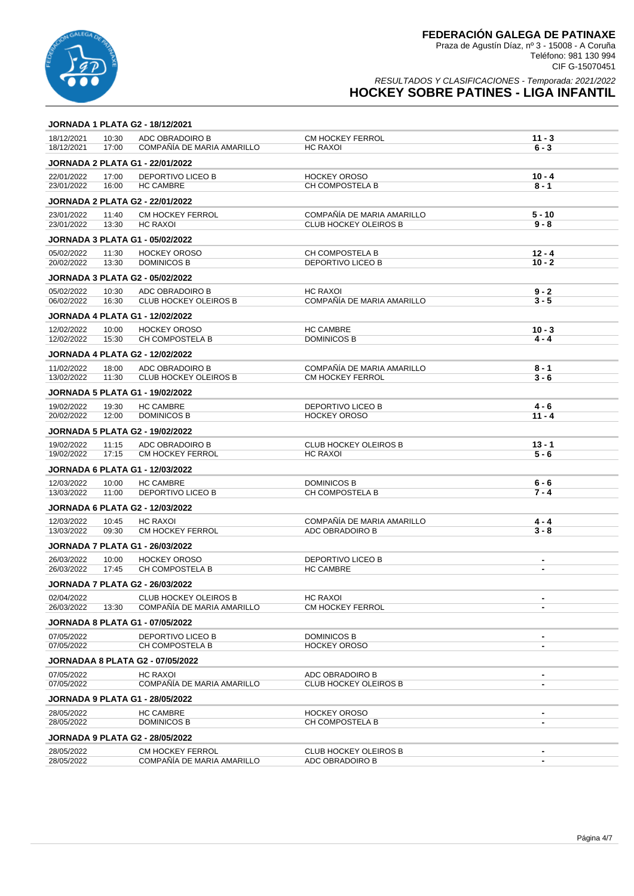# FEDERACIÓN GALEGA DE PATINAXE

Praza de Agustín Díaz, nº 3 - 15008 - A Coruña
Teléfono: 981 130 994
CIF G-15070451

*RESULTADOS Y CLASIFICACIONES - Temporada: 2021/2022*

## HOCKEY SOBRE PATINES - LIGA INFANTIL

### JORNADA 1 PLATA G2 - 18/12/2021

| Fecha | Hora | Local | Visitante | Resultado |
|---|---|---|---|---|
| 18/12/2021 | 10:30 | ADC OBRADOIRO B | CM HOCKEY FERROL | **11 - 3** |
| 18/12/2021 | 17:00 | COMPAÑÍA DE MARIA AMARILLO | HC RAXOI | **6 - 3** |

### JORNADA 2 PLATA G1 - 22/01/2022

| Fecha | Hora | Local | Visitante | Resultado |
|---|---|---|---|---|
| 22/01/2022 | 17:00 | DEPORTIVO LICEO B | HOCKEY OROSO | **10 - 4** |
| 23/01/2022 | 16:00 | HC CAMBRE | CH COMPOSTELA B | **8 - 1** |

### JORNADA 2 PLATA G2 - 22/01/2022

| Fecha | Hora | Local | Visitante | Resultado |
|---|---|---|---|---|
| 23/01/2022 | 11:40 | CM HOCKEY FERROL | COMPAÑÍA DE MARIA AMARILLO | **5 - 10** |
| 23/01/2022 | 13:30 | HC RAXOI | CLUB HOCKEY OLEIROS B | **9 - 8** |

### JORNADA 3 PLATA G1 - 05/02/2022

| Fecha | Hora | Local | Visitante | Resultado |
|---|---|---|---|---|
| 05/02/2022 | 11:30 | HOCKEY OROSO | CH COMPOSTELA B | **12 - 4** |
| 20/02/2022 | 13:30 | DOMINICOS B | DEPORTIVO LICEO B | **10 - 2** |

### JORNADA 3 PLATA G2 - 05/02/2022

| Fecha | Hora | Local | Visitante | Resultado |
|---|---|---|---|---|
| 05/02/2022 | 10:30 | ADC OBRADOIRO B | HC RAXOI | **9 - 2** |
| 06/02/2022 | 16:30 | CLUB HOCKEY OLEIROS B | COMPAÑÍA DE MARIA AMARILLO | **3 - 5** |

### JORNADA 4 PLATA G1 - 12/02/2022

| Fecha | Hora | Local | Visitante | Resultado |
|---|---|---|---|---|
| 12/02/2022 | 10:00 | HOCKEY OROSO | HC CAMBRE | **10 - 3** |
| 12/02/2022 | 15:30 | CH COMPOSTELA B | DOMINICOS B | **4 - 4** |

### JORNADA 4 PLATA G2 - 12/02/2022

| Fecha | Hora | Local | Visitante | Resultado |
|---|---|---|---|---|
| 11/02/2022 | 18:00 | ADC OBRADOIRO B | COMPAÑÍA DE MARIA AMARILLO | **8 - 1** |
| 13/02/2022 | 11:30 | CLUB HOCKEY OLEIROS B | CM HOCKEY FERROL | **3 - 6** |

### JORNADA 5 PLATA G1 - 19/02/2022

| Fecha | Hora | Local | Visitante | Resultado |
|---|---|---|---|---|
| 19/02/2022 | 19:30 | HC CAMBRE | DEPORTIVO LICEO B | **4 - 6** |
| 20/02/2022 | 12:00 | DOMINICOS B | HOCKEY OROSO | **11 - 4** |

### JORNADA 5 PLATA G2 - 19/02/2022

| Fecha | Hora | Local | Visitante | Resultado |
|---|---|---|---|---|
| 19/02/2022 | 11:15 | ADC OBRADOIRO B | CLUB HOCKEY OLEIROS B | **13 - 1** |
| 19/02/2022 | 17:15 | CM HOCKEY FERROL | HC RAXOI | **5 - 6** |

### JORNADA 6 PLATA G1 - 12/03/2022

| Fecha | Hora | Local | Visitante | Resultado |
|---|---|---|---|---|
| 12/03/2022 | 10:00 | HC CAMBRE | DOMINICOS B | **6 - 6** |
| 13/03/2022 | 11:00 | DEPORTIVO LICEO B | CH COMPOSTELA B | **7 - 4** |

### JORNADA 6 PLATA G2 - 12/03/2022

| Fecha | Hora | Local | Visitante | Resultado |
|---|---|---|---|---|
| 12/03/2022 | 10:45 | HC RAXOI | COMPAÑÍA DE MARIA AMARILLO | **4 - 4** |
| 13/03/2022 | 09:30 | CM HOCKEY FERROL | ADC OBRADOIRO B | **3 - 8** |

### JORNADA 7 PLATA G1 - 26/03/2022

| Fecha | Hora | Local | Visitante | Resultado |
|---|---|---|---|---|
| 26/03/2022 | 10:00 | HOCKEY OROSO | DEPORTIVO LICEO B | **-** |
| 26/03/2022 | 17:45 | CH COMPOSTELA B | HC CAMBRE | **-** |

### JORNADA 7 PLATA G2 - 26/03/2022

| Fecha | Hora | Local | Visitante | Resultado |
|---|---|---|---|---|
| 02/04/2022 | | CLUB HOCKEY OLEIROS B | HC RAXOI | **-** |
| 26/03/2022 | 13:30 | COMPAÑÍA DE MARIA AMARILLO | CM HOCKEY FERROL | **-** |

### JORNADA 8 PLATA G1 - 07/05/2022

| Fecha | Hora | Local | Visitante | Resultado |
|---|---|---|---|---|
| 07/05/2022 | | DEPORTIVO LICEO B | DOMINICOS B | **-** |
| 07/05/2022 | | CH COMPOSTELA B | HOCKEY OROSO | **-** |

### JORNADAA 8 PLATA G2 - 07/05/2022

| Fecha | Hora | Local | Visitante | Resultado |
|---|---|---|---|---|
| 07/05/2022 | | HC RAXOI | ADC OBRADOIRO B | **-** |
| 07/05/2022 | | COMPAÑÍA DE MARIA AMARILLO | CLUB HOCKEY OLEIROS B | **-** |

### JORNADA 9 PLATA G1 - 28/05/2022

| Fecha | Hora | Local | Visitante | Resultado |
|---|---|---|---|---|
| 28/05/2022 | | HC CAMBRE | HOCKEY OROSO | **-** |
| 28/05/2022 | | DOMINICOS B | CH COMPOSTELA B | **-** |

### JORNADA 9 PLATA G2 - 28/05/2022

| Fecha | Hora | Local | Visitante | Resultado |
|---|---|---|---|---|
| 28/05/2022 | | CM HOCKEY FERROL | CLUB HOCKEY OLEIROS B | **-** |
| 28/05/2022 | | COMPAÑÍA DE MARIA AMARILLO | ADC OBRADOIRO B | **-** |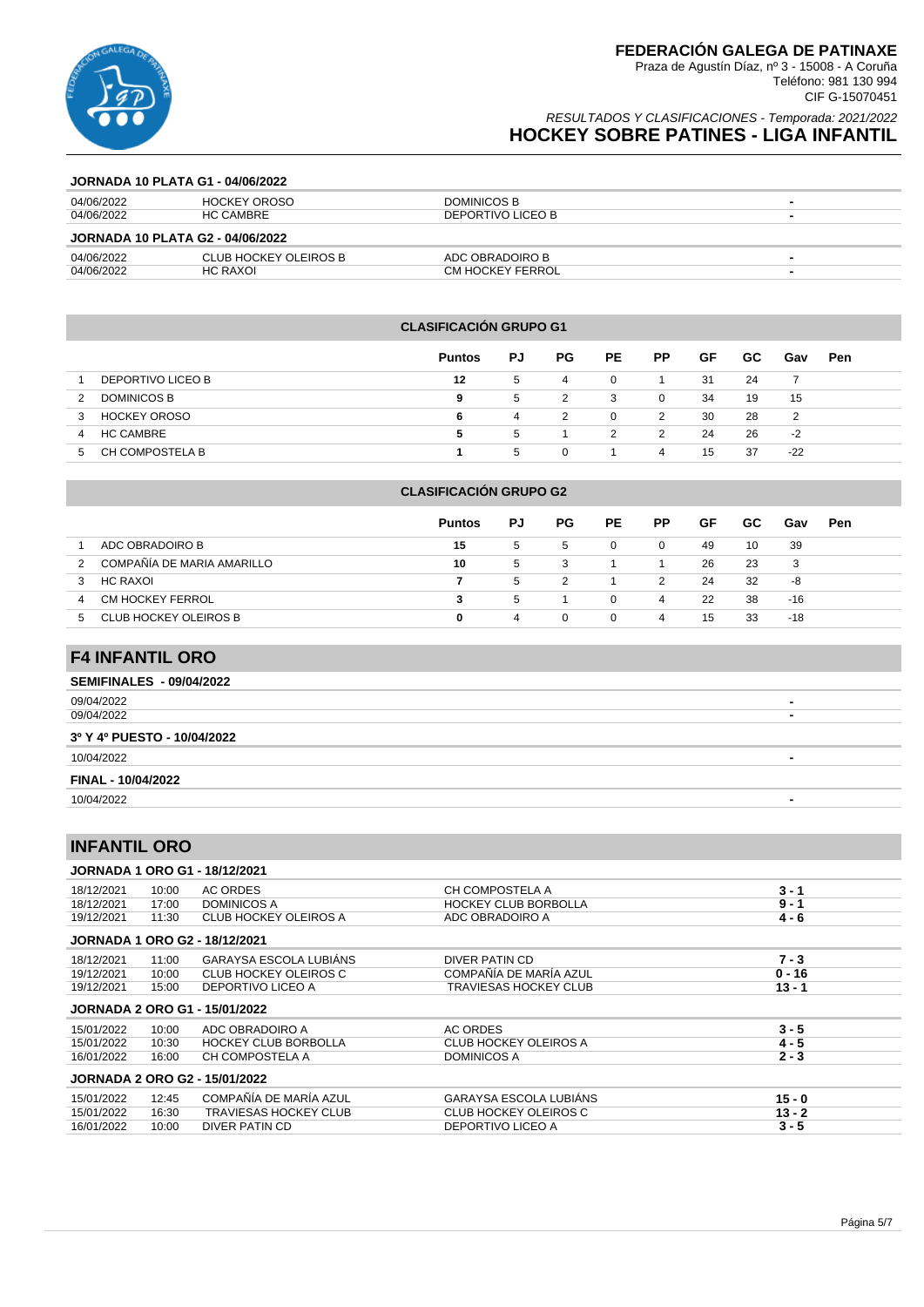### JORNADA 10 PLATA G1 - 04/06/2022

| | | | |
|---|---|---|---|
| 04/06/2022 | HOCKEY OROSO | DOMINICOS B | - |
| 04/06/2022 | HC CAMBRE | DEPORTIVO LICEO B | - |

### JORNADA 10 PLATA G2 - 04/06/2022

| | | | |
|---|---|---|---|
| 04/06/2022 | CLUB HOCKEY OLEIROS B | ADC OBRADOIRO B | - |
| 04/06/2022 | HC RAXOI | CM HOCKEY FERROL | - |

### CLASIFICACIÓN GRUPO G1

| | | Puntos | PJ | PG | PE | PP | GF | GC | Gav | Pen |
|---|---|---|---|---|---|---|---|---|---|---|
| 1 | DEPORTIVO LICEO B | 12 | 5 | 4 | 0 | 1 | 31 | 24 | 7 | |
| 2 | DOMINICOS B | 9 | 5 | 2 | 3 | 0 | 34 | 19 | 15 | |
| 3 | HOCKEY OROSO | 6 | 4 | 2 | 0 | 2 | 30 | 28 | 2 | |
| 4 | HC CAMBRE | 5 | 5 | 1 | 2 | 2 | 24 | 26 | -2 | |
| 5 | CH COMPOSTELA B | 1 | 5 | 0 | 1 | 4 | 15 | 37 | -22 | |

### CLASIFICACIÓN GRUPO G2

| | | Puntos | PJ | PG | PE | PP | GF | GC | Gav | Pen |
|---|---|---|---|---|---|---|---|---|---|---|
| 1 | ADC OBRADOIRO B | 15 | 5 | 5 | 0 | 0 | 49 | 10 | 39 | |
| 2 | COMPAÑÍA DE MARIA AMARILLO | 10 | 5 | 3 | 1 | 1 | 26 | 23 | 3 | |
| 3 | HC RAXOI | 7 | 5 | 2 | 1 | 2 | 24 | 32 | -8 | |
| 4 | CM HOCKEY FERROL | 3 | 5 | 1 | 0 | 4 | 22 | 38 | -16 | |
| 5 | CLUB HOCKEY OLEIROS B | 0 | 4 | 0 | 0 | 4 | 15 | 33 | -18 | |

## F4 INFANTIL ORO

### SEMIFINALES - 09/04/2022

| | |
|---|---|
| 09/04/2022 | - |
| 09/04/2022 | - |

### 3º Y 4º PUESTO - 10/04/2022

| | |
|---|---|
| 10/04/2022 | - |

### FINAL - 10/04/2022

| | |
|---|---|
| 10/04/2022 | - |

## INFANTIL ORO

### JORNADA 1 ORO G1 - 18/12/2021

| | | | | |
|---|---|---|---|---|
| 18/12/2021 | 10:00 | AC ORDES | CH COMPOSTELA A | 3 - 1 |
| 18/12/2021 | 17:00 | DOMINICOS A | HOCKEY CLUB BORBOLLA | 9 - 1 |
| 19/12/2021 | 11:30 | CLUB HOCKEY OLEIROS A | ADC OBRADOIRO A | 4 - 6 |

### JORNADA 1 ORO G2 - 18/12/2021

| | | | | |
|---|---|---|---|---|
| 18/12/2021 | 11:00 | GARAYSA ESCOLA LUBIÁNS | DIVER PATIN CD | 7 - 3 |
| 19/12/2021 | 10:00 | CLUB HOCKEY OLEIROS C | COMPAÑÍA DE MARÍA AZUL | 0 - 16 |
| 19/12/2021 | 15:00 | DEPORTIVO LICEO A | TRAVIESAS HOCKEY CLUB | 13 - 1 |

### JORNADA 2 ORO G1 - 15/01/2022

| | | | | |
|---|---|---|---|---|
| 15/01/2022 | 10:00 | ADC OBRADOIRO A | AC ORDES | 3 - 5 |
| 15/01/2022 | 10:30 | HOCKEY CLUB BORBOLLA | CLUB HOCKEY OLEIROS A | 4 - 5 |
| 16/01/2022 | 16:00 | CH COMPOSTELA A | DOMINICOS A | 2 - 3 |

### JORNADA 2 ORO G2 - 15/01/2022

| | | | | |
|---|---|---|---|---|
| 15/01/2022 | 12:45 | COMPAÑÍA DE MARÍA AZUL | GARAYSA ESCOLA LUBIÁNS | 15 - 0 |
| 15/01/2022 | 16:30 | TRAVIESAS HOCKEY CLUB | CLUB HOCKEY OLEIROS C | 13 - 2 |
| 16/01/2022 | 10:00 | DIVER PATIN CD | DEPORTIVO LICEO A | 3 - 5 |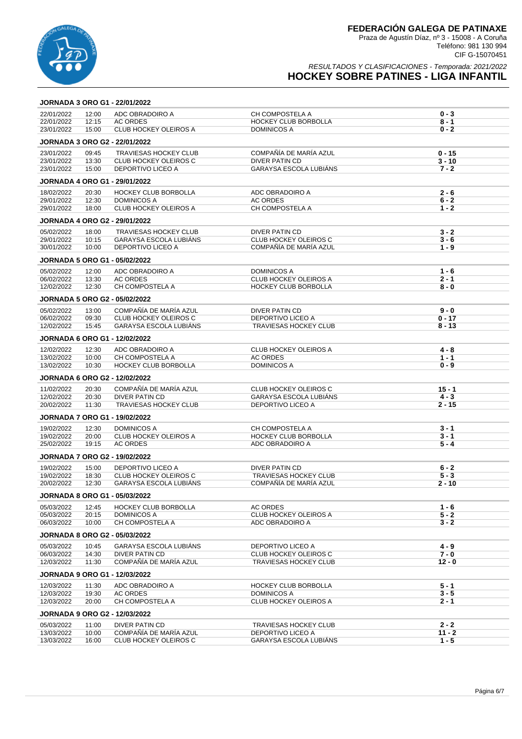# FEDERACIÓN GALEGA DE PATINAXE

Praza de Agustín Díaz, nº 3 - 15008 - A Coruña
Teléfono: 981 130 994
CIF G-15070451

*RESULTADOS Y CLASIFICACIONES - Temporada: 2021/2022*

## HOCKEY SOBRE PATINES - LIGA INFANTIL

### JORNADA 3 ORO G1 - 22/01/2022

| Fecha | Hora | Local | Visitante | Resultado |
|---|---|---|---|---|
| 22/01/2022 | 12:00 | ADC OBRADOIRO A | CH COMPOSTELA A | **0 - 3** |
| 22/01/2022 | 12:15 | AC ORDES | HOCKEY CLUB BORBOLLA | **8 - 1** |
| 23/01/2022 | 15:00 | CLUB HOCKEY OLEIROS A | DOMINICOS A | **0 - 2** |

### JORNADA 3 ORO G2 - 22/01/2022

| Fecha | Hora | Local | Visitante | Resultado |
|---|---|---|---|---|
| 23/01/2022 | 09:45 | TRAVIESAS HOCKEY CLUB | COMPAÑÍA DE MARÍA AZUL | **0 - 15** |
| 23/01/2022 | 13:30 | CLUB HOCKEY OLEIROS C | DIVER PATIN CD | **3 - 10** |
| 23/01/2022 | 15:00 | DEPORTIVO LICEO A | GARAYSA ESCOLA LUBIÁNS | **7 - 2** |

### JORNADA 4 ORO G1 - 29/01/2022

| Fecha | Hora | Local | Visitante | Resultado |
|---|---|---|---|---|
| 18/02/2022 | 20:30 | HOCKEY CLUB BORBOLLA | ADC OBRADOIRO A | **2 - 6** |
| 29/01/2022 | 12:30 | DOMINICOS A | AC ORDES | **6 - 2** |
| 29/01/2022 | 18:00 | CLUB HOCKEY OLEIROS A | CH COMPOSTELA A | **1 - 2** |

### JORNADA 4 ORO G2 - 29/01/2022

| Fecha | Hora | Local | Visitante | Resultado |
|---|---|---|---|---|
| 05/02/2022 | 18:00 | TRAVIESAS HOCKEY CLUB | DIVER PATIN CD | **3 - 2** |
| 29/01/2022 | 10:15 | GARAYSA ESCOLA LUBIÁNS | CLUB HOCKEY OLEIROS C | **3 - 6** |
| 30/01/2022 | 10:00 | DEPORTIVO LICEO A | COMPAÑÍA DE MARÍA AZUL | **1 - 9** |

### JORNADA 5 ORO G1 - 05/02/2022

| Fecha | Hora | Local | Visitante | Resultado |
|---|---|---|---|---|
| 05/02/2022 | 12:00 | ADC OBRADOIRO A | DOMINICOS A | **1 - 6** |
| 06/02/2022 | 13:30 | AC ORDES | CLUB HOCKEY OLEIROS A | **2 - 1** |
| 12/02/2022 | 12:30 | CH COMPOSTELA A | HOCKEY CLUB BORBOLLA | **8 - 0** |

### JORNADA 5 ORO G2 - 05/02/2022

| Fecha | Hora | Local | Visitante | Resultado |
|---|---|---|---|---|
| 05/02/2022 | 13:00 | COMPAÑÍA DE MARÍA AZUL | DIVER PATIN CD | **9 - 0** |
| 06/02/2022 | 09:30 | CLUB HOCKEY OLEIROS C | DEPORTIVO LICEO A | **0 - 17** |
| 12/02/2022 | 15:45 | GARAYSA ESCOLA LUBIÁNS | TRAVIESAS HOCKEY CLUB | **8 - 13** |

### JORNADA 6 ORO G1 - 12/02/2022

| Fecha | Hora | Local | Visitante | Resultado |
|---|---|---|---|---|
| 12/02/2022 | 12:30 | ADC OBRADOIRO A | CLUB HOCKEY OLEIROS A | **4 - 8** |
| 13/02/2022 | 10:00 | CH COMPOSTELA A | AC ORDES | **1 - 1** |
| 13/02/2022 | 10:30 | HOCKEY CLUB BORBOLLA | DOMINICOS A | **0 - 9** |

### JORNADA 6 ORO G2 - 12/02/2022

| Fecha | Hora | Local | Visitante | Resultado |
|---|---|---|---|---|
| 11/02/2022 | 20:30 | COMPAÑÍA DE MARÍA AZUL | CLUB HOCKEY OLEIROS C | **15 - 1** |
| 12/02/2022 | 20:30 | DIVER PATIN CD | GARAYSA ESCOLA LUBIÁNS | **4 - 3** |
| 20/02/2022 | 11:30 | TRAVIESAS HOCKEY CLUB | DEPORTIVO LICEO A | **2 - 15** |

### JORNADA 7 ORO G1 - 19/02/2022

| Fecha | Hora | Local | Visitante | Resultado |
|---|---|---|---|---|
| 19/02/2022 | 12:30 | DOMINICOS A | CH COMPOSTELA A | **3 - 1** |
| 19/02/2022 | 20:00 | CLUB HOCKEY OLEIROS A | HOCKEY CLUB BORBOLLA | **3 - 1** |
| 25/02/2022 | 19:15 | AC ORDES | ADC OBRADOIRO A | **5 - 4** |

### JORNADA 7 ORO G2 - 19/02/2022

| Fecha | Hora | Local | Visitante | Resultado |
|---|---|---|---|---|
| 19/02/2022 | 15:00 | DEPORTIVO LICEO A | DIVER PATIN CD | **6 - 2** |
| 19/02/2022 | 18:30 | CLUB HOCKEY OLEIROS C | TRAVIESAS HOCKEY CLUB | **5 - 3** |
| 20/02/2022 | 12:30 | GARAYSA ESCOLA LUBIÁNS | COMPAÑÍA DE MARÍA AZUL | **2 - 10** |

### JORNADA 8 ORO G1 - 05/03/2022

| Fecha | Hora | Local | Visitante | Resultado |
|---|---|---|---|---|
| 05/03/2022 | 12:45 | HOCKEY CLUB BORBOLLA | AC ORDES | **1 - 6** |
| 05/03/2022 | 20:15 | DOMINICOS A | CLUB HOCKEY OLEIROS A | **5 - 2** |
| 06/03/2022 | 10:00 | CH COMPOSTELA A | ADC OBRADOIRO A | **3 - 2** |

### JORNADA 8 ORO G2 - 05/03/2022

| Fecha | Hora | Local | Visitante | Resultado |
|---|---|---|---|---|
| 05/03/2022 | 10:45 | GARAYSA ESCOLA LUBIÁNS | DEPORTIVO LICEO A | **4 - 9** |
| 06/03/2022 | 14:30 | DIVER PATIN CD | CLUB HOCKEY OLEIROS C | **7 - 0** |
| 12/03/2022 | 11:30 | COMPAÑÍA DE MARÍA AZUL | TRAVIESAS HOCKEY CLUB | **12 - 0** |

### JORNADA 9 ORO G1 - 12/03/2022

| Fecha | Hora | Local | Visitante | Resultado |
|---|---|---|---|---|
| 12/03/2022 | 11:30 | ADC OBRADOIRO A | HOCKEY CLUB BORBOLLA | **5 - 1** |
| 12/03/2022 | 19:30 | AC ORDES | DOMINICOS A | **3 - 5** |
| 12/03/2022 | 20:00 | CH COMPOSTELA A | CLUB HOCKEY OLEIROS A | **2 - 1** |

### JORNADA 9 ORO G2 - 12/03/2022

| Fecha | Hora | Local | Visitante | Resultado |
|---|---|---|---|---|
| 05/03/2022 | 11:00 | DIVER PATIN CD | TRAVIESAS HOCKEY CLUB | **2 - 2** |
| 13/03/2022 | 10:00 | COMPAÑÍA DE MARÍA AZUL | DEPORTIVO LICEO A | **11 - 2** |
| 13/03/2022 | 16:00 | CLUB HOCKEY OLEIROS C | GARAYSA ESCOLA LUBIÁNS | **1 - 5** |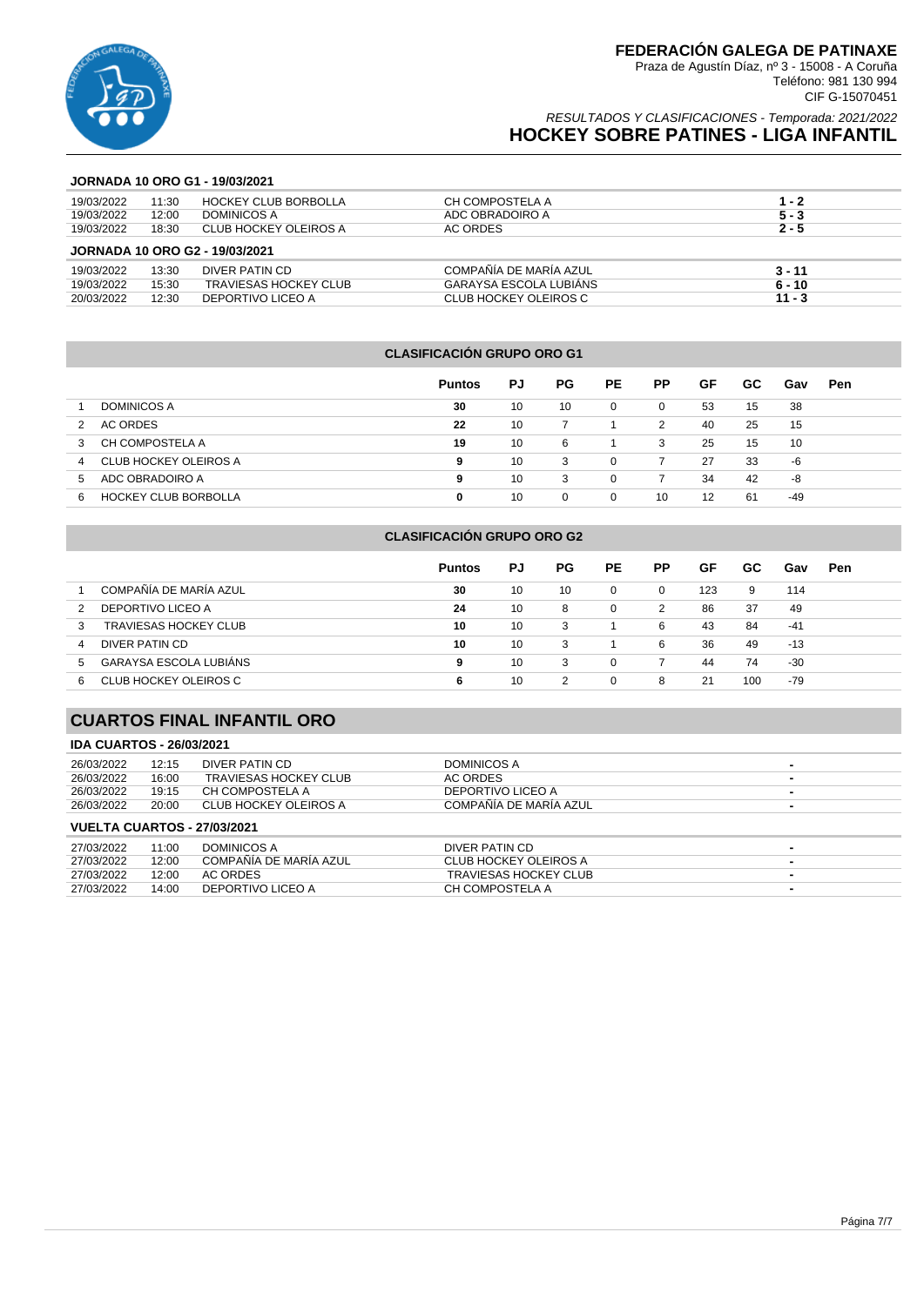# FEDERACIÓN GALEGA DE PATINAXE

Praza de Agustín Díaz, nº 3 - 15008 - A Coruña
Teléfono: 981 130 994
CIF G-15070451

*RESULTADOS Y CLASIFICACIONES - Temporada: 2021/2022*

## HOCKEY SOBRE PATINES - LIGA INFANTIL

### JORNADA 10 ORO G1 - 19/03/2021

| Fecha | Hora | Local | Visitante | Resultado |
|---|---|---|---|---|
| 19/03/2022 | 11:30 | HOCKEY CLUB BORBOLLA | CH COMPOSTELA A | **1 - 2** |
| 19/03/2022 | 12:00 | DOMINICOS A | ADC OBRADOIRO A | **5 - 3** |
| 19/03/2022 | 18:30 | CLUB HOCKEY OLEIROS A | AC ORDES | **2 - 5** |

### JORNADA 10 ORO G2 - 19/03/2021

| Fecha | Hora | Local | Visitante | Resultado |
|---|---|---|---|---|
| 19/03/2022 | 13:30 | DIVER PATIN CD | COMPAÑÍA DE MARÍA AZUL | **3 - 11** |
| 19/03/2022 | 15:30 | TRAVIESAS HOCKEY CLUB | GARAYSA ESCOLA LUBIÁNS | **6 - 10** |
| 20/03/2022 | 12:30 | DEPORTIVO LICEO A | CLUB HOCKEY OLEIROS C | **11 - 3** |

### CLASIFICACIÓN GRUPO ORO G1

| | | Puntos | PJ | PG | PE | PP | GF | GC | Gav | Pen |
|---|---|---|---|---|---|---|---|---|---|---|
| 1 | DOMINICOS A | **30** | 10 | 10 | 0 | 0 | 53 | 15 | 38 | |
| 2 | AC ORDES | **22** | 10 | 7 | 1 | 2 | 40 | 25 | 15 | |
| 3 | CH COMPOSTELA A | **19** | 10 | 6 | 1 | 3 | 25 | 15 | 10 | |
| 4 | CLUB HOCKEY OLEIROS A | **9** | 10 | 3 | 0 | 7 | 27 | 33 | -6 | |
| 5 | ADC OBRADOIRO A | **9** | 10 | 3 | 0 | 7 | 34 | 42 | -8 | |
| 6 | HOCKEY CLUB BORBOLLA | **0** | 10 | 0 | 0 | 10 | 12 | 61 | -49 | |

### CLASIFICACIÓN GRUPO ORO G2

| | | Puntos | PJ | PG | PE | PP | GF | GC | Gav | Pen |
|---|---|---|---|---|---|---|---|---|---|---|
| 1 | COMPAÑÍA DE MARÍA AZUL | **30** | 10 | 10 | 0 | 0 | 123 | 9 | 114 | |
| 2 | DEPORTIVO LICEO A | **24** | 10 | 8 | 0 | 2 | 86 | 37 | 49 | |
| 3 | TRAVIESAS HOCKEY CLUB | **10** | 10 | 3 | 1 | 6 | 43 | 84 | -41 | |
| 4 | DIVER PATIN CD | **10** | 10 | 3 | 1 | 6 | 36 | 49 | -13 | |
| 5 | GARAYSA ESCOLA LUBIÁNS | **9** | 10 | 3 | 0 | 7 | 44 | 74 | -30 | |
| 6 | CLUB HOCKEY OLEIROS C | **6** | 10 | 2 | 0 | 8 | 21 | 100 | -79 | |

## CUARTOS FINAL INFANTIL ORO

### IDA CUARTOS - 26/03/2021

| Fecha | Hora | Local | Visitante | Resultado |
|---|---|---|---|---|
| 26/03/2022 | 12:15 | DIVER PATIN CD | DOMINICOS A | **-** |
| 26/03/2022 | 16:00 | TRAVIESAS HOCKEY CLUB | AC ORDES | **-** |
| 26/03/2022 | 19:15 | CH COMPOSTELA A | DEPORTIVO LICEO A | **-** |
| 26/03/2022 | 20:00 | CLUB HOCKEY OLEIROS A | COMPAÑÍA DE MARÍA AZUL | **-** |

### VUELTA CUARTOS - 27/03/2021

| Fecha | Hora | Local | Visitante | Resultado |
|---|---|---|---|---|
| 27/03/2022 | 11:00 | DOMINICOS A | DIVER PATIN CD | **-** |
| 27/03/2022 | 12:00 | COMPAÑÍA DE MARÍA AZUL | CLUB HOCKEY OLEIROS A | **-** |
| 27/03/2022 | 12:00 | AC ORDES | TRAVIESAS HOCKEY CLUB | **-** |
| 27/03/2022 | 14:00 | DEPORTIVO LICEO A | CH COMPOSTELA A | **-** |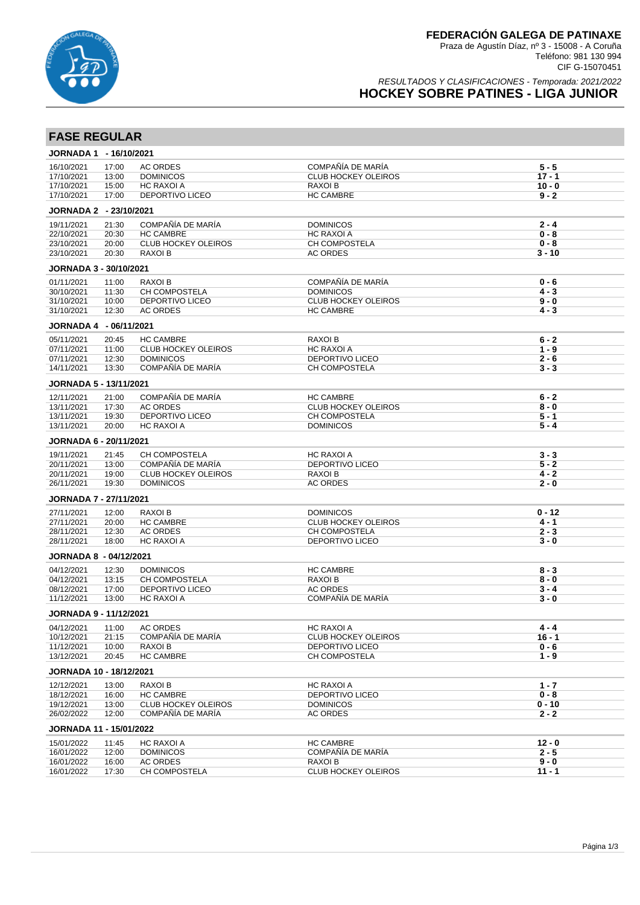# FEDERACIÓN GALEGA DE PATINAXE

Praza de Agustín Díaz, nº 3 - 15008 - A Coruña
Teléfono: 981 130 994
CIF G-15070451

*RESULTADOS Y CLASIFICACIONES - Temporada: 2021/2022*

## HOCKEY SOBRE PATINES - LIGA JUNIOR

## FASE REGULAR

### JORNADA 1 - 16/10/2021

| Fecha | Hora | Local | Visitante | Resultado |
|---|---|---|---|---|
| 16/10/2021 | 17:00 | AC ORDES | COMPAÑÍA DE MARÍA | 5 - 5 |
| 17/10/2021 | 13:00 | DOMINICOS | CLUB HOCKEY OLEIROS | 17 - 1 |
| 17/10/2021 | 15:00 | HC RAXOI A | RAXOI B | 10 - 0 |
| 17/10/2021 | 17:00 | DEPORTIVO LICEO | HC CAMBRE | 9 - 2 |

### JORNADA 2 - 23/10/2021

| Fecha | Hora | Local | Visitante | Resultado |
|---|---|---|---|---|
| 19/11/2021 | 21:30 | COMPAÑÍA DE MARÍA | DOMINICOS | 2 - 4 |
| 22/10/2021 | 20:30 | HC CAMBRE | HC RAXOI A | 0 - 8 |
| 23/10/2021 | 20:00 | CLUB HOCKEY OLEIROS | CH COMPOSTELA | 0 - 8 |
| 23/10/2021 | 20:30 | RAXOI B | AC ORDES | 3 - 10 |

### JORNADA 3 - 30/10/2021

| Fecha | Hora | Local | Visitante | Resultado |
|---|---|---|---|---|
| 01/11/2021 | 11:00 | RAXOI B | COMPAÑÍA DE MARÍA | 0 - 6 |
| 30/10/2021 | 11:30 | CH COMPOSTELA | DOMINICOS | 4 - 3 |
| 31/10/2021 | 10:00 | DEPORTIVO LICEO | CLUB HOCKEY OLEIROS | 9 - 0 |
| 31/10/2021 | 12:30 | AC ORDES | HC CAMBRE | 4 - 3 |

### JORNADA 4 - 06/11/2021

| Fecha | Hora | Local | Visitante | Resultado |
|---|---|---|---|---|
| 05/11/2021 | 20:45 | HC CAMBRE | RAXOI B | 6 - 2 |
| 07/11/2021 | 11:00 | CLUB HOCKEY OLEIROS | HC RAXOI A | 1 - 9 |
| 07/11/2021 | 12:30 | DOMINICOS | DEPORTIVO LICEO | 2 - 6 |
| 14/11/2021 | 13:30 | COMPAÑÍA DE MARÍA | CH COMPOSTELA | 3 - 3 |

### JORNADA 5 - 13/11/2021

| Fecha | Hora | Local | Visitante | Resultado |
|---|---|---|---|---|
| 12/11/2021 | 21:00 | COMPAÑÍA DE MARÍA | HC CAMBRE | 6 - 2 |
| 13/11/2021 | 17:30 | AC ORDES | CLUB HOCKEY OLEIROS | 8 - 0 |
| 13/11/2021 | 19:30 | DEPORTIVO LICEO | CH COMPOSTELA | 5 - 1 |
| 13/11/2021 | 20:00 | HC RAXOI A | DOMINICOS | 5 - 4 |

### JORNADA 6 - 20/11/2021

| Fecha | Hora | Local | Visitante | Resultado |
|---|---|---|---|---|
| 19/11/2021 | 21:45 | CH COMPOSTELA | HC RAXOI A | 3 - 3 |
| 20/11/2021 | 13:00 | COMPAÑÍA DE MARÍA | DEPORTIVO LICEO | 5 - 2 |
| 20/11/2021 | 19:00 | CLUB HOCKEY OLEIROS | RAXOI B | 4 - 2 |
| 26/11/2021 | 19:30 | DOMINICOS | AC ORDES | 2 - 0 |

### JORNADA 7 - 27/11/2021

| Fecha | Hora | Local | Visitante | Resultado |
|---|---|---|---|---|
| 27/11/2021 | 12:00 | RAXOI B | DOMINICOS | 0 - 12 |
| 27/11/2021 | 20:00 | HC CAMBRE | CLUB HOCKEY OLEIROS | 4 - 1 |
| 28/11/2021 | 12:30 | AC ORDES | CH COMPOSTELA | 2 - 3 |
| 28/11/2021 | 18:00 | HC RAXOI A | DEPORTIVO LICEO | 3 - 0 |

### JORNADA 8 - 04/12/2021

| Fecha | Hora | Local | Visitante | Resultado |
|---|---|---|---|---|
| 04/12/2021 | 12:30 | DOMINICOS | HC CAMBRE | 8 - 3 |
| 04/12/2021 | 13:15 | CH COMPOSTELA | RAXOI B | 8 - 0 |
| 08/12/2021 | 17:00 | DEPORTIVO LICEO | AC ORDES | 3 - 4 |
| 11/12/2021 | 13:00 | HC RAXOI A | COMPAÑÍA DE MARÍA | 3 - 0 |

### JORNADA 9 - 11/12/2021

| Fecha | Hora | Local | Visitante | Resultado |
|---|---|---|---|---|
| 04/12/2021 | 11:00 | AC ORDES | HC RAXOI A | 4 - 4 |
| 10/12/2021 | 21:15 | COMPAÑÍA DE MARÍA | CLUB HOCKEY OLEIROS | 16 - 1 |
| 11/12/2021 | 10:00 | RAXOI B | DEPORTIVO LICEO | 0 - 6 |
| 13/12/2021 | 20:45 | HC CAMBRE | CH COMPOSTELA | 1 - 9 |

### JORNADA 10 - 18/12/2021

| Fecha | Hora | Local | Visitante | Resultado |
|---|---|---|---|---|
| 12/12/2021 | 13:00 | RAXOI B | HC RAXOI A | 1 - 7 |
| 18/12/2021 | 16:00 | HC CAMBRE | DEPORTIVO LICEO | 0 - 8 |
| 19/12/2021 | 13:00 | CLUB HOCKEY OLEIROS | DOMINICOS | 0 - 10 |
| 26/02/2022 | 12:00 | COMPAÑÍA DE MARÍA | AC ORDES | 2 - 2 |

### JORNADA 11 - 15/01/2022

| Fecha | Hora | Local | Visitante | Resultado |
|---|---|---|---|---|
| 15/01/2022 | 11:45 | HC RAXOI A | HC CAMBRE | 12 - 0 |
| 16/01/2022 | 12:00 | DOMINICOS | COMPAÑÍA DE MARÍA | 2 - 5 |
| 16/01/2022 | 16:00 | AC ORDES | RAXOI B | 9 - 0 |
| 16/01/2022 | 17:30 | CH COMPOSTELA | CLUB HOCKEY OLEIROS | 11 - 1 |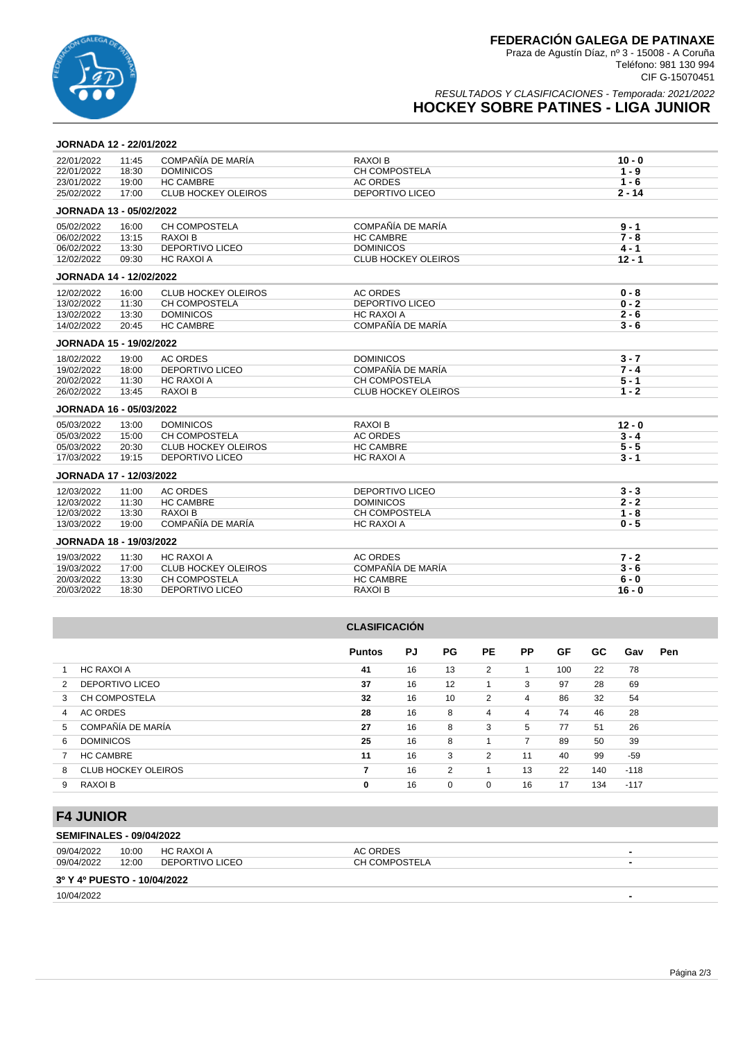# FEDERACIÓN GALEGA DE PATINAXE

Praza de Agustín Díaz, nº 3 - 15008 - A Coruña
Teléfono: 981 130 994
CIF G-15070451

*RESULTADOS Y CLASIFICACIONES - Temporada: 2021/2022*

## HOCKEY SOBRE PATINES - LIGA JUNIOR

### JORNADA 12 - 22/01/2022

| | | | | |
|---|---|---|---|---|
| 22/01/2022 | 11:45 | COMPAÑÍA DE MARÍA | RAXOI B | **10 - 0** |
| 22/01/2022 | 18:30 | DOMINICOS | CH COMPOSTELA | **1 - 9** |
| 23/01/2022 | 19:00 | HC CAMBRE | AC ORDES | **1 - 6** |
| 25/02/2022 | 17:00 | CLUB HOCKEY OLEIROS | DEPORTIVO LICEO | **2 - 14** |

### JORNADA 13 - 05/02/2022

| | | | | |
|---|---|---|---|---|
| 05/02/2022 | 16:00 | CH COMPOSTELA | COMPAÑÍA DE MARÍA | **9 - 1** |
| 06/02/2022 | 13:15 | RAXOI B | HC CAMBRE | **7 - 8** |
| 06/02/2022 | 13:30 | DEPORTIVO LICEO | DOMINICOS | **4 - 1** |
| 12/02/2022 | 09:30 | HC RAXOI A | CLUB HOCKEY OLEIROS | **12 - 1** |

### JORNADA 14 - 12/02/2022

| | | | | |
|---|---|---|---|---|
| 12/02/2022 | 16:00 | CLUB HOCKEY OLEIROS | AC ORDES | **0 - 8** |
| 13/02/2022 | 11:30 | CH COMPOSTELA | DEPORTIVO LICEO | **0 - 2** |
| 13/02/2022 | 13:30 | DOMINICOS | HC RAXOI A | **2 - 6** |
| 14/02/2022 | 20:45 | HC CAMBRE | COMPAÑÍA DE MARÍA | **3 - 6** |

### JORNADA 15 - 19/02/2022

| | | | | |
|---|---|---|---|---|
| 18/02/2022 | 19:00 | AC ORDES | DOMINICOS | **3 - 7** |
| 19/02/2022 | 18:00 | DEPORTIVO LICEO | COMPAÑÍA DE MARÍA | **7 - 4** |
| 20/02/2022 | 11:30 | HC RAXOI A | CH COMPOSTELA | **5 - 1** |
| 26/02/2022 | 13:45 | RAXOI B | CLUB HOCKEY OLEIROS | **1 - 2** |

### JORNADA 16 - 05/03/2022

| | | | | |
|---|---|---|---|---|
| 05/03/2022 | 13:00 | DOMINICOS | RAXOI B | **12 - 0** |
| 05/03/2022 | 15:00 | CH COMPOSTELA | AC ORDES | **3 - 4** |
| 05/03/2022 | 20:30 | CLUB HOCKEY OLEIROS | HC CAMBRE | **5 - 5** |
| 17/03/2022 | 19:15 | DEPORTIVO LICEO | HC RAXOI A | **3 - 1** |

### JORNADA 17 - 12/03/2022

| | | | | |
|---|---|---|---|---|
| 12/03/2022 | 11:00 | AC ORDES | DEPORTIVO LICEO | **3 - 3** |
| 12/03/2022 | 11:30 | HC CAMBRE | DOMINICOS | **2 - 2** |
| 12/03/2022 | 13:30 | RAXOI B | CH COMPOSTELA | **1 - 8** |
| 13/03/2022 | 19:00 | COMPAÑÍA DE MARÍA | HC RAXOI A | **0 - 5** |

### JORNADA 18 - 19/03/2022

| | | | | |
|---|---|---|---|---|
| 19/03/2022 | 11:30 | HC RAXOI A | AC ORDES | **7 - 2** |
| 19/03/2022 | 17:00 | CLUB HOCKEY OLEIROS | COMPAÑÍA DE MARÍA | **3 - 6** |
| 20/03/2022 | 13:30 | CH COMPOSTELA | HC CAMBRE | **6 - 0** |
| 20/03/2022 | 18:30 | DEPORTIVO LICEO | RAXOI B | **16 - 0** |

### CLASIFICACIÓN

| | | Puntos | PJ | PG | PE | PP | GF | GC | Gav | Pen |
|---|---|---|---|---|---|---|---|---|---|---|
| 1 | HC RAXOI A | **41** | 16 | 13 | 2 | 1 | 100 | 22 | 78 | |
| 2 | DEPORTIVO LICEO | **37** | 16 | 12 | 1 | 3 | 97 | 28 | 69 | |
| 3 | CH COMPOSTELA | **32** | 16 | 10 | 2 | 4 | 86 | 32 | 54 | |
| 4 | AC ORDES | **28** | 16 | 8 | 4 | 4 | 74 | 46 | 28 | |
| 5 | COMPAÑÍA DE MARÍA | **27** | 16 | 8 | 3 | 5 | 77 | 51 | 26 | |
| 6 | DOMINICOS | **25** | 16 | 8 | 1 | 7 | 89 | 50 | 39 | |
| 7 | HC CAMBRE | **11** | 16 | 3 | 2 | 11 | 40 | 99 | -59 | |
| 8 | CLUB HOCKEY OLEIROS | **7** | 16 | 2 | 1 | 13 | 22 | 140 | -118 | |
| 9 | RAXOI B | **0** | 16 | 0 | 0 | 16 | 17 | 134 | -117 | |

## F4 JUNIOR

### SEMIFINALES - 09/04/2022

| | | | | |
|---|---|---|---|---|
| 09/04/2022 | 10:00 | HC RAXOI A | AC ORDES | **-** |
| 09/04/2022 | 12:00 | DEPORTIVO LICEO | CH COMPOSTELA | **-** |

### 3º Y 4º PUESTO - 10/04/2022

| | | | | |
|---|---|---|---|---|
| 10/04/2022 | | | | **-** |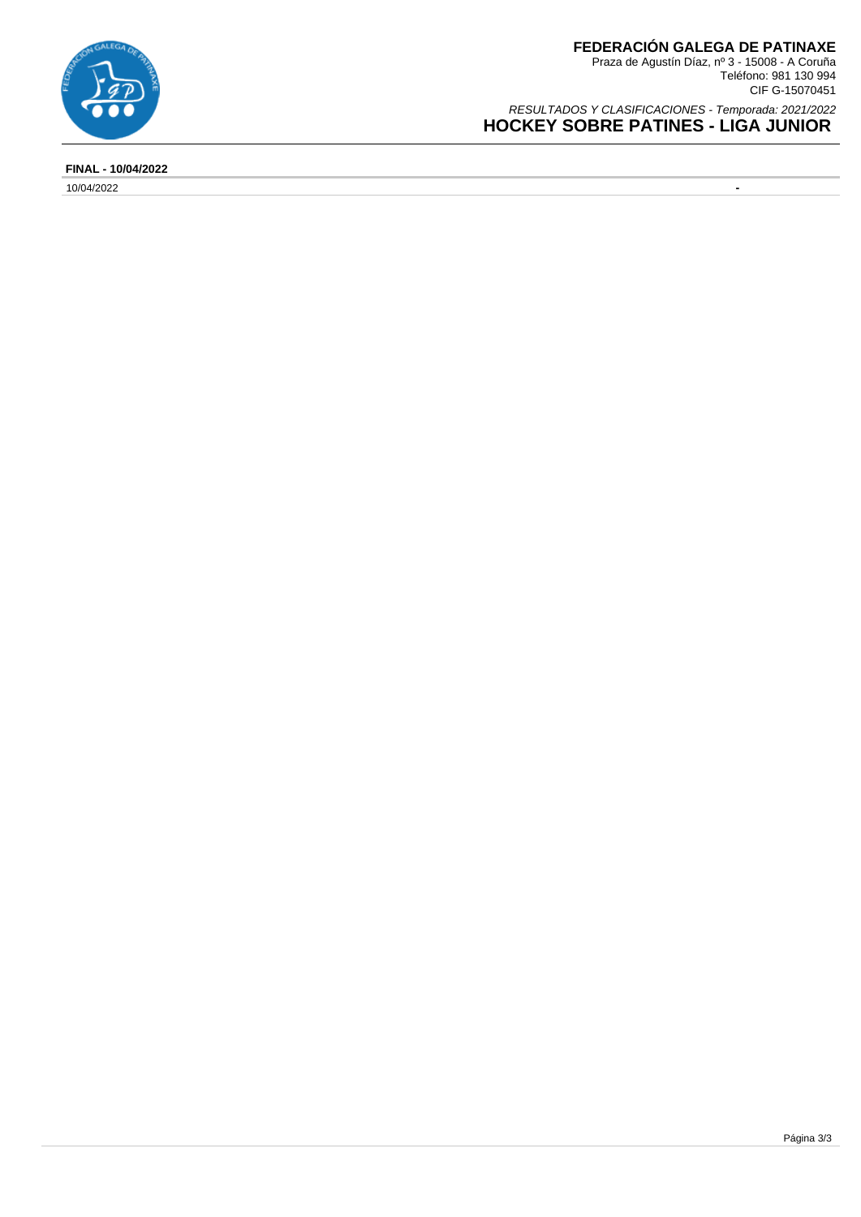# FEDERACIÓN GALEGA DE PATINAXE

Praza de Agustín Díaz, nº 3 - 15008 - A Coruña
Teléfono: 981 130 994
CIF G-15070451

*RESULTADOS Y CLASIFICACIONES - Temporada: 2021/2022*

## HOCKEY SOBRE PATINES - LIGA JUNIOR

**FINAL - 10/04/2022**

| 10/04/2022 | - |
|---|---|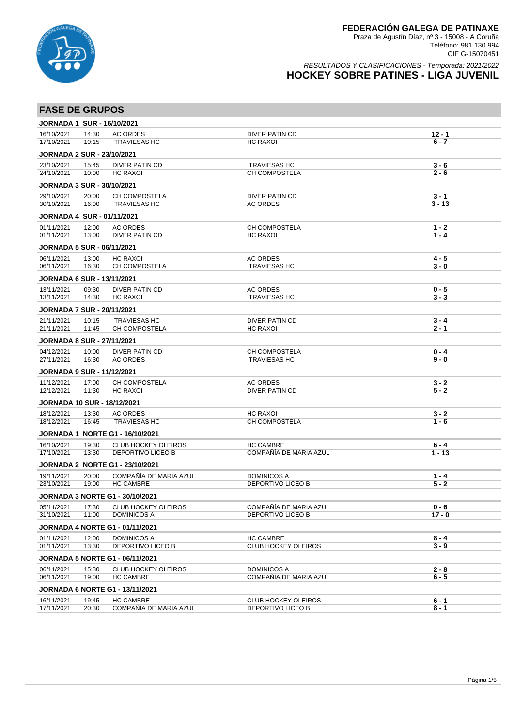**FEDERACIÓN GALEGA DE PATINAXE**
Praza de Agustín Díaz, nº 3 - 15008 - A Coruña
Teléfono: 981 130 994
CIF G-15070451

*RESULTADOS Y CLASIFICACIONES - Temporada: 2021/2022*

# HOCKEY SOBRE PATINES - LIGA JUVENIL

## FASE DE GRUPOS

### JORNADA 1 SUR - 16/10/2021

| Fecha | Hora | Local | Visitante | Resultado |
|---|---|---|---|---|
| 16/10/2021 | 14:30 | AC ORDES | DIVER PATIN CD | **12 - 1** |
| 17/10/2021 | 10:15 | TRAVIESAS HC | HC RAXOI | **6 - 7** |

### JORNADA 2 SUR - 23/10/2021

| Fecha | Hora | Local | Visitante | Resultado |
|---|---|---|---|---|
| 23/10/2021 | 15:45 | DIVER PATIN CD | TRAVIESAS HC | **3 - 6** |
| 24/10/2021 | 10:00 | HC RAXOI | CH COMPOSTELA | **2 - 6** |

### JORNADA 3 SUR - 30/10/2021

| Fecha | Hora | Local | Visitante | Resultado |
|---|---|---|---|---|
| 29/10/2021 | 20:00 | CH COMPOSTELA | DIVER PATIN CD | **3 - 1** |
| 30/10/2021 | 16:00 | TRAVIESAS HC | AC ORDES | **3 - 13** |

### JORNADA 4 SUR - 01/11/2021

| Fecha | Hora | Local | Visitante | Resultado |
|---|---|---|---|---|
| 01/11/2021 | 12:00 | AC ORDES | CH COMPOSTELA | **1 - 2** |
| 01/11/2021 | 13:00 | DIVER PATIN CD | HC RAXOI | **1 - 4** |

### JORNADA 5 SUR - 06/11/2021

| Fecha | Hora | Local | Visitante | Resultado |
|---|---|---|---|---|
| 06/11/2021 | 13:00 | HC RAXOI | AC ORDES | **4 - 5** |
| 06/11/2021 | 16:30 | CH COMPOSTELA | TRAVIESAS HC | **3 - 0** |

### JORNADA 6 SUR - 13/11/2021

| Fecha | Hora | Local | Visitante | Resultado |
|---|---|---|---|---|
| 13/11/2021 | 09:30 | DIVER PATIN CD | AC ORDES | **0 - 5** |
| 13/11/2021 | 14:30 | HC RAXOI | TRAVIESAS HC | **3 - 3** |

### JORNADA 7 SUR - 20/11/2021

| Fecha | Hora | Local | Visitante | Resultado |
|---|---|---|---|---|
| 21/11/2021 | 10:15 | TRAVIESAS HC | DIVER PATIN CD | **3 - 4** |
| 21/11/2021 | 11:45 | CH COMPOSTELA | HC RAXOI | **2 - 1** |

### JORNADA 8 SUR - 27/11/2021

| Fecha | Hora | Local | Visitante | Resultado |
|---|---|---|---|---|
| 04/12/2021 | 10:00 | DIVER PATIN CD | CH COMPOSTELA | **0 - 4** |
| 27/11/2021 | 16:30 | AC ORDES | TRAVIESAS HC | **9 - 0** |

### JORNADA 9 SUR - 11/12/2021

| Fecha | Hora | Local | Visitante | Resultado |
|---|---|---|---|---|
| 11/12/2021 | 17:00 | CH COMPOSTELA | AC ORDES | **3 - 2** |
| 12/12/2021 | 11:30 | HC RAXOI | DIVER PATIN CD | **5 - 2** |

### JORNADA 10 SUR - 18/12/2021

| Fecha | Hora | Local | Visitante | Resultado |
|---|---|---|---|---|
| 18/12/2021 | 13:30 | AC ORDES | HC RAXOI | **3 - 2** |
| 18/12/2021 | 16:45 | TRAVIESAS HC | CH COMPOSTELA | **1 - 6** |

### JORNADA 1 NORTE G1 - 16/10/2021

| Fecha | Hora | Local | Visitante | Resultado |
|---|---|---|---|---|
| 16/10/2021 | 19:30 | CLUB HOCKEY OLEIROS | HC CAMBRE | **6 - 4** |
| 17/10/2021 | 13:30 | DEPORTIVO LICEO B | COMPAÑÍA DE MARIA AZUL | **1 - 13** |

### JORNADA 2 NORTE G1 - 23/10/2021

| Fecha | Hora | Local | Visitante | Resultado |
|---|---|---|---|---|
| 19/11/2021 | 20:00 | COMPAÑÍA DE MARIA AZUL | DOMINICOS A | **1 - 4** |
| 23/10/2021 | 19:00 | HC CAMBRE | DEPORTIVO LICEO B | **5 - 2** |

### JORNADA 3 NORTE G1 - 30/10/2021

| Fecha | Hora | Local | Visitante | Resultado |
|---|---|---|---|---|
| 05/11/2021 | 17:30 | CLUB HOCKEY OLEIROS | COMPAÑÍA DE MARIA AZUL | **0 - 6** |
| 31/10/2021 | 11:00 | DOMINICOS A | DEPORTIVO LICEO B | **17 - 0** |

### JORNADA 4 NORTE G1 - 01/11/2021

| Fecha | Hora | Local | Visitante | Resultado |
|---|---|---|---|---|
| 01/11/2021 | 12:00 | DOMINICOS A | HC CAMBRE | **8 - 4** |
| 01/11/2021 | 13:30 | DEPORTIVO LICEO B | CLUB HOCKEY OLEIROS | **3 - 9** |

### JORNADA 5 NORTE G1 - 06/11/2021

| Fecha | Hora | Local | Visitante | Resultado |
|---|---|---|---|---|
| 06/11/2021 | 15:30 | CLUB HOCKEY OLEIROS | DOMINICOS A | **2 - 8** |
| 06/11/2021 | 19:00 | HC CAMBRE | COMPAÑÍA DE MARIA AZUL | **6 - 5** |

### JORNADA 6 NORTE G1 - 13/11/2021

| Fecha | Hora | Local | Visitante | Resultado |
|---|---|---|---|---|
| 16/11/2021 | 19:45 | HC CAMBRE | CLUB HOCKEY OLEIROS | **6 - 1** |
| 17/11/2021 | 20:30 | COMPAÑÍA DE MARIA AZUL | DEPORTIVO LICEO B | **8 - 1** |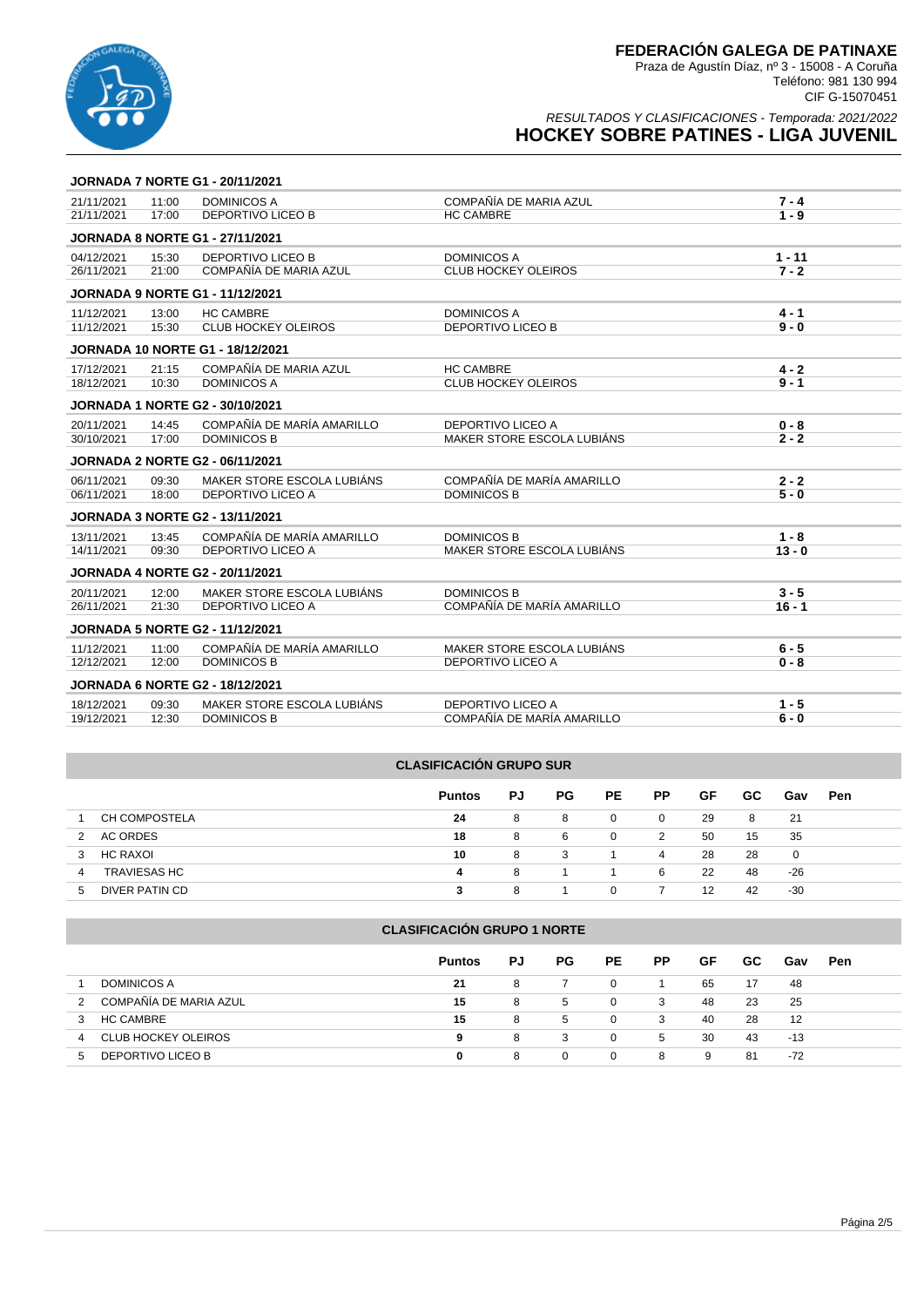# FEDERACIÓN GALEGA DE PATINAXE

Praza de Agustín Díaz, nº 3 - 15008 - A Coruña
Teléfono: 981 130 994
CIF G-15070451

*RESULTADOS Y CLASIFICACIONES - Temporada: 2021/2022*

## HOCKEY SOBRE PATINES - LIGA JUVENIL

### JORNADA 7 NORTE G1 - 20/11/2021

| | | | | |
|---|---|---|---|---|
| 21/11/2021 | 11:00 | DOMINICOS A | COMPAÑÍA DE MARIA AZUL | 7 - 4 |
| 21/11/2021 | 17:00 | DEPORTIVO LICEO B | HC CAMBRE | 1 - 9 |

### JORNADA 8 NORTE G1 - 27/11/2021

| | | | | |
|---|---|---|---|---|
| 04/12/2021 | 15:30 | DEPORTIVO LICEO B | DOMINICOS A | 1 - 11 |
| 26/11/2021 | 21:00 | COMPAÑÍA DE MARIA AZUL | CLUB HOCKEY OLEIROS | 7 - 2 |

### JORNADA 9 NORTE G1 - 11/12/2021

| | | | | |
|---|---|---|---|---|
| 11/12/2021 | 13:00 | HC CAMBRE | DOMINICOS A | 4 - 1 |
| 11/12/2021 | 15:30 | CLUB HOCKEY OLEIROS | DEPORTIVO LICEO B | 9 - 0 |

### JORNADA 10 NORTE G1 - 18/12/2021

| | | | | |
|---|---|---|---|---|
| 17/12/2021 | 21:15 | COMPAÑÍA DE MARIA AZUL | HC CAMBRE | 4 - 2 |
| 18/12/2021 | 10:30 | DOMINICOS A | CLUB HOCKEY OLEIROS | 9 - 1 |

### JORNADA 1 NORTE G2 - 30/10/2021

| | | | | |
|---|---|---|---|---|
| 20/11/2021 | 14:45 | COMPAÑÍA DE MARÍA AMARILLO | DEPORTIVO LICEO A | 0 - 8 |
| 30/10/2021 | 17:00 | DOMINICOS B | MAKER STORE ESCOLA LUBIÁNS | 2 - 2 |

### JORNADA 2 NORTE G2 - 06/11/2021

| | | | | |
|---|---|---|---|---|
| 06/11/2021 | 09:30 | MAKER STORE ESCOLA LUBIÁNS | COMPAÑÍA DE MARÍA AMARILLO | 2 - 2 |
| 06/11/2021 | 18:00 | DEPORTIVO LICEO A | DOMINICOS B | 5 - 0 |

### JORNADA 3 NORTE G2 - 13/11/2021

| | | | | |
|---|---|---|---|---|
| 13/11/2021 | 13:45 | COMPAÑÍA DE MARÍA AMARILLO | DOMINICOS B | 1 - 8 |
| 14/11/2021 | 09:30 | DEPORTIVO LICEO A | MAKER STORE ESCOLA LUBIÁNS | 13 - 0 |

### JORNADA 4 NORTE G2 - 20/11/2021

| | | | | |
|---|---|---|---|---|
| 20/11/2021 | 12:00 | MAKER STORE ESCOLA LUBIÁNS | DOMINICOS B | 3 - 5 |
| 26/11/2021 | 21:30 | DEPORTIVO LICEO A | COMPAÑÍA DE MARÍA AMARILLO | 16 - 1 |

### JORNADA 5 NORTE G2 - 11/12/2021

| | | | | |
|---|---|---|---|---|
| 11/12/2021 | 11:00 | COMPAÑÍA DE MARÍA AMARILLO | MAKER STORE ESCOLA LUBIÁNS | 6 - 5 |
| 12/12/2021 | 12:00 | DOMINICOS B | DEPORTIVO LICEO A | 0 - 8 |

### JORNADA 6 NORTE G2 - 18/12/2021

| | | | | |
|---|---|---|---|---|
| 18/12/2021 | 09:30 | MAKER STORE ESCOLA LUBIÁNS | DEPORTIVO LICEO A | 1 - 5 |
| 19/12/2021 | 12:30 | DOMINICOS B | COMPAÑÍA DE MARÍA AMARILLO | 6 - 0 |

### CLASIFICACIÓN GRUPO SUR

| | | Puntos | PJ | PG | PE | PP | GF | GC | Gav | Pen |
|---|---|---|---|---|---|---|---|---|---|---|
| 1 | CH COMPOSTELA | 24 | 8 | 8 | 0 | 0 | 29 | 8 | 21 | |
| 2 | AC ORDES | 18 | 8 | 6 | 0 | 2 | 50 | 15 | 35 | |
| 3 | HC RAXOI | 10 | 8 | 3 | 1 | 4 | 28 | 28 | 0 | |
| 4 | TRAVIESAS HC | 4 | 8 | 1 | 1 | 6 | 22 | 48 | -26 | |
| 5 | DIVER PATIN CD | 3 | 8 | 1 | 0 | 7 | 12 | 42 | -30 | |

### CLASIFICACIÓN GRUPO 1 NORTE

| | | Puntos | PJ | PG | PE | PP | GF | GC | Gav | Pen |
|---|---|---|---|---|---|---|---|---|---|---|
| 1 | DOMINICOS A | 21 | 8 | 7 | 0 | 1 | 65 | 17 | 48 | |
| 2 | COMPAÑÍA DE MARIA AZUL | 15 | 8 | 5 | 0 | 3 | 48 | 23 | 25 | |
| 3 | HC CAMBRE | 15 | 8 | 5 | 0 | 3 | 40 | 28 | 12 | |
| 4 | CLUB HOCKEY OLEIROS | 9 | 8 | 3 | 0 | 5 | 30 | 43 | -13 | |
| 5 | DEPORTIVO LICEO B | 0 | 8 | 0 | 0 | 8 | 9 | 81 | -72 | |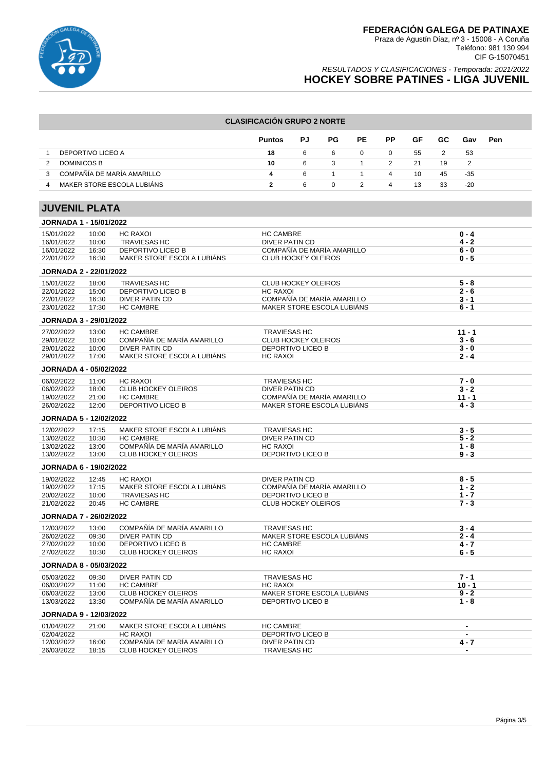# FEDERACIÓN GALEGA DE PATINAXE

Praza de Agustín Díaz, nº 3 - 15008 - A Coruña
Teléfono: 981 130 994
CIF G-15070451

*RESULTADOS Y CLASIFICACIONES - Temporada: 2021/2022*

## HOCKEY SOBRE PATINES - LIGA JUVENIL

### CLASIFICACIÓN GRUPO 2 NORTE

| | | Puntos | PJ | PG | PE | PP | GF | GC | Gav | Pen |
|---|---|---|---|---|---|---|---|---|---|---|
| 1 | DEPORTIVO LICEO A | 18 | 6 | 6 | 0 | 0 | 55 | 2 | 53 | |
| 2 | DOMINICOS B | 10 | 6 | 3 | 1 | 2 | 21 | 19 | 2 | |
| 3 | COMPAÑÍA DE MARÍA AMARILLO | 4 | 6 | 1 | 1 | 4 | 10 | 45 | -35 | |
| 4 | MAKER STORE ESCOLA LUBIÁNS | 2 | 6 | 0 | 2 | 4 | 13 | 33 | -20 | |

## JUVENIL PLATA

### JORNADA 1 - 15/01/2022

| Fecha | Hora | Local | Visitante | Resultado |
|---|---|---|---|---|
| 15/01/2022 | 10:00 | HC RAXOI | HC CAMBRE | 0 - 4 |
| 16/01/2022 | 10:00 | TRAVIESAS HC | DIVER PATIN CD | 4 - 2 |
| 16/01/2022 | 16:30 | DEPORTIVO LICEO B | COMPAÑÍA DE MARÍA AMARILLO | 6 - 0 |
| 22/01/2022 | 16:30 | MAKER STORE ESCOLA LUBIÁNS | CLUB HOCKEY OLEIROS | 0 - 5 |

### JORNADA 2 - 22/01/2022

| Fecha | Hora | Local | Visitante | Resultado |
|---|---|---|---|---|
| 15/01/2022 | 18:00 | TRAVIESAS HC | CLUB HOCKEY OLEIROS | 5 - 8 |
| 22/01/2022 | 15:00 | DEPORTIVO LICEO B | HC RAXOI | 2 - 6 |
| 22/01/2022 | 16:30 | DIVER PATIN CD | COMPAÑÍA DE MARÍA AMARILLO | 3 - 1 |
| 23/01/2022 | 17:30 | HC CAMBRE | MAKER STORE ESCOLA LUBIÁNS | 6 - 1 |

### JORNADA 3 - 29/01/2022

| Fecha | Hora | Local | Visitante | Resultado |
|---|---|---|---|---|
| 27/02/2022 | 13:00 | HC CAMBRE | TRAVIESAS HC | 11 - 1 |
| 29/01/2022 | 10:00 | COMPAÑÍA DE MARÍA AMARILLO | CLUB HOCKEY OLEIROS | 3 - 6 |
| 29/01/2022 | 10:00 | DIVER PATIN CD | DEPORTIVO LICEO B | 3 - 0 |
| 29/01/2022 | 17:00 | MAKER STORE ESCOLA LUBIÁNS | HC RAXOI | 2 - 4 |

### JORNADA 4 - 05/02/2022

| Fecha | Hora | Local | Visitante | Resultado |
|---|---|---|---|---|
| 06/02/2022 | 11:00 | HC RAXOI | TRAVIESAS HC | 7 - 0 |
| 06/02/2022 | 18:00 | CLUB HOCKEY OLEIROS | DIVER PATIN CD | 3 - 2 |
| 19/02/2022 | 21:00 | HC CAMBRE | COMPAÑÍA DE MARÍA AMARILLO | 11 - 1 |
| 26/02/2022 | 12:00 | DEPORTIVO LICEO B | MAKER STORE ESCOLA LUBIÁNS | 4 - 3 |

### JORNADA 5 - 12/02/2022

| Fecha | Hora | Local | Visitante | Resultado |
|---|---|---|---|---|
| 12/02/2022 | 17:15 | MAKER STORE ESCOLA LUBIÁNS | TRAVIESAS HC | 3 - 5 |
| 13/02/2022 | 10:30 | HC CAMBRE | DIVER PATIN CD | 5 - 2 |
| 13/02/2022 | 13:00 | COMPAÑÍA DE MARÍA AMARILLO | HC RAXOI | 1 - 8 |
| 13/02/2022 | 13:00 | CLUB HOCKEY OLEIROS | DEPORTIVO LICEO B | 9 - 3 |

### JORNADA 6 - 19/02/2022

| Fecha | Hora | Local | Visitante | Resultado |
|---|---|---|---|---|
| 19/02/2022 | 12:45 | HC RAXOI | DIVER PATIN CD | 8 - 5 |
| 19/02/2022 | 17:15 | MAKER STORE ESCOLA LUBIÁNS | COMPAÑÍA DE MARÍA AMARILLO | 1 - 2 |
| 20/02/2022 | 10:00 | TRAVIESAS HC | DEPORTIVO LICEO B | 1 - 7 |
| 21/02/2022 | 20:45 | HC CAMBRE | CLUB HOCKEY OLEIROS | 7 - 3 |

### JORNADA 7 - 26/02/2022

| Fecha | Hora | Local | Visitante | Resultado |
|---|---|---|---|---|
| 12/03/2022 | 13:00 | COMPAÑÍA DE MARÍA AMARILLO | TRAVIESAS HC | 3 - 4 |
| 26/02/2022 | 09:30 | DIVER PATIN CD | MAKER STORE ESCOLA LUBIÁNS | 2 - 4 |
| 27/02/2022 | 10:00 | DEPORTIVO LICEO B | HC CAMBRE | 4 - 7 |
| 27/02/2022 | 10:30 | CLUB HOCKEY OLEIROS | HC RAXOI | 6 - 5 |

### JORNADA 8 - 05/03/2022

| Fecha | Hora | Local | Visitante | Resultado |
|---|---|---|---|---|
| 05/03/2022 | 09:30 | DIVER PATIN CD | TRAVIESAS HC | 7 - 1 |
| 06/03/2022 | 11:00 | HC CAMBRE | HC RAXOI | 10 - 1 |
| 06/03/2022 | 13:00 | CLUB HOCKEY OLEIROS | MAKER STORE ESCOLA LUBIÁNS | 9 - 2 |
| 13/03/2022 | 13:30 | COMPAÑÍA DE MARÍA AMARILLO | DEPORTIVO LICEO B | 1 - 8 |

### JORNADA 9 - 12/03/2022

| Fecha | Hora | Local | Visitante | Resultado |
|---|---|---|---|---|
| 01/04/2022 | 21:00 | MAKER STORE ESCOLA LUBIÁNS | HC CAMBRE | - |
| 02/04/2022 | | HC RAXOI | DEPORTIVO LICEO B | - |
| 12/03/2022 | 16:00 | COMPAÑÍA DE MARÍA AMARILLO | DIVER PATIN CD | 4 - 7 |
| 26/03/2022 | 18:15 | CLUB HOCKEY OLEIROS | TRAVIESAS HC | - |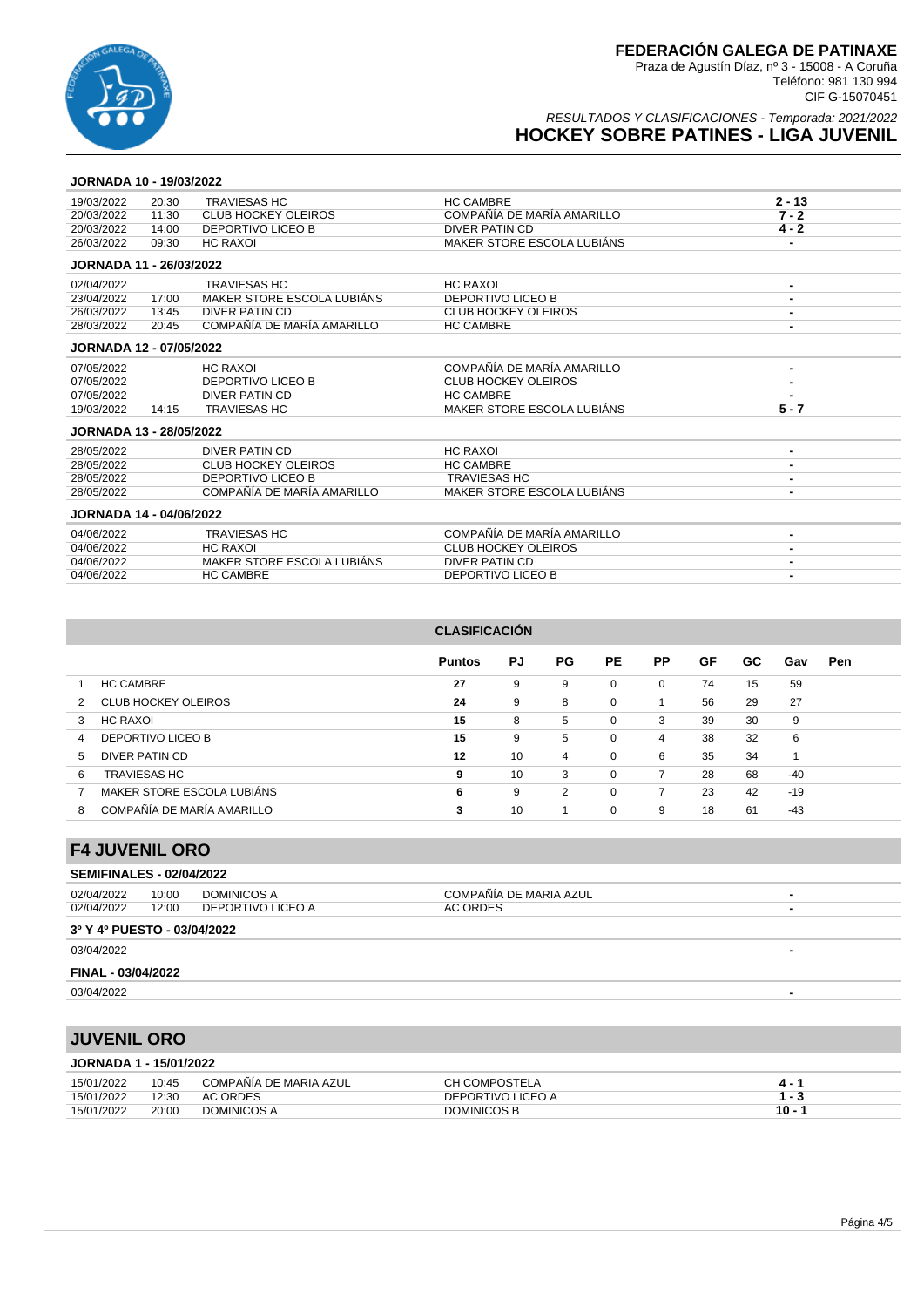# FEDERACIÓN GALEGA DE PATINAXE

Praza de Agustín Díaz, nº 3 - 15008 - A Coruña
Teléfono: 981 130 994
CIF G-15070451

*RESULTADOS Y CLASIFICACIONES - Temporada: 2021/2022*

## HOCKEY SOBRE PATINES - LIGA JUVENIL

### JORNADA 10 - 19/03/2022

| Fecha | Hora | Local | Visitante | Resultado |
|---|---|---|---|---|
| 19/03/2022 | 20:30 | TRAVIESAS HC | HC CAMBRE | 2 - 13 |
| 20/03/2022 | 11:30 | CLUB HOCKEY OLEIROS | COMPAÑÍA DE MARÍA AMARILLO | 7 - 2 |
| 20/03/2022 | 14:00 | DEPORTIVO LICEO B | DIVER PATIN CD | 4 - 2 |
| 26/03/2022 | 09:30 | HC RAXOI | MAKER STORE ESCOLA LUBIÁNS | - |

### JORNADA 11 - 26/03/2022

| Fecha | Hora | Local | Visitante | Resultado |
|---|---|---|---|---|
| 02/04/2022 | | TRAVIESAS HC | HC RAXOI | - |
| 23/04/2022 | 17:00 | MAKER STORE ESCOLA LUBIÁNS | DEPORTIVO LICEO B | - |
| 26/03/2022 | 13:45 | DIVER PATIN CD | CLUB HOCKEY OLEIROS | - |
| 28/03/2022 | 20:45 | COMPAÑÍA DE MARÍA AMARILLO | HC CAMBRE | - |

### JORNADA 12 - 07/05/2022

| Fecha | Hora | Local | Visitante | Resultado |
|---|---|---|---|---|
| 07/05/2022 | | HC RAXOI | COMPAÑÍA DE MARÍA AMARILLO | - |
| 07/05/2022 | | DEPORTIVO LICEO B | CLUB HOCKEY OLEIROS | - |
| 07/05/2022 | | DIVER PATIN CD | HC CAMBRE | - |
| 19/03/2022 | 14:15 | TRAVIESAS HC | MAKER STORE ESCOLA LUBIÁNS | 5 - 7 |

### JORNADA 13 - 28/05/2022

| Fecha | Hora | Local | Visitante | Resultado |
|---|---|---|---|---|
| 28/05/2022 | | DIVER PATIN CD | HC RAXOI | - |
| 28/05/2022 | | CLUB HOCKEY OLEIROS | HC CAMBRE | - |
| 28/05/2022 | | DEPORTIVO LICEO B | TRAVIESAS HC | - |
| 28/05/2022 | | COMPAÑÍA DE MARÍA AMARILLO | MAKER STORE ESCOLA LUBIÁNS | - |

### JORNADA 14 - 04/06/2022

| Fecha | Hora | Local | Visitante | Resultado |
|---|---|---|---|---|
| 04/06/2022 | | TRAVIESAS HC | COMPAÑÍA DE MARÍA AMARILLO | - |
| 04/06/2022 | | HC RAXOI | CLUB HOCKEY OLEIROS | - |
| 04/06/2022 | | MAKER STORE ESCOLA LUBIÁNS | DIVER PATIN CD | - |
| 04/06/2022 | | HC CAMBRE | DEPORTIVO LICEO B | - |

### CLASIFICACIÓN

| | Equipo | Puntos | PJ | PG | PE | PP | GF | GC | Gav | Pen |
|---|---|---|---|---|---|---|---|---|---|---|
| 1 | HC CAMBRE | 27 | 9 | 9 | 0 | 0 | 74 | 15 | 59 | |
| 2 | CLUB HOCKEY OLEIROS | 24 | 9 | 8 | 0 | 1 | 56 | 29 | 27 | |
| 3 | HC RAXOI | 15 | 8 | 5 | 0 | 3 | 39 | 30 | 9 | |
| 4 | DEPORTIVO LICEO B | 15 | 9 | 5 | 0 | 4 | 38 | 32 | 6 | |
| 5 | DIVER PATIN CD | 12 | 10 | 4 | 0 | 6 | 35 | 34 | 1 | |
| 6 | TRAVIESAS HC | 9 | 10 | 3 | 0 | 7 | 28 | 68 | -40 | |
| 7 | MAKER STORE ESCOLA LUBIÁNS | 6 | 9 | 2 | 0 | 7 | 23 | 42 | -19 | |
| 8 | COMPAÑÍA DE MARÍA AMARILLO | 3 | 10 | 1 | 0 | 9 | 18 | 61 | -43 | |

## F4 JUVENIL ORO

### SEMIFINALES - 02/04/2022

| Fecha | Hora | Local | Visitante | Resultado |
|---|---|---|---|---|
| 02/04/2022 | 10:00 | DOMINICOS A | COMPAÑÍA DE MARIA AZUL | - |
| 02/04/2022 | 12:00 | DEPORTIVO LICEO A | AC ORDES | - |

### 3º Y 4º PUESTO - 03/04/2022

| Fecha | Hora | Local | Visitante | Resultado |
|---|---|---|---|---|
| 03/04/2022 | | | | - |

### FINAL - 03/04/2022

| Fecha | Hora | Local | Visitante | Resultado |
|---|---|---|---|---|
| 03/04/2022 | | | | - |

## JUVENIL ORO

### JORNADA 1 - 15/01/2022

| Fecha | Hora | Local | Visitante | Resultado |
|---|---|---|---|---|
| 15/01/2022 | 10:45 | COMPAÑÍA DE MARIA AZUL | CH COMPOSTELA | 4 - 1 |
| 15/01/2022 | 12:30 | AC ORDES | DEPORTIVO LICEO A | 1 - 3 |
| 15/01/2022 | 20:00 | DOMINICOS A | DOMINICOS B | 10 - 1 |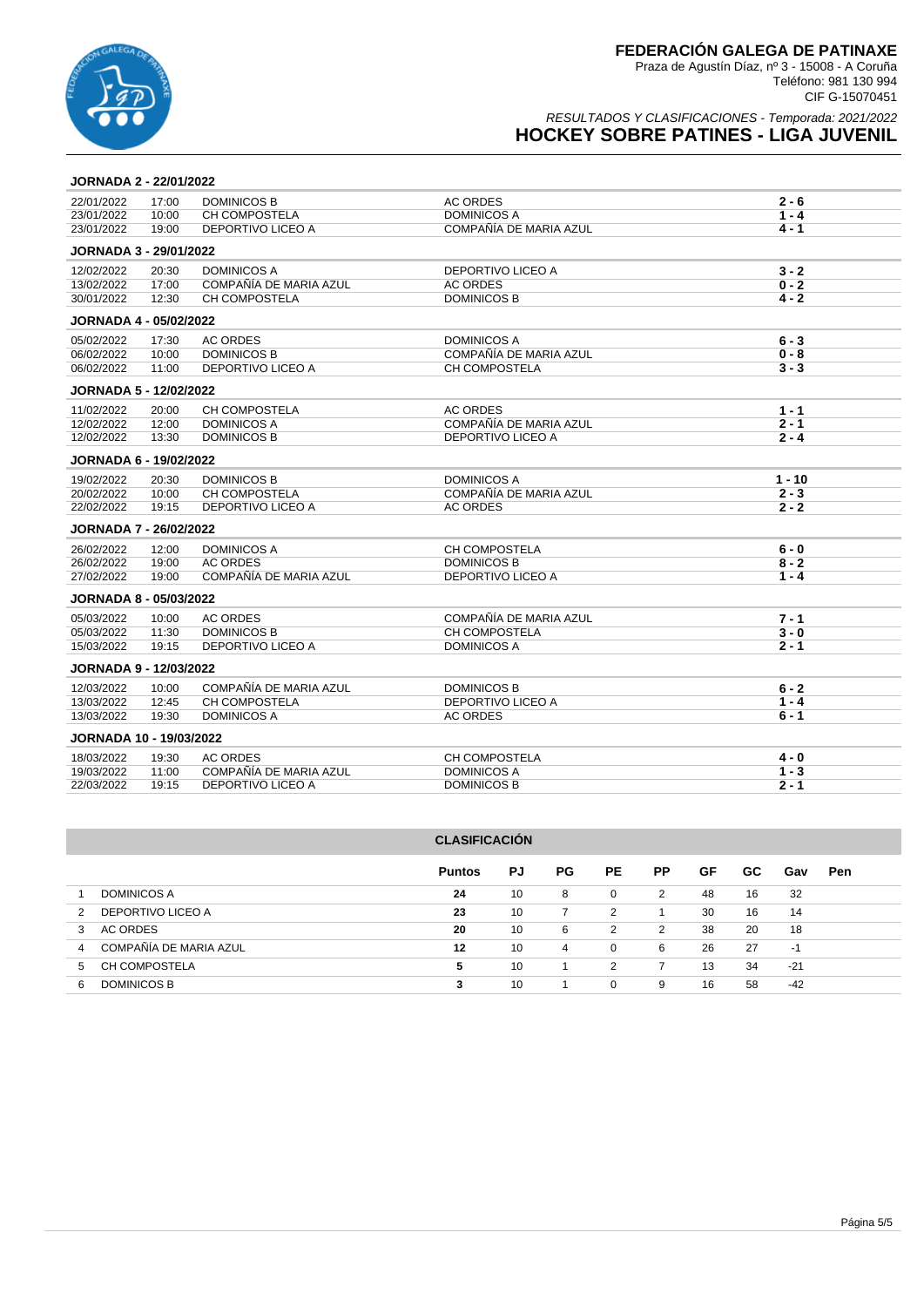**FEDERACIÓN GALEGA DE PATINAXE**
Praza de Agustín Díaz, nº 3 - 15008 - A Coruña
Teléfono: 981 130 994
CIF G-15070451

*RESULTADOS Y CLASIFICACIONES - Temporada: 2021/2022*

# HOCKEY SOBRE PATINES - LIGA JUVENIL

### JORNADA 2 - 22/01/2022

| | | | | |
|---|---|---|---|---|
| 22/01/2022 | 17:00 | DOMINICOS B | AC ORDES | **2 - 6** |
| 23/01/2022 | 10:00 | CH COMPOSTELA | DOMINICOS A | **1 - 4** |
| 23/01/2022 | 19:00 | DEPORTIVO LICEO A | COMPAÑÍA DE MARIA AZUL | **4 - 1** |

### JORNADA 3 - 29/01/2022

| | | | | |
|---|---|---|---|---|
| 12/02/2022 | 20:30 | DOMINICOS A | DEPORTIVO LICEO A | **3 - 2** |
| 13/02/2022 | 17:00 | COMPAÑÍA DE MARIA AZUL | AC ORDES | **0 - 2** |
| 30/01/2022 | 12:30 | CH COMPOSTELA | DOMINICOS B | **4 - 2** |

### JORNADA 4 - 05/02/2022

| | | | | |
|---|---|---|---|---|
| 05/02/2022 | 17:30 | AC ORDES | DOMINICOS A | **6 - 3** |
| 06/02/2022 | 10:00 | DOMINICOS B | COMPAÑÍA DE MARIA AZUL | **0 - 8** |
| 06/02/2022 | 11:00 | DEPORTIVO LICEO A | CH COMPOSTELA | **3 - 3** |

### JORNADA 5 - 12/02/2022

| | | | | |
|---|---|---|---|---|
| 11/02/2022 | 20:00 | CH COMPOSTELA | AC ORDES | **1 - 1** |
| 12/02/2022 | 12:00 | DOMINICOS A | COMPAÑÍA DE MARIA AZUL | **2 - 1** |
| 12/02/2022 | 13:30 | DOMINICOS B | DEPORTIVO LICEO A | **2 - 4** |

### JORNADA 6 - 19/02/2022

| | | | | |
|---|---|---|---|---|
| 19/02/2022 | 20:30 | DOMINICOS B | DOMINICOS A | **1 - 10** |
| 20/02/2022 | 10:00 | CH COMPOSTELA | COMPAÑÍA DE MARIA AZUL | **2 - 3** |
| 22/02/2022 | 19:15 | DEPORTIVO LICEO A | AC ORDES | **2 - 2** |

### JORNADA 7 - 26/02/2022

| | | | | |
|---|---|---|---|---|
| 26/02/2022 | 12:00 | DOMINICOS A | CH COMPOSTELA | **6 - 0** |
| 26/02/2022 | 19:00 | AC ORDES | DOMINICOS B | **8 - 2** |
| 27/02/2022 | 19:00 | COMPAÑÍA DE MARIA AZUL | DEPORTIVO LICEO A | **1 - 4** |

### JORNADA 8 - 05/03/2022

| | | | | |
|---|---|---|---|---|
| 05/03/2022 | 10:00 | AC ORDES | COMPAÑÍA DE MARIA AZUL | **7 - 1** |
| 05/03/2022 | 11:30 | DOMINICOS B | CH COMPOSTELA | **3 - 0** |
| 15/03/2022 | 19:15 | DEPORTIVO LICEO A | DOMINICOS A | **2 - 1** |

### JORNADA 9 - 12/03/2022

| | | | | |
|---|---|---|---|---|
| 12/03/2022 | 10:00 | COMPAÑÍA DE MARIA AZUL | DOMINICOS B | **6 - 2** |
| 13/03/2022 | 12:45 | CH COMPOSTELA | DEPORTIVO LICEO A | **1 - 4** |
| 13/03/2022 | 19:30 | DOMINICOS A | AC ORDES | **6 - 1** |

### JORNADA 10 - 19/03/2022

| | | | | |
|---|---|---|---|---|
| 18/03/2022 | 19:30 | AC ORDES | CH COMPOSTELA | **4 - 0** |
| 19/03/2022 | 11:00 | COMPAÑÍA DE MARIA AZUL | DOMINICOS A | **1 - 3** |
| 22/03/2022 | 19:15 | DEPORTIVO LICEO A | DOMINICOS B | **2 - 1** |

### CLASIFICACIÓN

| | | Puntos | PJ | PG | PE | PP | GF | GC | Gav | Pen |
|---|---|---|---|---|---|---|---|---|---|---|
| 1 | DOMINICOS A | **24** | 10 | 8 | 0 | 2 | 48 | 16 | 32 | |
| 2 | DEPORTIVO LICEO A | **23** | 10 | 7 | 2 | 1 | 30 | 16 | 14 | |
| 3 | AC ORDES | **20** | 10 | 6 | 2 | 2 | 38 | 20 | 18 | |
| 4 | COMPAÑÍA DE MARIA AZUL | **12** | 10 | 4 | 0 | 6 | 26 | 27 | -1 | |
| 5 | CH COMPOSTELA | **5** | 10 | 1 | 2 | 7 | 13 | 34 | -21 | |
| 6 | DOMINICOS B | **3** | 10 | 1 | 0 | 9 | 16 | 58 | -42 | |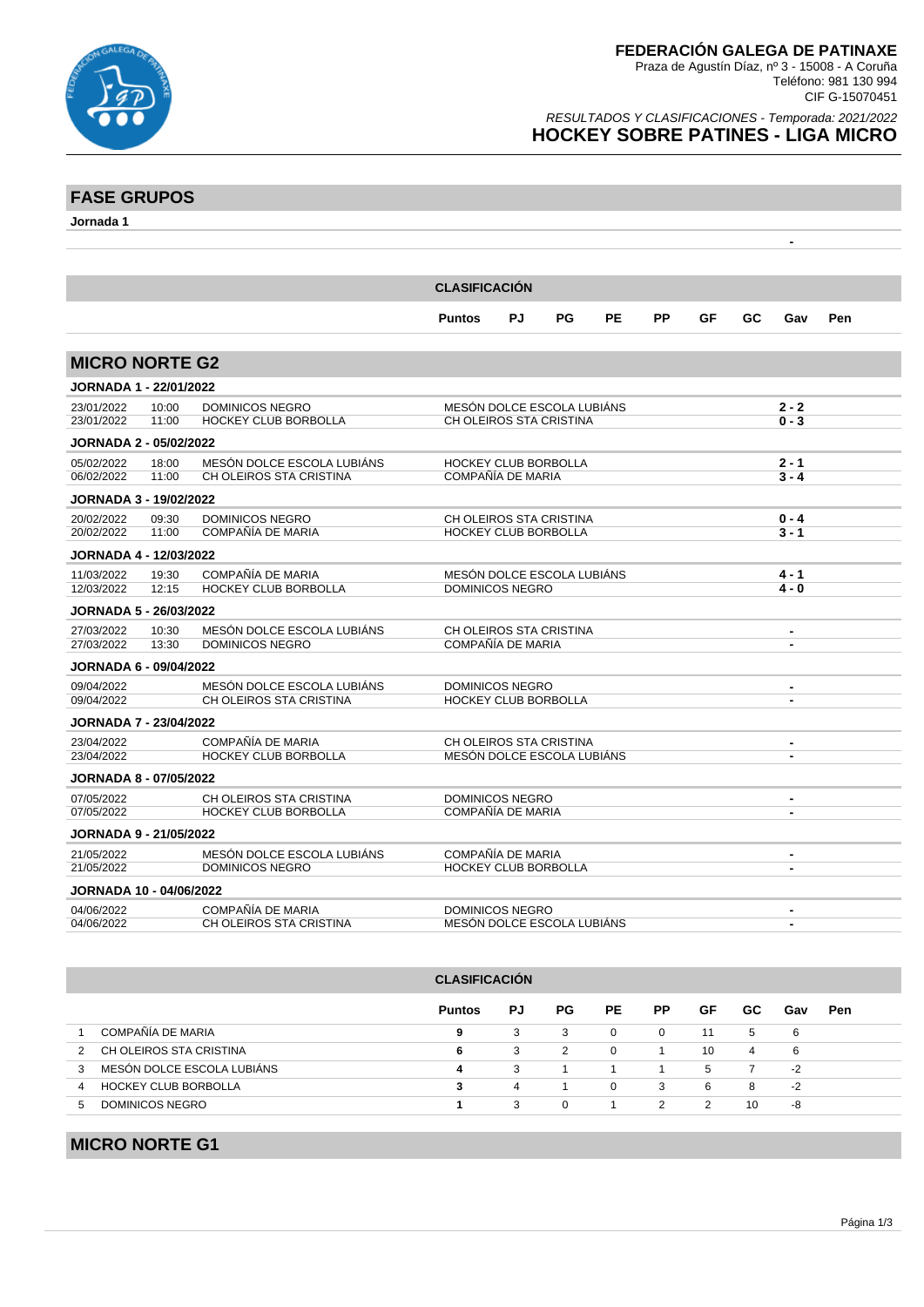**FEDERACIÓN GALEGA DE PATINAXE**
Praza de Agustín Díaz, nº 3 - 15008 - A Coruña
Teléfono: 981 130 994
CIF G-15070451

*RESULTADOS Y CLASIFICACIONES - Temporada: 2021/2022*

# HOCKEY SOBRE PATINES - LIGA MICRO

## FASE GRUPOS

**Jornada 1**

-

| | CLASIFICACIÓN | | | | | | | | |
|---|---|---|---|---|---|---|---|---|---|
| | Puntos | PJ | PG | PE | PP | GF | GC | Gav | Pen |

## MICRO NORTE G2

**JORNADA 1 - 22/01/2022**

| Fecha | Hora | Local | Visitante | Resultado |
|---|---|---|---|---|
| 23/01/2022 | 10:00 | DOMINICOS NEGRO | MESÓN DOLCE ESCOLA LUBIÁNS | 2 - 2 |
| 23/01/2022 | 11:00 | HOCKEY CLUB BORBOLLA | CH OLEIROS STA CRISTINA | 0 - 3 |

**JORNADA 2 - 05/02/2022**

| Fecha | Hora | Local | Visitante | Resultado |
|---|---|---|---|---|
| 05/02/2022 | 18:00 | MESÓN DOLCE ESCOLA LUBIÁNS | HOCKEY CLUB BORBOLLA | 2 - 1 |
| 06/02/2022 | 11:00 | CH OLEIROS STA CRISTINA | COMPAÑÍA DE MARIA | 3 - 4 |

**JORNADA 3 - 19/02/2022**

| Fecha | Hora | Local | Visitante | Resultado |
|---|---|---|---|---|
| 20/02/2022 | 09:30 | DOMINICOS NEGRO | CH OLEIROS STA CRISTINA | 0 - 4 |
| 20/02/2022 | 11:00 | COMPAÑÍA DE MARIA | HOCKEY CLUB BORBOLLA | 3 - 1 |

**JORNADA 4 - 12/03/2022**

| Fecha | Hora | Local | Visitante | Resultado |
|---|---|---|---|---|
| 11/03/2022 | 19:30 | COMPAÑÍA DE MARIA | MESÓN DOLCE ESCOLA LUBIÁNS | 4 - 1 |
| 12/03/2022 | 12:15 | HOCKEY CLUB BORBOLLA | DOMINICOS NEGRO | 4 - 0 |

**JORNADA 5 - 26/03/2022**

| Fecha | Hora | Local | Visitante | Resultado |
|---|---|---|---|---|
| 27/03/2022 | 10:30 | MESÓN DOLCE ESCOLA LUBIÁNS | CH OLEIROS STA CRISTINA | - |
| 27/03/2022 | 13:30 | DOMINICOS NEGRO | COMPAÑÍA DE MARIA | - |

**JORNADA 6 - 09/04/2022**

| Fecha | Hora | Local | Visitante | Resultado |
|---|---|---|---|---|
| 09/04/2022 | | MESÓN DOLCE ESCOLA LUBIÁNS | DOMINICOS NEGRO | - |
| 09/04/2022 | | CH OLEIROS STA CRISTINA | HOCKEY CLUB BORBOLLA | - |

**JORNADA 7 - 23/04/2022**

| Fecha | Hora | Local | Visitante | Resultado |
|---|---|---|---|---|
| 23/04/2022 | | COMPAÑÍA DE MARIA | CH OLEIROS STA CRISTINA | - |
| 23/04/2022 | | HOCKEY CLUB BORBOLLA | MESÓN DOLCE ESCOLA LUBIÁNS | - |

**JORNADA 8 - 07/05/2022**

| Fecha | Hora | Local | Visitante | Resultado |
|---|---|---|---|---|
| 07/05/2022 | | CH OLEIROS STA CRISTINA | DOMINICOS NEGRO | - |
| 07/05/2022 | | HOCKEY CLUB BORBOLLA | COMPAÑÍA DE MARIA | - |

**JORNADA 9 - 21/05/2022**

| Fecha | Hora | Local | Visitante | Resultado |
|---|---|---|---|---|
| 21/05/2022 | | MESÓN DOLCE ESCOLA LUBIÁNS | COMPAÑÍA DE MARIA | - |
| 21/05/2022 | | DOMINICOS NEGRO | HOCKEY CLUB BORBOLLA | - |

**JORNADA 10 - 04/06/2022**

| Fecha | Hora | Local | Visitante | Resultado |
|---|---|---|---|---|
| 04/06/2022 | | COMPAÑÍA DE MARIA | DOMINICOS NEGRO | - |
| 04/06/2022 | | CH OLEIROS STA CRISTINA | MESÓN DOLCE ESCOLA LUBIÁNS | - |

**CLASIFICACIÓN**

| | Equipo | Puntos | PJ | PG | PE | PP | GF | GC | Gav | Pen |
|---|---|---|---|---|---|---|---|---|---|---|
| 1 | COMPAÑÍA DE MARIA | 9 | 3 | 3 | 0 | 0 | 11 | 5 | 6 | |
| 2 | CH OLEIROS STA CRISTINA | 6 | 3 | 2 | 0 | 1 | 10 | 4 | 6 | |
| 3 | MESÓN DOLCE ESCOLA LUBIÁNS | 4 | 3 | 1 | 1 | 1 | 5 | 7 | -2 | |
| 4 | HOCKEY CLUB BORBOLLA | 3 | 4 | 1 | 0 | 3 | 6 | 8 | -2 | |
| 5 | DOMINICOS NEGRO | 1 | 3 | 0 | 1 | 2 | 2 | 10 | -8 | |

## MICRO NORTE G1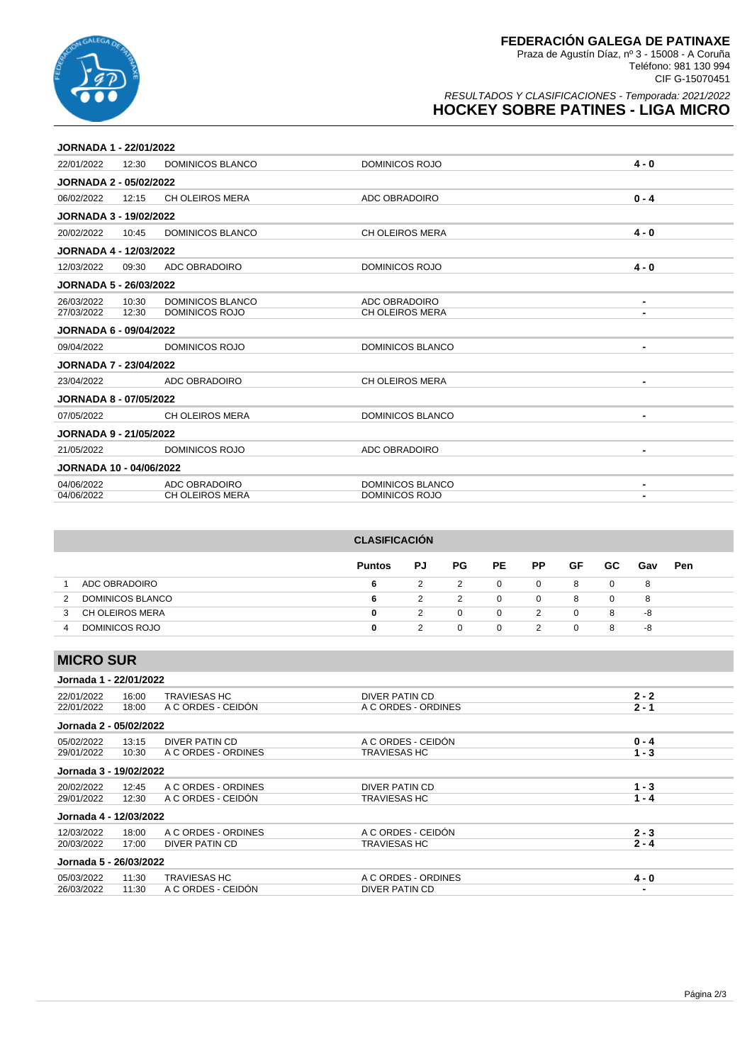# FEDERACIÓN GALEGA DE PATINAXE

Praza de Agustín Díaz, nº 3 - 15008 - A Coruña
Teléfono: 981 130 994
CIF G-15070451

*RESULTADOS Y CLASIFICACIONES - Temporada: 2021/2022*

## HOCKEY SOBRE PATINES - LIGA MICRO

**JORNADA 1 - 22/01/2022**

| Fecha | Hora | Local | Visitante | Resultado |
|---|---|---|---|---|
| 22/01/2022 | 12:30 | DOMINICOS BLANCO | DOMINICOS ROJO | 4 - 0 |

**JORNADA 2 - 05/02/2022**

| Fecha | Hora | Local | Visitante | Resultado |
|---|---|---|---|---|
| 06/02/2022 | 12:15 | CH OLEIROS MERA | ADC OBRADOIRO | 0 - 4 |

**JORNADA 3 - 19/02/2022**

| Fecha | Hora | Local | Visitante | Resultado |
|---|---|---|---|---|
| 20/02/2022 | 10:45 | DOMINICOS BLANCO | CH OLEIROS MERA | 4 - 0 |

**JORNADA 4 - 12/03/2022**

| Fecha | Hora | Local | Visitante | Resultado |
|---|---|---|---|---|
| 12/03/2022 | 09:30 | ADC OBRADOIRO | DOMINICOS ROJO | 4 - 0 |

**JORNADA 5 - 26/03/2022**

| Fecha | Hora | Local | Visitante | Resultado |
|---|---|---|---|---|
| 26/03/2022 | 10:30 | DOMINICOS BLANCO | ADC OBRADOIRO | - |
| 27/03/2022 | 12:30 | DOMINICOS ROJO | CH OLEIROS MERA | - |

**JORNADA 6 - 09/04/2022**

| Fecha | Hora | Local | Visitante | Resultado |
|---|---|---|---|---|
| 09/04/2022 | | DOMINICOS ROJO | DOMINICOS BLANCO | - |

**JORNADA 7 - 23/04/2022**

| Fecha | Hora | Local | Visitante | Resultado |
|---|---|---|---|---|
| 23/04/2022 | | ADC OBRADOIRO | CH OLEIROS MERA | - |

**JORNADA 8 - 07/05/2022**

| Fecha | Hora | Local | Visitante | Resultado |
|---|---|---|---|---|
| 07/05/2022 | | CH OLEIROS MERA | DOMINICOS BLANCO | - |

**JORNADA 9 - 21/05/2022**

| Fecha | Hora | Local | Visitante | Resultado |
|---|---|---|---|---|
| 21/05/2022 | | DOMINICOS ROJO | ADC OBRADOIRO | - |

**JORNADA 10 - 04/06/2022**

| Fecha | Hora | Local | Visitante | Resultado |
|---|---|---|---|---|
| 04/06/2022 | | ADC OBRADOIRO | DOMINICOS BLANCO | - |
| 04/06/2022 | | CH OLEIROS MERA | DOMINICOS ROJO | - |

**CLASIFICACIÓN**

| | Equipo | Puntos | PJ | PG | PE | PP | GF | GC | Gav | Pen |
|---|---|---|---|---|---|---|---|---|---|---|
| 1 | ADC OBRADOIRO | **6** | 2 | 2 | 0 | 0 | 8 | 0 | 8 | |
| 2 | DOMINICOS BLANCO | **6** | 2 | 2 | 0 | 0 | 8 | 0 | 8 | |
| 3 | CH OLEIROS MERA | **0** | 2 | 0 | 0 | 2 | 0 | 8 | -8 | |
| 4 | DOMINICOS ROJO | **0** | 2 | 0 | 0 | 2 | 0 | 8 | -8 | |

## MICRO SUR

**Jornada 1 - 22/01/2022**

| Fecha | Hora | Local | Visitante | Resultado |
|---|---|---|---|---|
| 22/01/2022 | 16:00 | TRAVIESAS HC | DIVER PATIN CD | 2 - 2 |
| 22/01/2022 | 18:00 | A C ORDES - CEIDÓN | A C ORDES - ORDINES | 2 - 1 |

**Jornada 2 - 05/02/2022**

| Fecha | Hora | Local | Visitante | Resultado |
|---|---|---|---|---|
| 05/02/2022 | 13:15 | DIVER PATIN CD | A C ORDES - CEIDÓN | 0 - 4 |
| 29/01/2022 | 10:30 | A C ORDES - ORDINES | TRAVIESAS HC | 1 - 3 |

**Jornada 3 - 19/02/2022**

| Fecha | Hora | Local | Visitante | Resultado |
|---|---|---|---|---|
| 20/02/2022 | 12:45 | A C ORDES - ORDINES | DIVER PATIN CD | 1 - 3 |
| 29/01/2022 | 12:30 | A C ORDES - CEIDÓN | TRAVIESAS HC | 1 - 4 |

**Jornada 4 - 12/03/2022**

| Fecha | Hora | Local | Visitante | Resultado |
|---|---|---|---|---|
| 12/03/2022 | 18:00 | A C ORDES - ORDINES | A C ORDES - CEIDÓN | 2 - 3 |
| 20/03/2022 | 17:00 | DIVER PATIN CD | TRAVIESAS HC | 2 - 4 |

**Jornada 5 - 26/03/2022**

| Fecha | Hora | Local | Visitante | Resultado |
|---|---|---|---|---|
| 05/03/2022 | 11:30 | TRAVIESAS HC | A C ORDES - ORDINES | 4 - 0 |
| 26/03/2022 | 11:30 | A C ORDES - CEIDÓN | DIVER PATIN CD | - |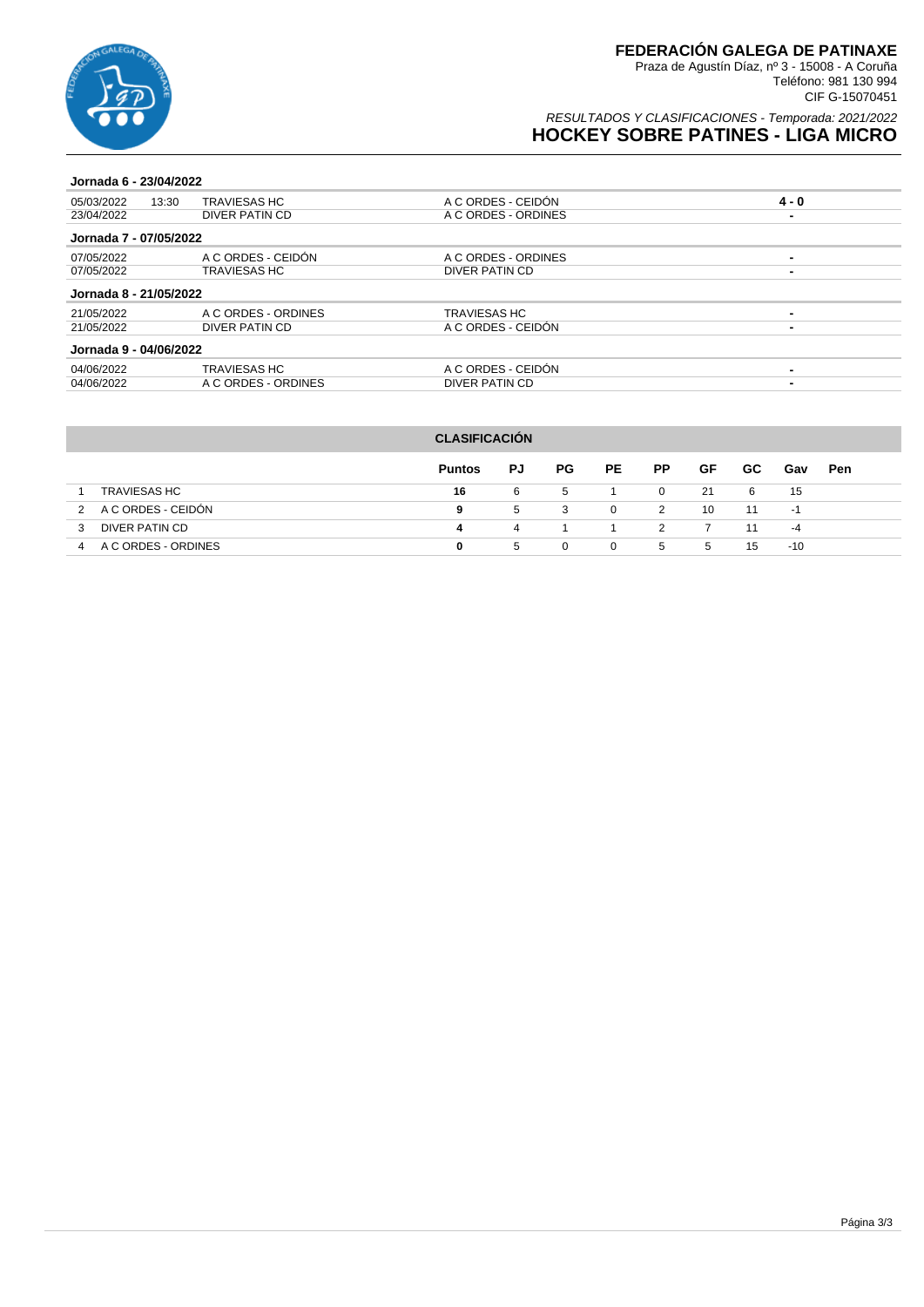# FEDERACIÓN GALEGA DE PATINAXE

Praza de Agustín Díaz, nº 3 - 15008 - A Coruña
Teléfono: 981 130 994
CIF G-15070451

*RESULTADOS Y CLASIFICACIONES - Temporada: 2021/2022*

## HOCKEY SOBRE PATINES - LIGA MICRO

### Jornada 6 - 23/04/2022

| Fecha | Hora | Local | Visitante | Resultado |
|---|---|---|---|---|
| 05/03/2022 | 13:30 | TRAVIESAS HC | A C ORDES - CEIDÓN | 4 - 0 |
| 23/04/2022 | | DIVER PATIN CD | A C ORDES - ORDINES | - |

### Jornada 7 - 07/05/2022

| Fecha | Hora | Local | Visitante | Resultado |
|---|---|---|---|---|
| 07/05/2022 | | A C ORDES - CEIDÓN | A C ORDES - ORDINES | - |
| 07/05/2022 | | TRAVIESAS HC | DIVER PATIN CD | - |

### Jornada 8 - 21/05/2022

| Fecha | Hora | Local | Visitante | Resultado |
|---|---|---|---|---|
| 21/05/2022 | | A C ORDES - ORDINES | TRAVIESAS HC | - |
| 21/05/2022 | | DIVER PATIN CD | A C ORDES - CEIDÓN | - |

### Jornada 9 - 04/06/2022

| Fecha | Hora | Local | Visitante | Resultado |
|---|---|---|---|---|
| 04/06/2022 | | TRAVIESAS HC | A C ORDES - CEIDÓN | - |
| 04/06/2022 | | A C ORDES - ORDINES | DIVER PATIN CD | - |

### CLASIFICACIÓN

| | | Puntos | PJ | PG | PE | PP | GF | GC | Gav | Pen |
|---|---|---|---|---|---|---|---|---|---|---|
| 1 | TRAVIESAS HC | **16** | 6 | 5 | 1 | 0 | 21 | 6 | 15 | |
| 2 | A C ORDES - CEIDÓN | **9** | 5 | 3 | 0 | 2 | 10 | 11 | -1 | |
| 3 | DIVER PATIN CD | **4** | 4 | 1 | 1 | 2 | 7 | 11 | -4 | |
| 4 | A C ORDES - ORDINES | **0** | 5 | 0 | 0 | 5 | 5 | 15 | -10 | |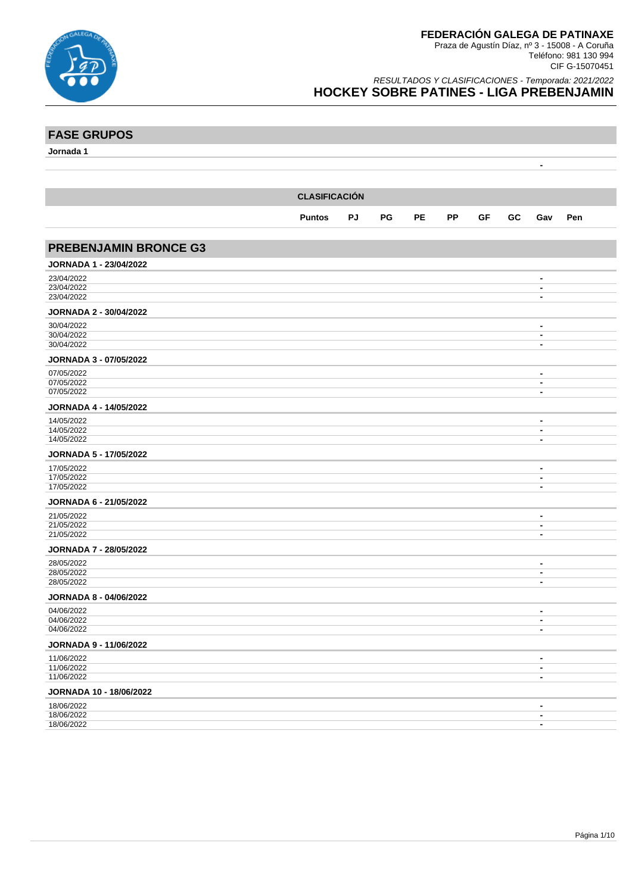# FEDERACIÓN GALEGA DE PATINAXE

Praza de Agustín Díaz, nº 3 - 15008 - A Coruña
Teléfono: 981 130 994
CIF G-15070451

*RESULTADOS Y CLASIFICACIONES - Temporada: 2021/2022*

## HOCKEY SOBRE PATINES - LIGA PREBENJAMIN

## FASE GRUPOS

**Jornada 1**

-

| CLASIFICACIÓN | | | | | | | | | |
|---|---|---|---|---|---|---|---|---|---|
| | Puntos | PJ | PG | PE | PP | GF | GC | Gav | Pen |

## PREBENJAMIN BRONCE G3

**JORNADA 1 - 23/04/2022**

| | |
|---|---|
| 23/04/2022 | - |
| 23/04/2022 | - |
| 23/04/2022 | - |

**JORNADA 2 - 30/04/2022**

| | |
|---|---|
| 30/04/2022 | - |
| 30/04/2022 | - |
| 30/04/2022 | - |

**JORNADA 3 - 07/05/2022**

| | |
|---|---|
| 07/05/2022 | - |
| 07/05/2022 | - |
| 07/05/2022 | - |

**JORNADA 4 - 14/05/2022**

| | |
|---|---|
| 14/05/2022 | - |
| 14/05/2022 | - |
| 14/05/2022 | - |

**JORNADA 5 - 17/05/2022**

| | |
|---|---|
| 17/05/2022 | - |
| 17/05/2022 | - |
| 17/05/2022 | - |

**JORNADA 6 - 21/05/2022**

| | |
|---|---|
| 21/05/2022 | - |
| 21/05/2022 | - |
| 21/05/2022 | - |

**JORNADA 7 - 28/05/2022**

| | |
|---|---|
| 28/05/2022 | - |
| 28/05/2022 | - |
| 28/05/2022 | - |

**JORNADA 8 - 04/06/2022**

| | |
|---|---|
| 04/06/2022 | - |
| 04/06/2022 | - |
| 04/06/2022 | - |

**JORNADA 9 - 11/06/2022**

| | |
|---|---|
| 11/06/2022 | - |
| 11/06/2022 | - |
| 11/06/2022 | - |

**JORNADA 10 - 18/06/2022**

| | |
|---|---|
| 18/06/2022 | - |
| 18/06/2022 | - |
| 18/06/2022 | - |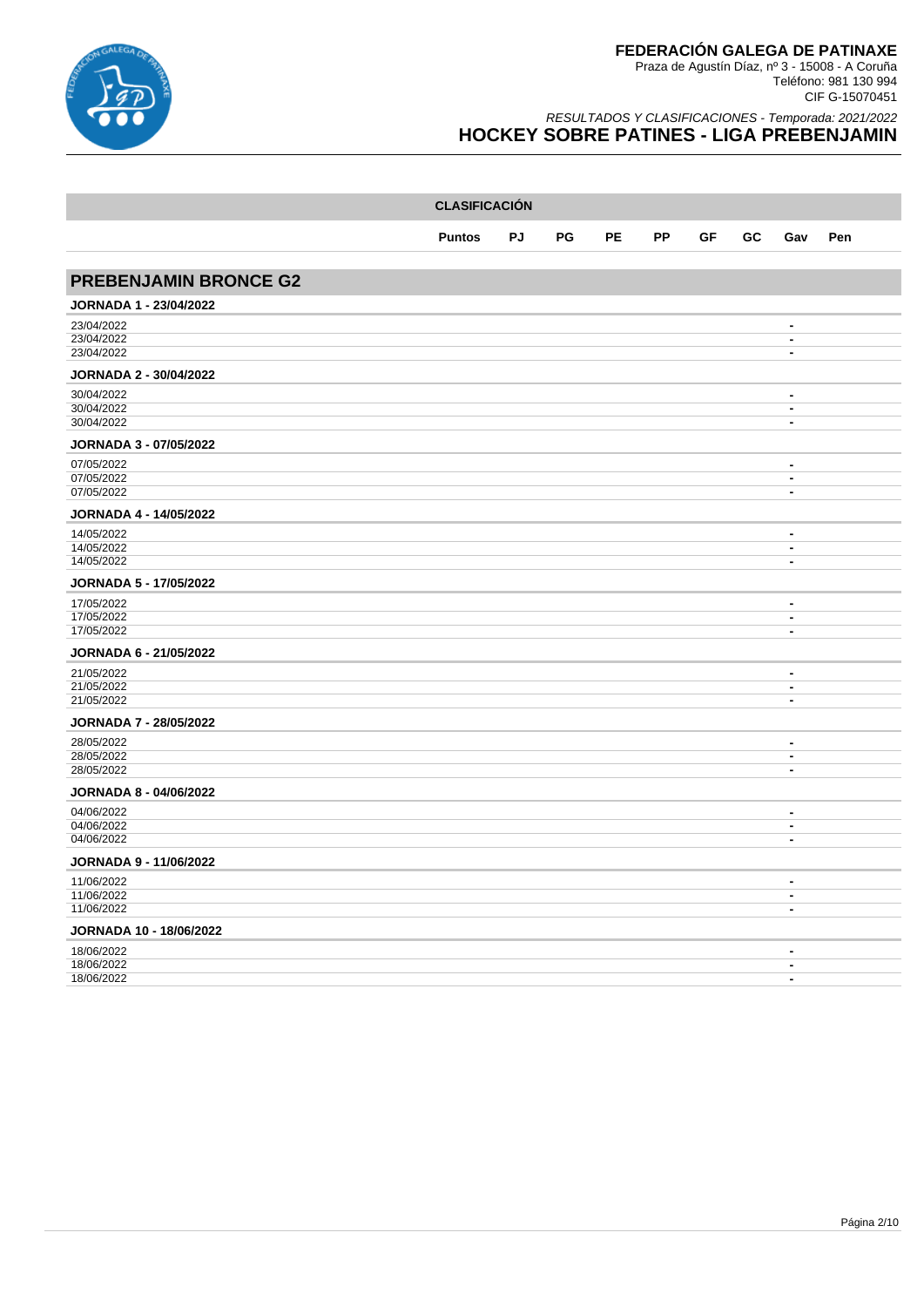**FEDERACIÓN GALEGA DE PATINAXE**
Praza de Agustín Díaz, nº 3 - 15008 - A Coruña
Teléfono: 981 130 994
CIF G-15070451

*RESULTADOS Y CLASIFICACIONES - Temporada: 2021/2022*

# HOCKEY SOBRE PATINES - LIGA PREBENJAMIN

| CLASIFICACIÓN | Puntos | PJ | PG | PE | PP | GF | GC | Gav | Pen |
|---|---|---|---|---|---|---|---|---|---|

## PREBENJAMIN BRONCE G2

### JORNADA 1 - 23/04/2022

| | |
|---|---|
| 23/04/2022 | - |
| 23/04/2022 | - |
| 23/04/2022 | - |

### JORNADA 2 - 30/04/2022

| | |
|---|---|
| 30/04/2022 | - |
| 30/04/2022 | - |
| 30/04/2022 | - |

### JORNADA 3 - 07/05/2022

| | |
|---|---|
| 07/05/2022 | - |
| 07/05/2022 | - |
| 07/05/2022 | - |

### JORNADA 4 - 14/05/2022

| | |
|---|---|
| 14/05/2022 | - |
| 14/05/2022 | - |
| 14/05/2022 | - |

### JORNADA 5 - 17/05/2022

| | |
|---|---|
| 17/05/2022 | - |
| 17/05/2022 | - |
| 17/05/2022 | - |

### JORNADA 6 - 21/05/2022

| | |
|---|---|
| 21/05/2022 | - |
| 21/05/2022 | - |
| 21/05/2022 | - |

### JORNADA 7 - 28/05/2022

| | |
|---|---|
| 28/05/2022 | - |
| 28/05/2022 | - |
| 28/05/2022 | - |

### JORNADA 8 - 04/06/2022

| | |
|---|---|
| 04/06/2022 | - |
| 04/06/2022 | - |
| 04/06/2022 | - |

### JORNADA 9 - 11/06/2022

| | |
|---|---|
| 11/06/2022 | - |
| 11/06/2022 | - |
| 11/06/2022 | - |

### JORNADA 10 - 18/06/2022

| | |
|---|---|
| 18/06/2022 | - |
| 18/06/2022 | - |
| 18/06/2022 | - |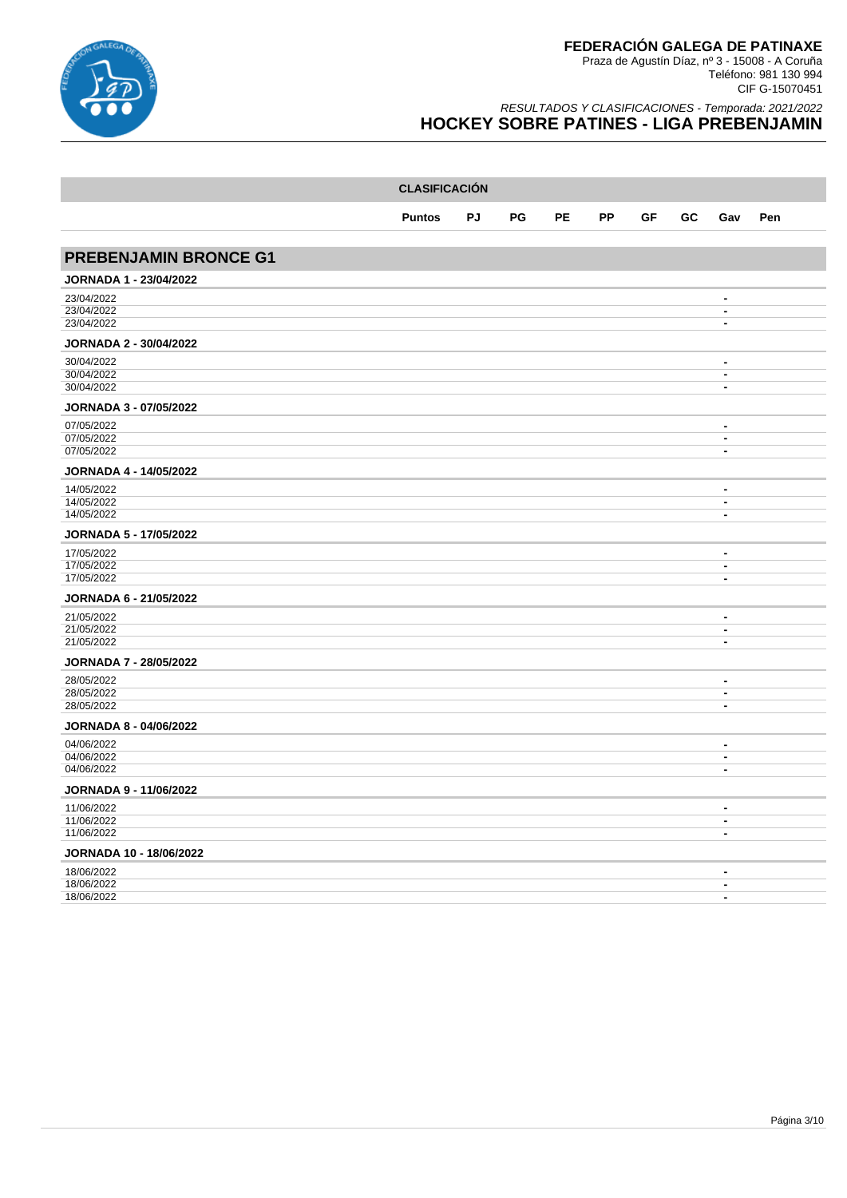# FEDERACIÓN GALEGA DE PATINAXE

Praza de Agustín Díaz, nº 3 - 15008 - A Coruña
Teléfono: 981 130 994
CIF G-15070451

*RESULTADOS Y CLASIFICACIONES - Temporada: 2021/2022*

## HOCKEY SOBRE PATINES - LIGA PREBENJAMIN

| CLASIFICACIÓN | Puntos | PJ | PG | PE | PP | GF | GC | Gav | Pen |
|---|---|---|---|---|---|---|---|---|---|

## PREBENJAMIN BRONCE G1

### JORNADA 1 - 23/04/2022

| | |
|---|---|
| 23/04/2022 | - |
| 23/04/2022 | - |
| 23/04/2022 | - |

### JORNADA 2 - 30/04/2022

| | |
|---|---|
| 30/04/2022 | - |
| 30/04/2022 | - |
| 30/04/2022 | - |

### JORNADA 3 - 07/05/2022

| | |
|---|---|
| 07/05/2022 | - |
| 07/05/2022 | - |
| 07/05/2022 | - |

### JORNADA 4 - 14/05/2022

| | |
|---|---|
| 14/05/2022 | - |
| 14/05/2022 | - |
| 14/05/2022 | - |

### JORNADA 5 - 17/05/2022

| | |
|---|---|
| 17/05/2022 | - |
| 17/05/2022 | - |
| 17/05/2022 | - |

### JORNADA 6 - 21/05/2022

| | |
|---|---|
| 21/05/2022 | - |
| 21/05/2022 | - |
| 21/05/2022 | - |

### JORNADA 7 - 28/05/2022

| | |
|---|---|
| 28/05/2022 | - |
| 28/05/2022 | - |
| 28/05/2022 | - |

### JORNADA 8 - 04/06/2022

| | |
|---|---|
| 04/06/2022 | - |
| 04/06/2022 | - |
| 04/06/2022 | - |

### JORNADA 9 - 11/06/2022

| | |
|---|---|
| 11/06/2022 | - |
| 11/06/2022 | - |
| 11/06/2022 | - |

### JORNADA 10 - 18/06/2022

| | |
|---|---|
| 18/06/2022 | - |
| 18/06/2022 | - |
| 18/06/2022 | - |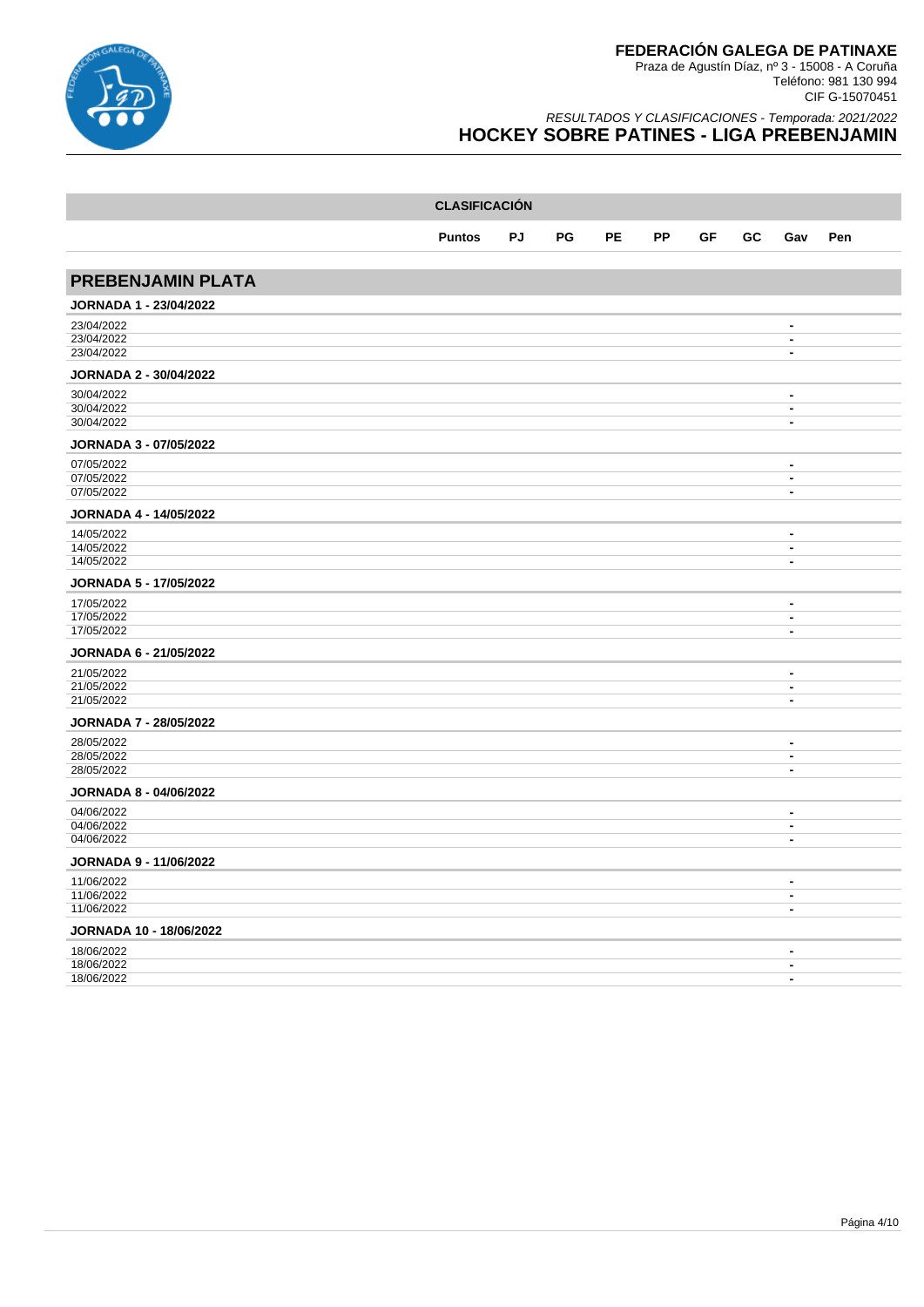**FEDERACIÓN GALEGA DE PATINAXE**
Praza de Agustín Díaz, nº 3 - 15008 - A Coruña
Teléfono: 981 130 994
CIF G-15070451

*RESULTADOS Y CLASIFICACIONES - Temporada: 2021/2022*

# HOCKEY SOBRE PATINES - LIGA PREBENJAMIN

| CLASIFICACIÓN | Puntos | PJ | PG | PE | PP | GF | GC | Gav | Pen |
|---|---|---|---|---|---|---|---|---|---|

## PREBENJAMIN PLATA

### JORNADA 1 - 23/04/2022

| | |
|---|---|
| 23/04/2022 | - |
| 23/04/2022 | - |
| 23/04/2022 | - |

### JORNADA 2 - 30/04/2022

| | |
|---|---|
| 30/04/2022 | - |
| 30/04/2022 | - |
| 30/04/2022 | - |

### JORNADA 3 - 07/05/2022

| | |
|---|---|
| 07/05/2022 | - |
| 07/05/2022 | - |
| 07/05/2022 | - |

### JORNADA 4 - 14/05/2022

| | |
|---|---|
| 14/05/2022 | - |
| 14/05/2022 | - |
| 14/05/2022 | - |

### JORNADA 5 - 17/05/2022

| | |
|---|---|
| 17/05/2022 | - |
| 17/05/2022 | - |
| 17/05/2022 | - |

### JORNADA 6 - 21/05/2022

| | |
|---|---|
| 21/05/2022 | - |
| 21/05/2022 | - |
| 21/05/2022 | - |

### JORNADA 7 - 28/05/2022

| | |
|---|---|
| 28/05/2022 | - |
| 28/05/2022 | - |
| 28/05/2022 | - |

### JORNADA 8 - 04/06/2022

| | |
|---|---|
| 04/06/2022 | - |
| 04/06/2022 | - |
| 04/06/2022 | - |

### JORNADA 9 - 11/06/2022

| | |
|---|---|
| 11/06/2022 | - |
| 11/06/2022 | - |
| 11/06/2022 | - |

### JORNADA 10 - 18/06/2022

| | |
|---|---|
| 18/06/2022 | - |
| 18/06/2022 | - |
| 18/06/2022 | - |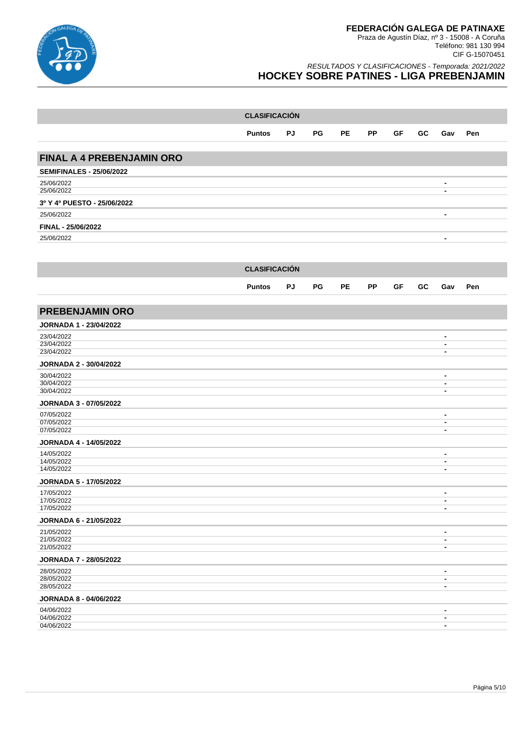# FEDERACIÓN GALEGA DE PATINAXE

Praza de Agustín Díaz, nº 3 - 15008 - A Coruña
Teléfono: 981 130 994
CIF G-15070451

*RESULTADOS Y CLASIFICACIONES - Temporada: 2021/2022*

## HOCKEY SOBRE PATINES - LIGA PREBENJAMIN

| CLASIFICACIÓN | Puntos | PJ | PG | PE | PP | GF | GC | Gav | Pen |
|---|---|---|---|---|---|---|---|---|---|

## FINAL A 4 PREBENJAMIN ORO

**SEMIFINALES - 25/06/2022**

| Fecha | Resultado |
|---|---|
| 25/06/2022 | - |
| 25/06/2022 | - |

**3º Y 4º PUESTO - 25/06/2022**

| Fecha | Resultado |
|---|---|
| 25/06/2022 | - |

**FINAL - 25/06/2022**

| Fecha | Resultado |
|---|---|
| 25/06/2022 | - |

| CLASIFICACIÓN | Puntos | PJ | PG | PE | PP | GF | GC | Gav | Pen |
|---|---|---|---|---|---|---|---|---|---|

## PREBENJAMIN ORO

**JORNADA 1 - 23/04/2022**

| Fecha | Resultado |
|---|---|
| 23/04/2022 | - |
| 23/04/2022 | - |
| 23/04/2022 | - |

**JORNADA 2 - 30/04/2022**

| Fecha | Resultado |
|---|---|
| 30/04/2022 | - |
| 30/04/2022 | - |
| 30/04/2022 | - |

**JORNADA 3 - 07/05/2022**

| Fecha | Resultado |
|---|---|
| 07/05/2022 | - |
| 07/05/2022 | - |
| 07/05/2022 | - |

**JORNADA 4 - 14/05/2022**

| Fecha | Resultado |
|---|---|
| 14/05/2022 | - |
| 14/05/2022 | - |
| 14/05/2022 | - |

**JORNADA 5 - 17/05/2022**

| Fecha | Resultado |
|---|---|
| 17/05/2022 | - |
| 17/05/2022 | - |
| 17/05/2022 | - |

**JORNADA 6 - 21/05/2022**

| Fecha | Resultado |
|---|---|
| 21/05/2022 | - |
| 21/05/2022 | - |
| 21/05/2022 | - |

**JORNADA 7 - 28/05/2022**

| Fecha | Resultado |
|---|---|
| 28/05/2022 | - |
| 28/05/2022 | - |
| 28/05/2022 | - |

**JORNADA 8 - 04/06/2022**

| Fecha | Resultado |
|---|---|
| 04/06/2022 | - |
| 04/06/2022 | - |
| 04/06/2022 | - |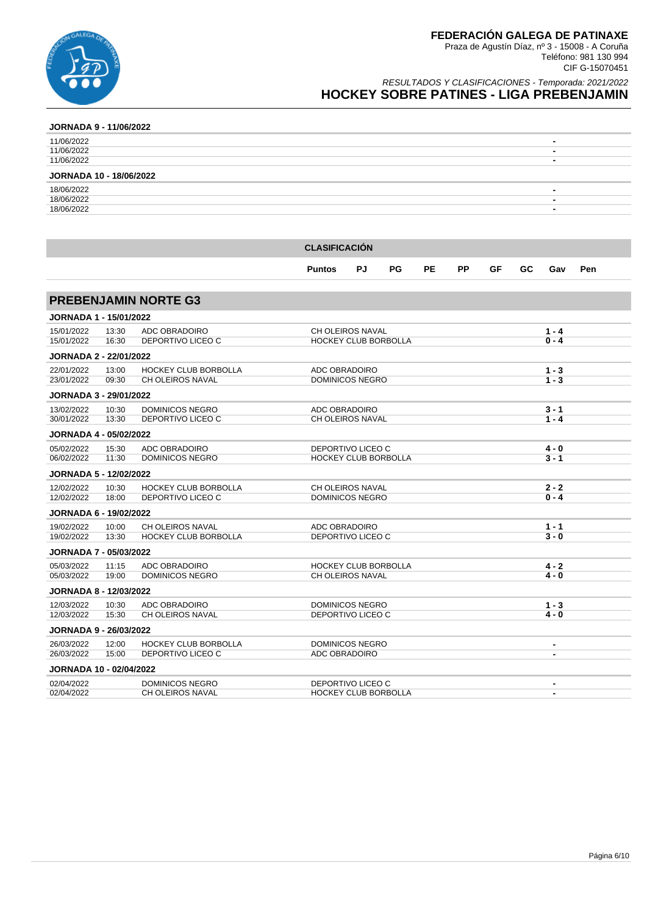# FEDERACIÓN GALEGA DE PATINAXE

Praza de Agustín Díaz, nº 3 - 15008 - A Coruña
Teléfono: 981 130 994
CIF G-15070451

*RESULTADOS Y CLASIFICACIONES - Temporada: 2021/2022*

## HOCKEY SOBRE PATINES - LIGA PREBENJAMIN

**JORNADA 9 - 11/06/2022**

| Fecha | Hora | Local | Visitante | Resultado |
|---|---|---|---|---|
| 11/06/2022 | | | | - |
| 11/06/2022 | | | | - |
| 11/06/2022 | | | | - |

**JORNADA 10 - 18/06/2022**

| Fecha | Hora | Local | Visitante | Resultado |
|---|---|---|---|---|
| 18/06/2022 | | | | - |
| 18/06/2022 | | | | - |
| 18/06/2022 | | | | - |

**CLASIFICACIÓN**

| | Puntos | PJ | PG | PE | PP | GF | GC | Gav | Pen |
|---|---|---|---|---|---|---|---|---|---|

## PREBENJAMIN NORTE G3

**JORNADA 1 - 15/01/2022**

| Fecha | Hora | Local | Visitante | Resultado |
|---|---|---|---|---|
| 15/01/2022 | 13:30 | ADC OBRADOIRO | CH OLEIROS NAVAL | 1 - 4 |
| 15/01/2022 | 16:30 | DEPORTIVO LICEO C | HOCKEY CLUB BORBOLLA | 0 - 4 |

**JORNADA 2 - 22/01/2022**

| Fecha | Hora | Local | Visitante | Resultado |
|---|---|---|---|---|
| 22/01/2022 | 13:00 | HOCKEY CLUB BORBOLLA | ADC OBRADOIRO | 1 - 3 |
| 23/01/2022 | 09:30 | CH OLEIROS NAVAL | DOMINICOS NEGRO | 1 - 3 |

**JORNADA 3 - 29/01/2022**

| Fecha | Hora | Local | Visitante | Resultado |
|---|---|---|---|---|
| 13/02/2022 | 10:30 | DOMINICOS NEGRO | ADC OBRADOIRO | 3 - 1 |
| 30/01/2022 | 13:30 | DEPORTIVO LICEO C | CH OLEIROS NAVAL | 1 - 4 |

**JORNADA 4 - 05/02/2022**

| Fecha | Hora | Local | Visitante | Resultado |
|---|---|---|---|---|
| 05/02/2022 | 15:30 | ADC OBRADOIRO | DEPORTIVO LICEO C | 4 - 0 |
| 06/02/2022 | 11:30 | DOMINICOS NEGRO | HOCKEY CLUB BORBOLLA | 3 - 1 |

**JORNADA 5 - 12/02/2022**

| Fecha | Hora | Local | Visitante | Resultado |
|---|---|---|---|---|
| 12/02/2022 | 10:30 | HOCKEY CLUB BORBOLLA | CH OLEIROS NAVAL | 2 - 2 |
| 12/02/2022 | 18:00 | DEPORTIVO LICEO C | DOMINICOS NEGRO | 0 - 4 |

**JORNADA 6 - 19/02/2022**

| Fecha | Hora | Local | Visitante | Resultado |
|---|---|---|---|---|
| 19/02/2022 | 10:00 | CH OLEIROS NAVAL | ADC OBRADOIRO | 1 - 1 |
| 19/02/2022 | 13:30 | HOCKEY CLUB BORBOLLA | DEPORTIVO LICEO C | 3 - 0 |

**JORNADA 7 - 05/03/2022**

| Fecha | Hora | Local | Visitante | Resultado |
|---|---|---|---|---|
| 05/03/2022 | 11:15 | ADC OBRADOIRO | HOCKEY CLUB BORBOLLA | 4 - 2 |
| 05/03/2022 | 19:00 | DOMINICOS NEGRO | CH OLEIROS NAVAL | 4 - 0 |

**JORNADA 8 - 12/03/2022**

| Fecha | Hora | Local | Visitante | Resultado |
|---|---|---|---|---|
| 12/03/2022 | 10:30 | ADC OBRADOIRO | DOMINICOS NEGRO | 1 - 3 |
| 12/03/2022 | 15:30 | CH OLEIROS NAVAL | DEPORTIVO LICEO C | 4 - 0 |

**JORNADA 9 - 26/03/2022**

| Fecha | Hora | Local | Visitante | Resultado |
|---|---|---|---|---|
| 26/03/2022 | 12:00 | HOCKEY CLUB BORBOLLA | DOMINICOS NEGRO | - |
| 26/03/2022 | 15:00 | DEPORTIVO LICEO C | ADC OBRADOIRO | - |

**JORNADA 10 - 02/04/2022**

| Fecha | Hora | Local | Visitante | Resultado |
|---|---|---|---|---|
| 02/04/2022 | | DOMINICOS NEGRO | DEPORTIVO LICEO C | - |
| 02/04/2022 | | CH OLEIROS NAVAL | HOCKEY CLUB BORBOLLA | - |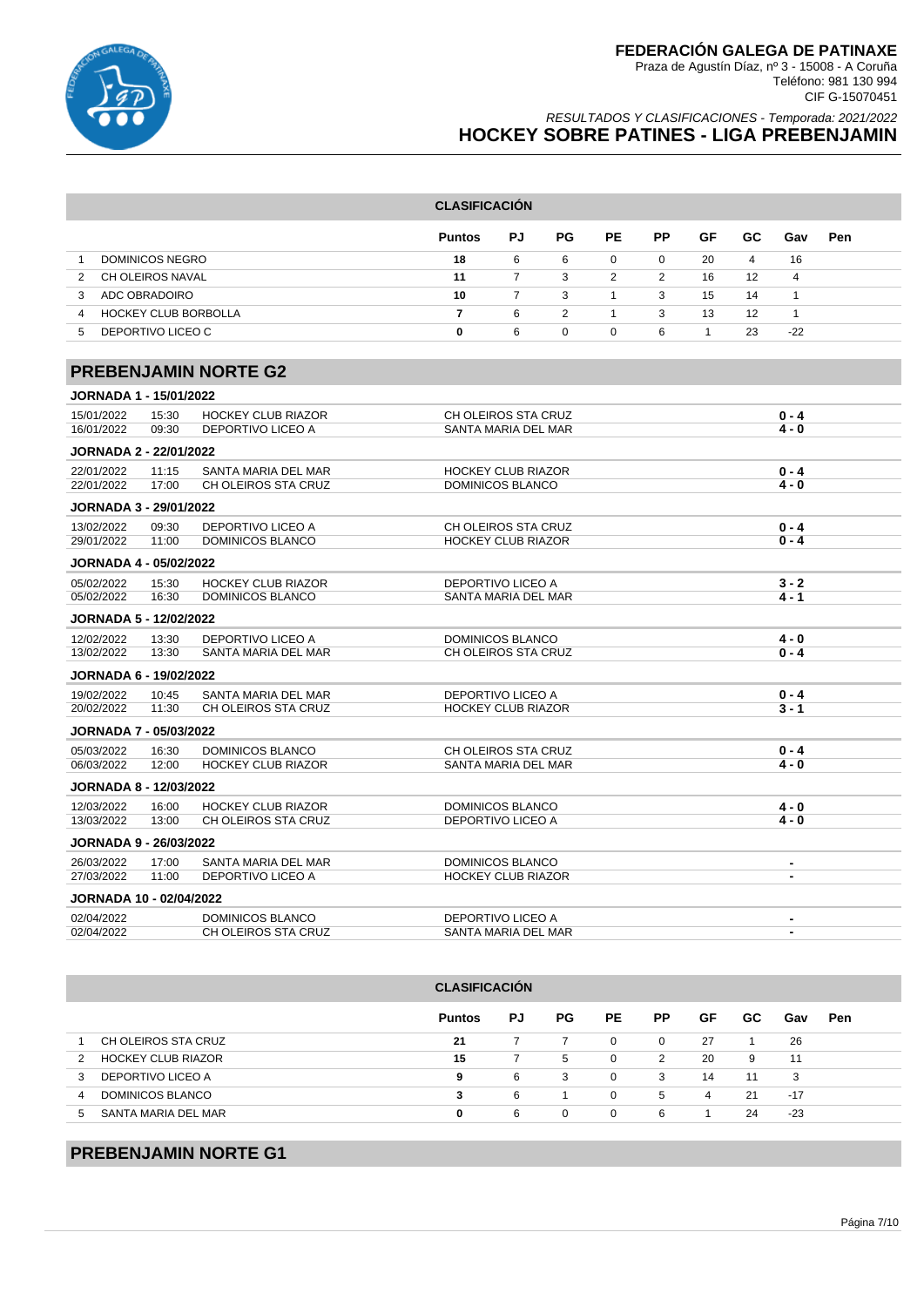**CLASIFICACIÓN**

| | | Puntos | PJ | PG | PE | PP | GF | GC | Gav | Pen |
|---|---|---|---|---|---|---|---|---|---|---|
| 1 | DOMINICOS NEGRO | 18 | 6 | 6 | 0 | 0 | 20 | 4 | 16 | |
| 2 | CH OLEIROS NAVAL | 11 | 7 | 3 | 2 | 2 | 16 | 12 | 4 | |
| 3 | ADC OBRADOIRO | 10 | 7 | 3 | 1 | 3 | 15 | 14 | 1 | |
| 4 | HOCKEY CLUB BORBOLLA | 7 | 6 | 2 | 1 | 3 | 13 | 12 | 1 | |
| 5 | DEPORTIVO LICEO C | 0 | 6 | 0 | 0 | 6 | 1 | 23 | -22 | |

## PREBENJAMIN NORTE G2

**JORNADA 1 - 15/01/2022**

| Fecha | Hora | Local | Visitante | Resultado |
|---|---|---|---|---|
| 15/01/2022 | 15:30 | HOCKEY CLUB RIAZOR | CH OLEIROS STA CRUZ | 0 - 4 |
| 16/01/2022 | 09:30 | DEPORTIVO LICEO A | SANTA MARIA DEL MAR | 4 - 0 |

**JORNADA 2 - 22/01/2022**

| Fecha | Hora | Local | Visitante | Resultado |
|---|---|---|---|---|
| 22/01/2022 | 11:15 | SANTA MARIA DEL MAR | HOCKEY CLUB RIAZOR | 0 - 4 |
| 22/01/2022 | 17:00 | CH OLEIROS STA CRUZ | DOMINICOS BLANCO | 4 - 0 |

**JORNADA 3 - 29/01/2022**

| Fecha | Hora | Local | Visitante | Resultado |
|---|---|---|---|---|
| 13/02/2022 | 09:30 | DEPORTIVO LICEO A | CH OLEIROS STA CRUZ | 0 - 4 |
| 29/01/2022 | 11:00 | DOMINICOS BLANCO | HOCKEY CLUB RIAZOR | 0 - 4 |

**JORNADA 4 - 05/02/2022**

| Fecha | Hora | Local | Visitante | Resultado |
|---|---|---|---|---|
| 05/02/2022 | 15:30 | HOCKEY CLUB RIAZOR | DEPORTIVO LICEO A | 3 - 2 |
| 05/02/2022 | 16:30 | DOMINICOS BLANCO | SANTA MARIA DEL MAR | 4 - 1 |

**JORNADA 5 - 12/02/2022**

| Fecha | Hora | Local | Visitante | Resultado |
|---|---|---|---|---|
| 12/02/2022 | 13:30 | DEPORTIVO LICEO A | DOMINICOS BLANCO | 4 - 0 |
| 13/02/2022 | 13:30 | SANTA MARIA DEL MAR | CH OLEIROS STA CRUZ | 0 - 4 |

**JORNADA 6 - 19/02/2022**

| Fecha | Hora | Local | Visitante | Resultado |
|---|---|---|---|---|
| 19/02/2022 | 10:45 | SANTA MARIA DEL MAR | DEPORTIVO LICEO A | 0 - 4 |
| 20/02/2022 | 11:30 | CH OLEIROS STA CRUZ | HOCKEY CLUB RIAZOR | 3 - 1 |

**JORNADA 7 - 05/03/2022**

| Fecha | Hora | Local | Visitante | Resultado |
|---|---|---|---|---|
| 05/03/2022 | 16:30 | DOMINICOS BLANCO | CH OLEIROS STA CRUZ | 0 - 4 |
| 06/03/2022 | 12:00 | HOCKEY CLUB RIAZOR | SANTA MARIA DEL MAR | 4 - 0 |

**JORNADA 8 - 12/03/2022**

| Fecha | Hora | Local | Visitante | Resultado |
|---|---|---|---|---|
| 12/03/2022 | 16:00 | HOCKEY CLUB RIAZOR | DOMINICOS BLANCO | 4 - 0 |
| 13/03/2022 | 13:00 | CH OLEIROS STA CRUZ | DEPORTIVO LICEO A | 4 - 0 |

**JORNADA 9 - 26/03/2022**

| Fecha | Hora | Local | Visitante | Resultado |
|---|---|---|---|---|
| 26/03/2022 | 17:00 | SANTA MARIA DEL MAR | DOMINICOS BLANCO | - |
| 27/03/2022 | 11:00 | DEPORTIVO LICEO A | HOCKEY CLUB RIAZOR | - |

**JORNADA 10 - 02/04/2022**

| Fecha | Hora | Local | Visitante | Resultado |
|---|---|---|---|---|
| 02/04/2022 | | DOMINICOS BLANCO | DEPORTIVO LICEO A | - |
| 02/04/2022 | | CH OLEIROS STA CRUZ | SANTA MARIA DEL MAR | - |

**CLASIFICACIÓN**

| | | Puntos | PJ | PG | PE | PP | GF | GC | Gav | Pen |
|---|---|---|---|---|---|---|---|---|---|---|
| 1 | CH OLEIROS STA CRUZ | 21 | 7 | 7 | 0 | 0 | 27 | 1 | 26 | |
| 2 | HOCKEY CLUB RIAZOR | 15 | 7 | 5 | 0 | 2 | 20 | 9 | 11 | |
| 3 | DEPORTIVO LICEO A | 9 | 6 | 3 | 0 | 3 | 14 | 11 | 3 | |
| 4 | DOMINICOS BLANCO | 3 | 6 | 1 | 0 | 5 | 4 | 21 | -17 | |
| 5 | SANTA MARIA DEL MAR | 0 | 6 | 0 | 0 | 6 | 1 | 24 | -23 | |

## PREBENJAMIN NORTE G1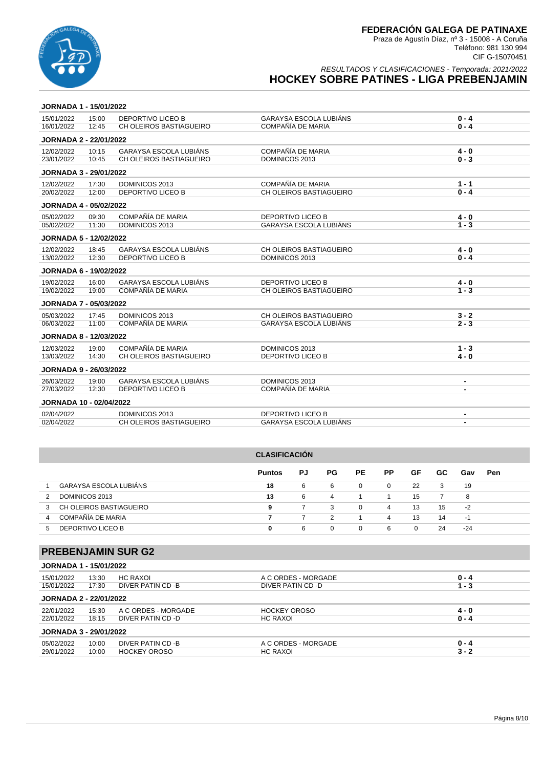# FEDERACIÓN GALEGA DE PATINAXE

Praza de Agustín Díaz, nº 3 - 15008 - A Coruña
Teléfono: 981 130 994
CIF G-15070451

*RESULTADOS Y CLASIFICACIONES - Temporada: 2021/2022*

## HOCKEY SOBRE PATINES - LIGA PREBENJAMIN

**JORNADA 1 - 15/01/2022**

| | | | | |
|---|---|---|---|---|
| 15/01/2022 | 15:00 | DEPORTIVO LICEO B | GARAYSA ESCOLA LUBIÁNS | 0 - 4 |
| 16/01/2022 | 12:45 | CH OLEIROS BASTIAGUEIRO | COMPAÑÍA DE MARIA | 0 - 4 |

**JORNADA 2 - 22/01/2022**

| | | | | |
|---|---|---|---|---|
| 12/02/2022 | 10:15 | GARAYSA ESCOLA LUBIÁNS | COMPAÑÍA DE MARIA | 4 - 0 |
| 23/01/2022 | 10:45 | CH OLEIROS BASTIAGUEIRO | DOMINICOS 2013 | 0 - 3 |

**JORNADA 3 - 29/01/2022**

| | | | | |
|---|---|---|---|---|
| 12/02/2022 | 17:30 | DOMINICOS 2013 | COMPAÑÍA DE MARIA | 1 - 1 |
| 20/02/2022 | 12:00 | DEPORTIVO LICEO B | CH OLEIROS BASTIAGUEIRO | 0 - 4 |

**JORNADA 4 - 05/02/2022**

| | | | | |
|---|---|---|---|---|
| 05/02/2022 | 09:30 | COMPAÑÍA DE MARIA | DEPORTIVO LICEO B | 4 - 0 |
| 05/02/2022 | 11:30 | DOMINICOS 2013 | GARAYSA ESCOLA LUBIÁNS | 1 - 3 |

**JORNADA 5 - 12/02/2022**

| | | | | |
|---|---|---|---|---|
| 12/02/2022 | 18:45 | GARAYSA ESCOLA LUBIÁNS | CH OLEIROS BASTIAGUEIRO | 4 - 0 |
| 13/02/2022 | 12:30 | DEPORTIVO LICEO B | DOMINICOS 2013 | 0 - 4 |

**JORNADA 6 - 19/02/2022**

| | | | | |
|---|---|---|---|---|
| 19/02/2022 | 16:00 | GARAYSA ESCOLA LUBIÁNS | DEPORTIVO LICEO B | 4 - 0 |
| 19/02/2022 | 19:00 | COMPAÑÍA DE MARIA | CH OLEIROS BASTIAGUEIRO | 1 - 3 |

**JORNADA 7 - 05/03/2022**

| | | | | |
|---|---|---|---|---|
| 05/03/2022 | 17:45 | DOMINICOS 2013 | CH OLEIROS BASTIAGUEIRO | 3 - 2 |
| 06/03/2022 | 11:00 | COMPAÑÍA DE MARIA | GARAYSA ESCOLA LUBIÁNS | 2 - 3 |

**JORNADA 8 - 12/03/2022**

| | | | | |
|---|---|---|---|---|
| 12/03/2022 | 19:00 | COMPAÑÍA DE MARIA | DOMINICOS 2013 | 1 - 3 |
| 13/03/2022 | 14:30 | CH OLEIROS BASTIAGUEIRO | DEPORTIVO LICEO B | 4 - 0 |

**JORNADA 9 - 26/03/2022**

| | | | | |
|---|---|---|---|---|
| 26/03/2022 | 19:00 | GARAYSA ESCOLA LUBIÁNS | DOMINICOS 2013 | - |
| 27/03/2022 | 12:30 | DEPORTIVO LICEO B | COMPAÑÍA DE MARIA | - |

**JORNADA 10 - 02/04/2022**

| | | | | |
|---|---|---|---|---|
| 02/04/2022 | | DOMINICOS 2013 | DEPORTIVO LICEO B | - |
| 02/04/2022 | | CH OLEIROS BASTIAGUEIRO | GARAYSA ESCOLA LUBIÁNS | - |

### CLASIFICACIÓN

| | | Puntos | PJ | PG | PE | PP | GF | GC | Gav | Pen |
|---|---|---|---|---|---|---|---|---|---|---|
| 1 | GARAYSA ESCOLA LUBIÁNS | 18 | 6 | 6 | 0 | 0 | 22 | 3 | 19 | |
| 2 | DOMINICOS 2013 | 13 | 6 | 4 | 1 | 1 | 15 | 7 | 8 | |
| 3 | CH OLEIROS BASTIAGUEIRO | 9 | 7 | 3 | 0 | 4 | 13 | 15 | -2 | |
| 4 | COMPAÑÍA DE MARIA | 7 | 7 | 2 | 1 | 4 | 13 | 14 | -1 | |
| 5 | DEPORTIVO LICEO B | 0 | 6 | 0 | 0 | 6 | 0 | 24 | -24 | |

## PREBENJAMIN SUR G2

**JORNADA 1 - 15/01/2022**

| | | | | |
|---|---|---|---|---|
| 15/01/2022 | 13:30 | HC RAXOI | A C ORDES - MORGADE | 0 - 4 |
| 15/01/2022 | 17:30 | DIVER PATIN CD -B | DIVER PATIN CD -D | 1 - 3 |

**JORNADA 2 - 22/01/2022**

| | | | | |
|---|---|---|---|---|
| 22/01/2022 | 15:30 | A C ORDES - MORGADE | HOCKEY OROSO | 4 - 0 |
| 22/01/2022 | 18:15 | DIVER PATIN CD -D | HC RAXOI | 0 - 4 |

**JORNADA 3 - 29/01/2022**

| | | | | |
|---|---|---|---|---|
| 05/02/2022 | 10:00 | DIVER PATIN CD -B | A C ORDES - MORGADE | 0 - 4 |
| 29/01/2022 | 10:00 | HOCKEY OROSO | HC RAXOI | 3 - 2 |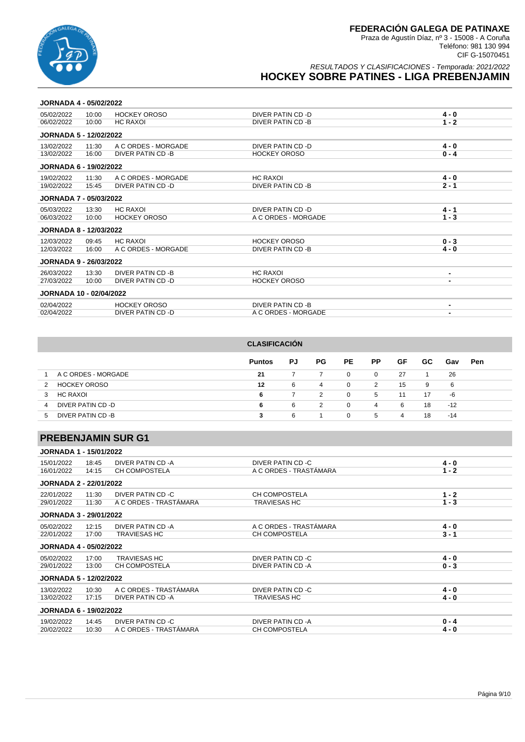**FEDERACIÓN GALEGA DE PATINAXE**
Praza de Agustín Díaz, nº 3 - 15008 - A Coruña
Teléfono: 981 130 994
CIF G-15070451

*RESULTADOS Y CLASIFICACIONES - Temporada: 2021/2022*

## HOCKEY SOBRE PATINES - LIGA PREBENJAMIN

**JORNADA 4 - 05/02/2022**

| | | | | |
|---|---|---|---|---|
| 05/02/2022 | 10:00 | HOCKEY OROSO | DIVER PATIN CD -D | 4 - 0 |
| 06/02/2022 | 10:00 | HC RAXOI | DIVER PATIN CD -B | 1 - 2 |

**JORNADA 5 - 12/02/2022**

| | | | | |
|---|---|---|---|---|
| 13/02/2022 | 11:30 | A C ORDES - MORGADE | DIVER PATIN CD -D | 4 - 0 |
| 13/02/2022 | 16:00 | DIVER PATIN CD -B | HOCKEY OROSO | 0 - 4 |

**JORNADA 6 - 19/02/2022**

| | | | | |
|---|---|---|---|---|
| 19/02/2022 | 11:30 | A C ORDES - MORGADE | HC RAXOI | 4 - 0 |
| 19/02/2022 | 15:45 | DIVER PATIN CD -D | DIVER PATIN CD -B | 2 - 1 |

**JORNADA 7 - 05/03/2022**

| | | | | |
|---|---|---|---|---|
| 05/03/2022 | 13:30 | HC RAXOI | DIVER PATIN CD -D | 4 - 1 |
| 06/03/2022 | 10:00 | HOCKEY OROSO | A C ORDES - MORGADE | 1 - 3 |

**JORNADA 8 - 12/03/2022**

| | | | | |
|---|---|---|---|---|
| 12/03/2022 | 09:45 | HC RAXOI | HOCKEY OROSO | 0 - 3 |
| 12/03/2022 | 16:00 | A C ORDES - MORGADE | DIVER PATIN CD -B | 4 - 0 |

**JORNADA 9 - 26/03/2022**

| | | | | |
|---|---|---|---|---|
| 26/03/2022 | 13:30 | DIVER PATIN CD -B | HC RAXOI | - |
| 27/03/2022 | 10:00 | DIVER PATIN CD -D | HOCKEY OROSO | - |

**JORNADA 10 - 02/04/2022**

| | | | | |
|---|---|---|---|---|
| 02/04/2022 | | HOCKEY OROSO | DIVER PATIN CD -B | - |
| 02/04/2022 | | DIVER PATIN CD -D | A C ORDES - MORGADE | - |

**CLASIFICACIÓN**

| | | Puntos | PJ | PG | PE | PP | GF | GC | Gav | Pen |
|---|---|---|---|---|---|---|---|---|---|---|
| 1 | A C ORDES - MORGADE | 21 | 7 | 7 | 0 | 0 | 27 | 1 | 26 | |
| 2 | HOCKEY OROSO | 12 | 6 | 4 | 0 | 2 | 15 | 9 | 6 | |
| 3 | HC RAXOI | 6 | 7 | 2 | 0 | 5 | 11 | 17 | -6 | |
| 4 | DIVER PATIN CD -D | 6 | 6 | 2 | 0 | 4 | 6 | 18 | -12 | |
| 5 | DIVER PATIN CD -B | 3 | 6 | 1 | 0 | 5 | 4 | 18 | -14 | |

## PREBENJAMIN SUR G1

**JORNADA 1 - 15/01/2022**

| | | | | |
|---|---|---|---|---|
| 15/01/2022 | 18:45 | DIVER PATIN CD -A | DIVER PATIN CD -C | 4 - 0 |
| 16/01/2022 | 14:15 | CH COMPOSTELA | A C ORDES - TRASTÁMARA | 1 - 2 |

**JORNADA 2 - 22/01/2022**

| | | | | |
|---|---|---|---|---|
| 22/01/2022 | 11:30 | DIVER PATIN CD -C | CH COMPOSTELA | 1 - 2 |
| 29/01/2022 | 11:30 | A C ORDES - TRASTÁMARA | TRAVIESAS HC | 1 - 3 |

**JORNADA 3 - 29/01/2022**

| | | | | |
|---|---|---|---|---|
| 05/02/2022 | 12:15 | DIVER PATIN CD -A | A C ORDES - TRASTÁMARA | 4 - 0 |
| 22/01/2022 | 17:00 | TRAVIESAS HC | CH COMPOSTELA | 3 - 1 |

**JORNADA 4 - 05/02/2022**

| | | | | |
|---|---|---|---|---|
| 05/02/2022 | 17:00 | TRAVIESAS HC | DIVER PATIN CD -C | 4 - 0 |
| 29/01/2022 | 13:00 | CH COMPOSTELA | DIVER PATIN CD -A | 0 - 3 |

**JORNADA 5 - 12/02/2022**

| | | | | |
|---|---|---|---|---|
| 13/02/2022 | 10:30 | A C ORDES - TRASTÁMARA | DIVER PATIN CD -C | 4 - 0 |
| 13/02/2022 | 17:15 | DIVER PATIN CD -A | TRAVIESAS HC | 4 - 0 |

**JORNADA 6 - 19/02/2022**

| | | | | |
|---|---|---|---|---|
| 19/02/2022 | 14:45 | DIVER PATIN CD -C | DIVER PATIN CD -A | 0 - 4 |
| 20/02/2022 | 10:30 | A C ORDES - TRASTÁMARA | CH COMPOSTELA | 4 - 0 |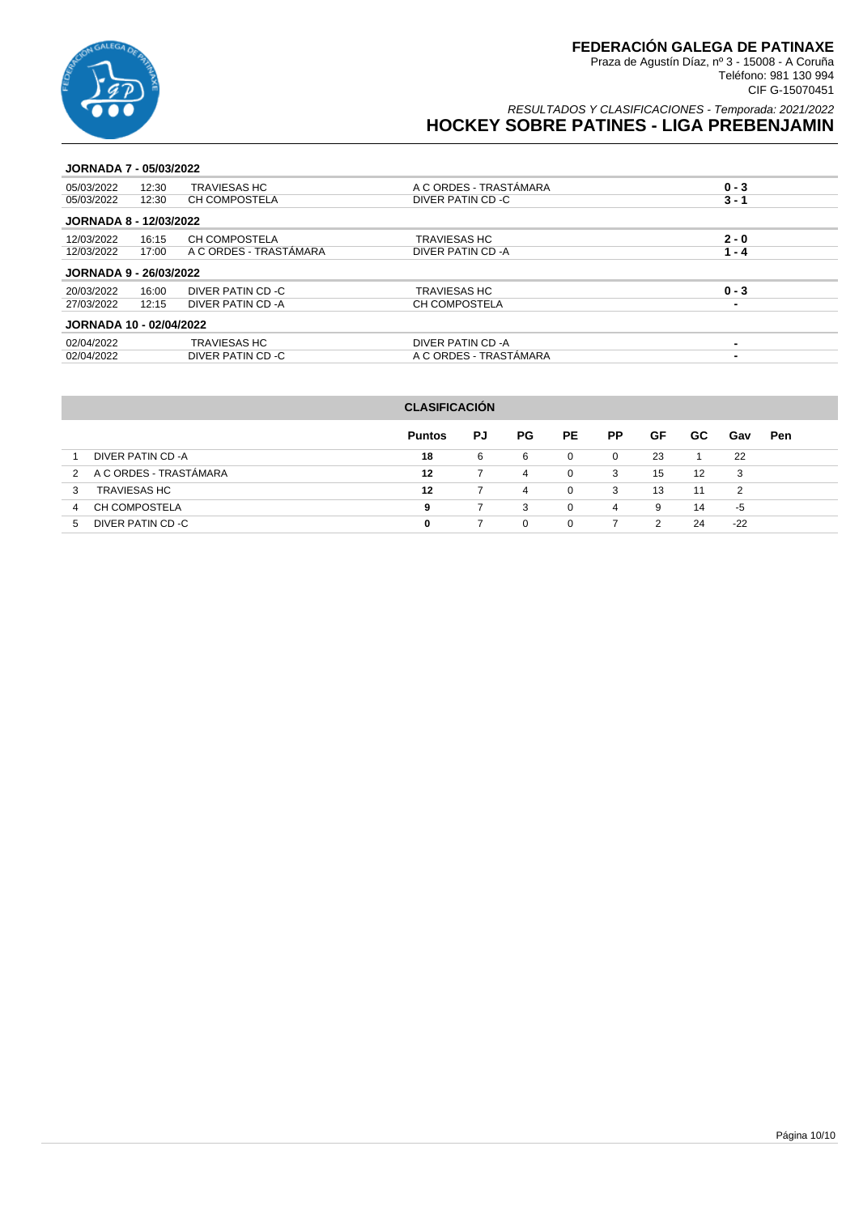**FEDERACIÓN GALEGA DE PATINAXE**
Praza de Agustín Díaz, nº 3 - 15008 - A Coruña
Teléfono: 981 130 994
CIF G-15070451

*RESULTADOS Y CLASIFICACIONES - Temporada: 2021/2022*

# HOCKEY SOBRE PATINES - LIGA PREBENJAMIN

### JORNADA 7 - 05/03/2022

| Fecha | Hora | Local | Visitante | Resultado |
|---|---|---|---|---|
| 05/03/2022 | 12:30 | TRAVIESAS HC | A C ORDES - TRASTÁMARA | 0 - 3 |
| 05/03/2022 | 12:30 | CH COMPOSTELA | DIVER PATIN CD -C | 3 - 1 |

### JORNADA 8 - 12/03/2022

| Fecha | Hora | Local | Visitante | Resultado |
|---|---|---|---|---|
| 12/03/2022 | 16:15 | CH COMPOSTELA | TRAVIESAS HC | 2 - 0 |
| 12/03/2022 | 17:00 | A C ORDES - TRASTÁMARA | DIVER PATIN CD -A | 1 - 4 |

### JORNADA 9 - 26/03/2022

| Fecha | Hora | Local | Visitante | Resultado |
|---|---|---|---|---|
| 20/03/2022 | 16:00 | DIVER PATIN CD -C | TRAVIESAS HC | 0 - 3 |
| 27/03/2022 | 12:15 | DIVER PATIN CD -A | CH COMPOSTELA | - |

### JORNADA 10 - 02/04/2022

| Fecha | Hora | Local | Visitante | Resultado |
|---|---|---|---|---|
| 02/04/2022 | | TRAVIESAS HC | DIVER PATIN CD -A | - |
| 02/04/2022 | | DIVER PATIN CD -C | A C ORDES - TRASTÁMARA | - |

### CLASIFICACIÓN

| | | Puntos | PJ | PG | PE | PP | GF | GC | Gav | Pen |
|---|---|---|---|---|---|---|---|---|---|---|
| 1 | DIVER PATIN CD -A | 18 | 6 | 6 | 0 | 0 | 23 | 1 | 22 | |
| 2 | A C ORDES - TRASTÁMARA | 12 | 7 | 4 | 0 | 3 | 15 | 12 | 3 | |
| 3 | TRAVIESAS HC | 12 | 7 | 4 | 0 | 3 | 13 | 11 | 2 | |
| 4 | CH COMPOSTELA | 9 | 7 | 3 | 0 | 4 | 9 | 14 | -5 | |
| 5 | DIVER PATIN CD -C | 0 | 7 | 0 | 0 | 7 | 2 | 24 | -22 | |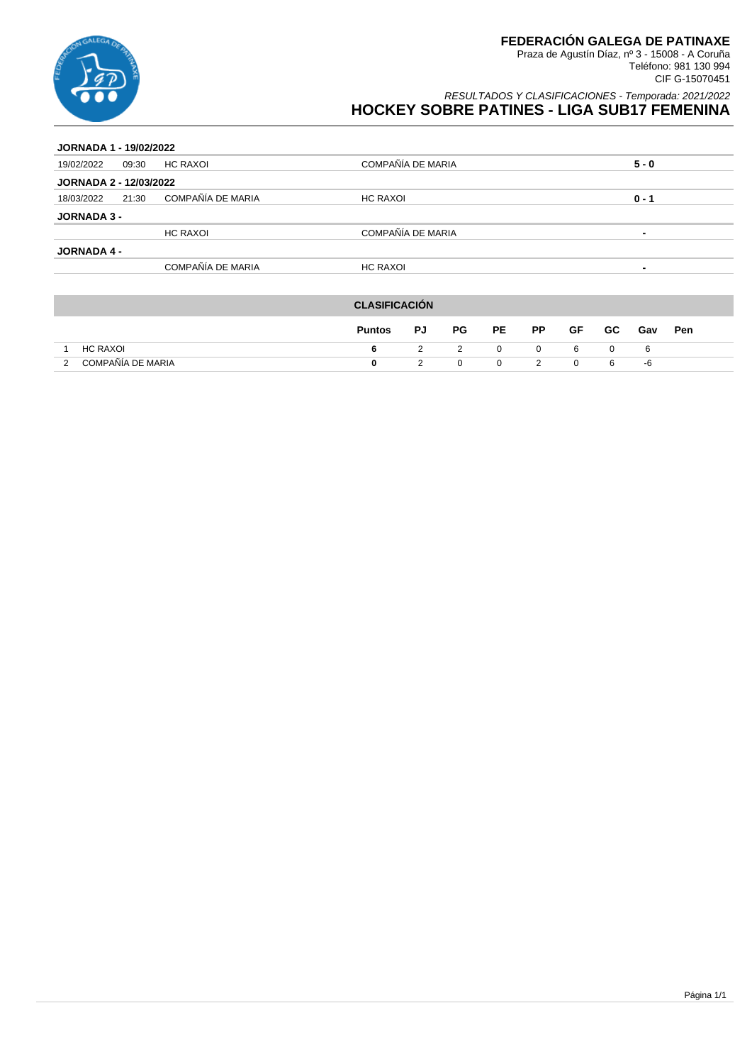# FEDERACIÓN GALEGA DE PATINAXE

Praza de Agustín Díaz, nº 3 - 15008 - A Coruña
Teléfono: 981 130 994
CIF G-15070451

*RESULTADOS Y CLASIFICACIONES - Temporada: 2021/2022*

## HOCKEY SOBRE PATINES - LIGA SUB17 FEMENINA

**JORNADA 1 - 19/02/2022**

| | | | | |
|---|---|---|---|---|
| 19/02/2022 | 09:30 | HC RAXOI | COMPAÑÍA DE MARIA | **5 - 0** |

**JORNADA 2 - 12/03/2022**

| | | | | |
|---|---|---|---|---|
| 18/03/2022 | 21:30 | COMPAÑÍA DE MARIA | HC RAXOI | **0 - 1** |

**JORNADA 3 -**

| | | | | |
|---|---|---|---|---|
| | | HC RAXOI | COMPAÑÍA DE MARIA | - |

**JORNADA 4 -**

| | | | | |
|---|---|---|---|---|
| | | COMPAÑÍA DE MARIA | HC RAXOI | - |

### CLASIFICACIÓN

| | | Puntos | PJ | PG | PE | PP | GF | GC | Gav | Pen |
|---|---|---|---|---|---|---|---|---|---|---|
| 1 | HC RAXOI | **6** | 2 | 2 | 0 | 0 | 6 | 0 | 6 | |
| 2 | COMPAÑÍA DE MARIA | **0** | 2 | 0 | 0 | 2 | 0 | 6 | -6 | |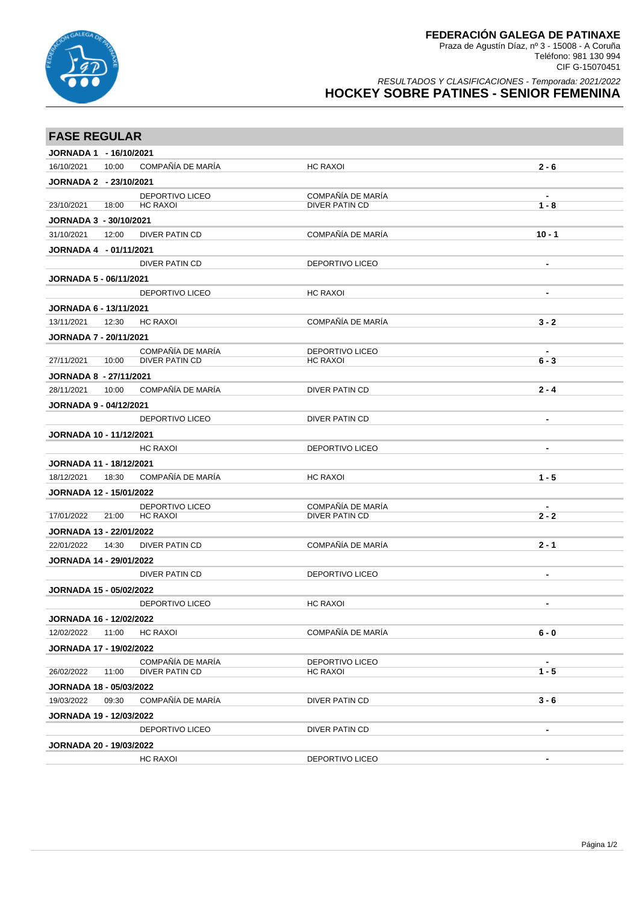# FEDERACIÓN GALEGA DE PATINAXE

Praza de Agustín Díaz, nº 3 - 15008 - A Coruña
Teléfono: 981 130 994
CIF G-15070451

*RESULTADOS Y CLASIFICACIONES - Temporada: 2021/2022*

## HOCKEY SOBRE PATINES - SENIOR FEMENINA

## FASE REGULAR

**JORNADA 1 - 16/10/2021**

| Fecha | Hora | Local | Visitante | Resultado |
|---|---|---|---|---|
| 16/10/2021 | 10:00 | COMPAÑÍA DE MARÍA | HC RAXOI | 2 - 6 |

**JORNADA 2 - 23/10/2021**

| Fecha | Hora | Local | Visitante | Resultado |
|---|---|---|---|---|
| | | DEPORTIVO LICEO | COMPAÑÍA DE MARÍA | - |
| 23/10/2021 | 18:00 | HC RAXOI | DIVER PATIN CD | 1 - 8 |

**JORNADA 3 - 30/10/2021**

| Fecha | Hora | Local | Visitante | Resultado |
|---|---|---|---|---|
| 31/10/2021 | 12:00 | DIVER PATIN CD | COMPAÑÍA DE MARÍA | 10 - 1 |

**JORNADA 4 - 01/11/2021**

| Fecha | Hora | Local | Visitante | Resultado |
|---|---|---|---|---|
| | | DIVER PATIN CD | DEPORTIVO LICEO | - |

**JORNADA 5 - 06/11/2021**

| Fecha | Hora | Local | Visitante | Resultado |
|---|---|---|---|---|
| | | DEPORTIVO LICEO | HC RAXOI | - |

**JORNADA 6 - 13/11/2021**

| Fecha | Hora | Local | Visitante | Resultado |
|---|---|---|---|---|
| 13/11/2021 | 12:30 | HC RAXOI | COMPAÑÍA DE MARÍA | 3 - 2 |

**JORNADA 7 - 20/11/2021**

| Fecha | Hora | Local | Visitante | Resultado |
|---|---|---|---|---|
| | | COMPAÑÍA DE MARÍA | DEPORTIVO LICEO | - |
| 27/11/2021 | 10:00 | DIVER PATIN CD | HC RAXOI | 6 - 3 |

**JORNADA 8 - 27/11/2021**

| Fecha | Hora | Local | Visitante | Resultado |
|---|---|---|---|---|
| 28/11/2021 | 10:00 | COMPAÑÍA DE MARÍA | DIVER PATIN CD | 2 - 4 |

**JORNADA 9 - 04/12/2021**

| Fecha | Hora | Local | Visitante | Resultado |
|---|---|---|---|---|
| | | DEPORTIVO LICEO | DIVER PATIN CD | - |

**JORNADA 10 - 11/12/2021**

| Fecha | Hora | Local | Visitante | Resultado |
|---|---|---|---|---|
| | | HC RAXOI | DEPORTIVO LICEO | - |

**JORNADA 11 - 18/12/2021**

| Fecha | Hora | Local | Visitante | Resultado |
|---|---|---|---|---|
| 18/12/2021 | 18:30 | COMPAÑÍA DE MARÍA | HC RAXOI | 1 - 5 |

**JORNADA 12 - 15/01/2022**

| Fecha | Hora | Local | Visitante | Resultado |
|---|---|---|---|---|
| | | DEPORTIVO LICEO | COMPAÑÍA DE MARÍA | - |
| 17/01/2022 | 21:00 | HC RAXOI | DIVER PATIN CD | 2 - 2 |

**JORNADA 13 - 22/01/2022**

| Fecha | Hora | Local | Visitante | Resultado |
|---|---|---|---|---|
| 22/01/2022 | 14:30 | DIVER PATIN CD | COMPAÑÍA DE MARÍA | 2 - 1 |

**JORNADA 14 - 29/01/2022**

| Fecha | Hora | Local | Visitante | Resultado |
|---|---|---|---|---|
| | | DIVER PATIN CD | DEPORTIVO LICEO | - |

**JORNADA 15 - 05/02/2022**

| Fecha | Hora | Local | Visitante | Resultado |
|---|---|---|---|---|
| | | DEPORTIVO LICEO | HC RAXOI | - |

**JORNADA 16 - 12/02/2022**

| Fecha | Hora | Local | Visitante | Resultado |
|---|---|---|---|---|
| 12/02/2022 | 11:00 | HC RAXOI | COMPAÑÍA DE MARÍA | 6 - 0 |

**JORNADA 17 - 19/02/2022**

| Fecha | Hora | Local | Visitante | Resultado |
|---|---|---|---|---|
| | | COMPAÑÍA DE MARÍA | DEPORTIVO LICEO | - |
| 26/02/2022 | 11:00 | DIVER PATIN CD | HC RAXOI | 1 - 5 |

**JORNADA 18 - 05/03/2022**

| Fecha | Hora | Local | Visitante | Resultado |
|---|---|---|---|---|
| 19/03/2022 | 09:30 | COMPAÑÍA DE MARÍA | DIVER PATIN CD | 3 - 6 |

**JORNADA 19 - 12/03/2022**

| Fecha | Hora | Local | Visitante | Resultado |
|---|---|---|---|---|
| | | DEPORTIVO LICEO | DIVER PATIN CD | - |

**JORNADA 20 - 19/03/2022**

| Fecha | Hora | Local | Visitante | Resultado |
|---|---|---|---|---|
| | | HC RAXOI | DEPORTIVO LICEO | - |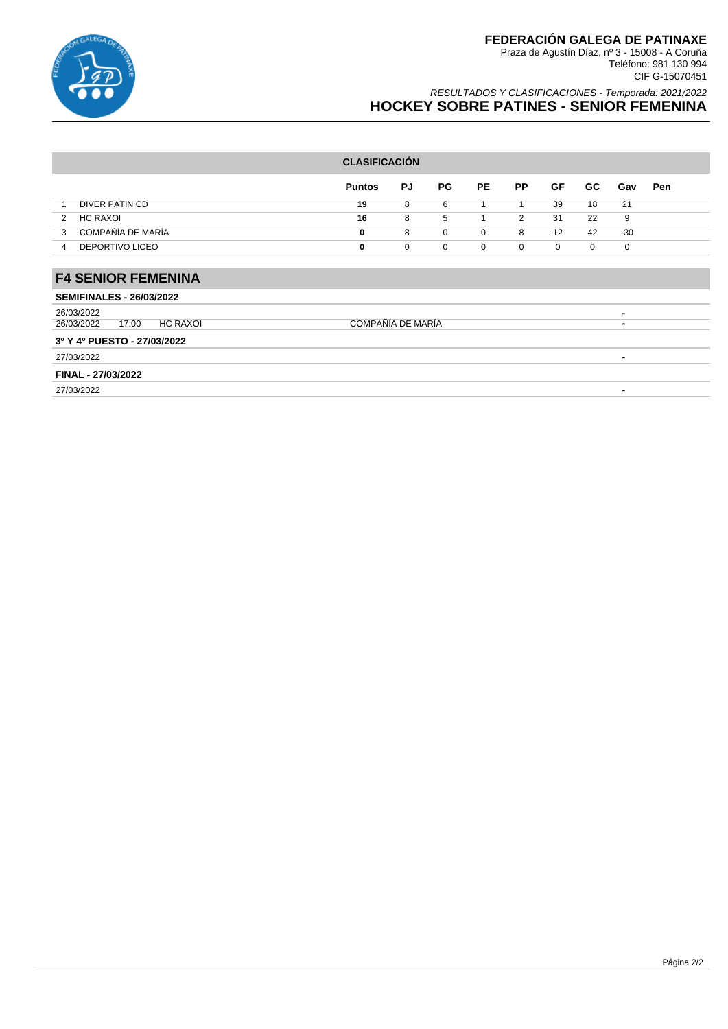# FEDERACIÓN GALEGA DE PATINAXE

Praza de Agustín Díaz, nº 3 - 15008 - A Coruña
Teléfono: 981 130 994
CIF G-15070451

*RESULTADOS Y CLASIFICACIONES - Temporada: 2021/2022*

## HOCKEY SOBRE PATINES - SENIOR FEMENINA

**CLASIFICACIÓN**

| | | Puntos | PJ | PG | PE | PP | GF | GC | Gav | Pen |
|---|---|---|---|---|---|---|---|---|---|---|
| 1 | DIVER PATIN CD | **19** | 8 | 6 | 1 | 1 | 39 | 18 | 21 | |
| 2 | HC RAXOI | **16** | 8 | 5 | 1 | 2 | 31 | 22 | 9 | |
| 3 | COMPAÑÍA DE MARÍA | **0** | 8 | 0 | 0 | 8 | 12 | 42 | -30 | |
| 4 | DEPORTIVO LICEO | **0** | 0 | 0 | 0 | 0 | 0 | 0 | 0 | |

## F4 SENIOR FEMENINA

**SEMIFINALES - 26/03/2022**

| Fecha | Hora | Local | Visitante | Resultado |
|---|---|---|---|---|
| 26/03/2022 | | | | - |
| 26/03/2022 | 17:00 | HC RAXOI | COMPAÑÍA DE MARÍA | - |

**3º Y 4º PUESTO - 27/03/2022**

| Fecha | Hora | Local | Visitante | Resultado |
|---|---|---|---|---|
| 27/03/2022 | | | | - |

**FINAL - 27/03/2022**

| Fecha | Hora | Local | Visitante | Resultado |
|---|---|---|---|---|
| 27/03/2022 | | | | - |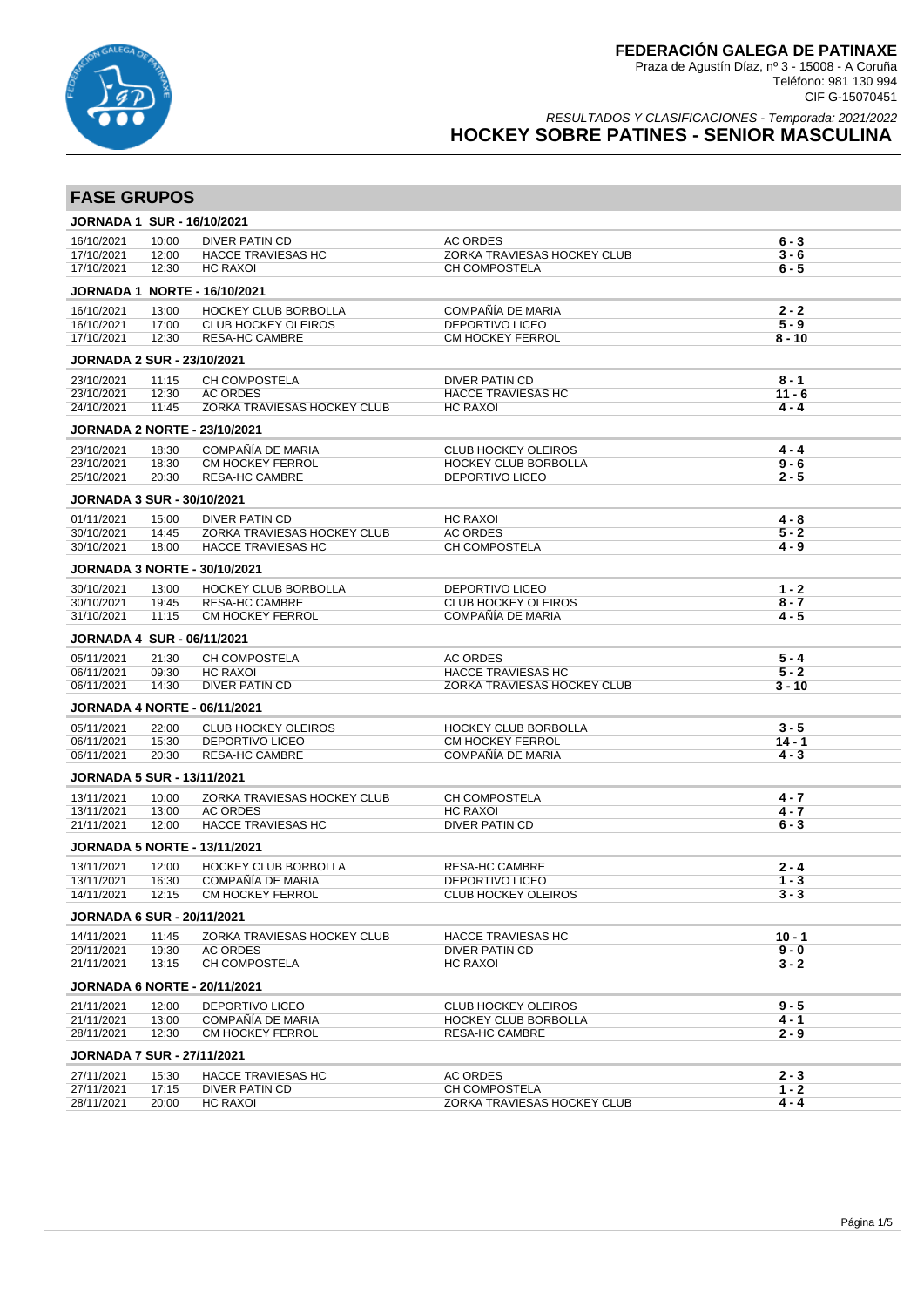# FEDERACIÓN GALEGA DE PATINAXE

Praza de Agustín Díaz, nº 3 - 15008 - A Coruña
Teléfono: 981 130 994
CIF G-15070451

*RESULTADOS Y CLASIFICACIONES - Temporada: 2021/2022*

## HOCKEY SOBRE PATINES - SENIOR MASCULINA

## FASE GRUPOS

### JORNADA 1 SUR - 16/10/2021

| | | | | |
|---|---|---|---|---|
| 16/10/2021 | 10:00 | DIVER PATIN CD | AC ORDES | **6 - 3** |
| 17/10/2021 | 12:00 | HACCE TRAVIESAS HC | ZORKA TRAVIESAS HOCKEY CLUB | **3 - 6** |
| 17/10/2021 | 12:30 | HC RAXOI | CH COMPOSTELA | **6 - 5** |

### JORNADA 1 NORTE - 16/10/2021

| | | | | |
|---|---|---|---|---|
| 16/10/2021 | 13:00 | HOCKEY CLUB BORBOLLA | COMPAÑÍA DE MARIA | **2 - 2** |
| 16/10/2021 | 17:00 | CLUB HOCKEY OLEIROS | DEPORTIVO LICEO | **5 - 9** |
| 17/10/2021 | 12:30 | RESA-HC CAMBRE | CM HOCKEY FERROL | **8 - 10** |

### JORNADA 2 SUR - 23/10/2021

| | | | | |
|---|---|---|---|---|
| 23/10/2021 | 11:15 | CH COMPOSTELA | DIVER PATIN CD | **8 - 1** |
| 23/10/2021 | 12:30 | AC ORDES | HACCE TRAVIESAS HC | **11 - 6** |
| 24/10/2021 | 11:45 | ZORKA TRAVIESAS HOCKEY CLUB | HC RAXOI | **4 - 4** |

### JORNADA 2 NORTE - 23/10/2021

| | | | | |
|---|---|---|---|---|
| 23/10/2021 | 18:30 | COMPAÑÍA DE MARIA | CLUB HOCKEY OLEIROS | **4 - 4** |
| 23/10/2021 | 18:30 | CM HOCKEY FERROL | HOCKEY CLUB BORBOLLA | **9 - 6** |
| 25/10/2021 | 20:30 | RESA-HC CAMBRE | DEPORTIVO LICEO | **2 - 5** |

### JORNADA 3 SUR - 30/10/2021

| | | | | |
|---|---|---|---|---|
| 01/11/2021 | 15:00 | DIVER PATIN CD | HC RAXOI | **4 - 8** |
| 30/10/2021 | 14:45 | ZORKA TRAVIESAS HOCKEY CLUB | AC ORDES | **5 - 2** |
| 30/10/2021 | 18:00 | HACCE TRAVIESAS HC | CH COMPOSTELA | **4 - 9** |

### JORNADA 3 NORTE - 30/10/2021

| | | | | |
|---|---|---|---|---|
| 30/10/2021 | 13:00 | HOCKEY CLUB BORBOLLA | DEPORTIVO LICEO | **1 - 2** |
| 30/10/2021 | 19:45 | RESA-HC CAMBRE | CLUB HOCKEY OLEIROS | **8 - 7** |
| 31/10/2021 | 11:15 | CM HOCKEY FERROL | COMPAÑÍA DE MARIA | **4 - 5** |

### JORNADA 4 SUR - 06/11/2021

| | | | | |
|---|---|---|---|---|
| 05/11/2021 | 21:30 | CH COMPOSTELA | AC ORDES | **5 - 4** |
| 06/11/2021 | 09:30 | HC RAXOI | HACCE TRAVIESAS HC | **5 - 2** |
| 06/11/2021 | 14:30 | DIVER PATIN CD | ZORKA TRAVIESAS HOCKEY CLUB | **3 - 10** |

### JORNADA 4 NORTE - 06/11/2021

| | | | | |
|---|---|---|---|---|
| 05/11/2021 | 22:00 | CLUB HOCKEY OLEIROS | HOCKEY CLUB BORBOLLA | **3 - 5** |
| 06/11/2021 | 15:30 | DEPORTIVO LICEO | CM HOCKEY FERROL | **14 - 1** |
| 06/11/2021 | 20:30 | RESA-HC CAMBRE | COMPAÑÍA DE MARIA | **4 - 3** |

### JORNADA 5 SUR - 13/11/2021

| | | | | |
|---|---|---|---|---|
| 13/11/2021 | 10:00 | ZORKA TRAVIESAS HOCKEY CLUB | CH COMPOSTELA | **4 - 7** |
| 13/11/2021 | 13:00 | AC ORDES | HC RAXOI | **4 - 7** |
| 21/11/2021 | 12:00 | HACCE TRAVIESAS HC | DIVER PATIN CD | **6 - 3** |

### JORNADA 5 NORTE - 13/11/2021

| | | | | |
|---|---|---|---|---|
| 13/11/2021 | 12:00 | HOCKEY CLUB BORBOLLA | RESA-HC CAMBRE | **2 - 4** |
| 13/11/2021 | 16:30 | COMPAÑÍA DE MARIA | DEPORTIVO LICEO | **1 - 3** |
| 14/11/2021 | 12:15 | CM HOCKEY FERROL | CLUB HOCKEY OLEIROS | **3 - 3** |

### JORNADA 6 SUR - 20/11/2021

| | | | | |
|---|---|---|---|---|
| 14/11/2021 | 11:45 | ZORKA TRAVIESAS HOCKEY CLUB | HACCE TRAVIESAS HC | **10 - 1** |
| 20/11/2021 | 19:30 | AC ORDES | DIVER PATIN CD | **9 - 0** |
| 21/11/2021 | 13:15 | CH COMPOSTELA | HC RAXOI | **3 - 2** |

### JORNADA 6 NORTE - 20/11/2021

| | | | | |
|---|---|---|---|---|
| 21/11/2021 | 12:00 | DEPORTIVO LICEO | CLUB HOCKEY OLEIROS | **9 - 5** |
| 21/11/2021 | 13:00 | COMPAÑÍA DE MARIA | HOCKEY CLUB BORBOLLA | **4 - 1** |
| 28/11/2021 | 12:30 | CM HOCKEY FERROL | RESA-HC CAMBRE | **2 - 9** |

### JORNADA 7 SUR - 27/11/2021

| | | | | |
|---|---|---|---|---|
| 27/11/2021 | 15:30 | HACCE TRAVIESAS HC | AC ORDES | **2 - 3** |
| 27/11/2021 | 17:15 | DIVER PATIN CD | CH COMPOSTELA | **1 - 2** |
| 28/11/2021 | 20:00 | HC RAXOI | ZORKA TRAVIESAS HOCKEY CLUB | **4 - 4** |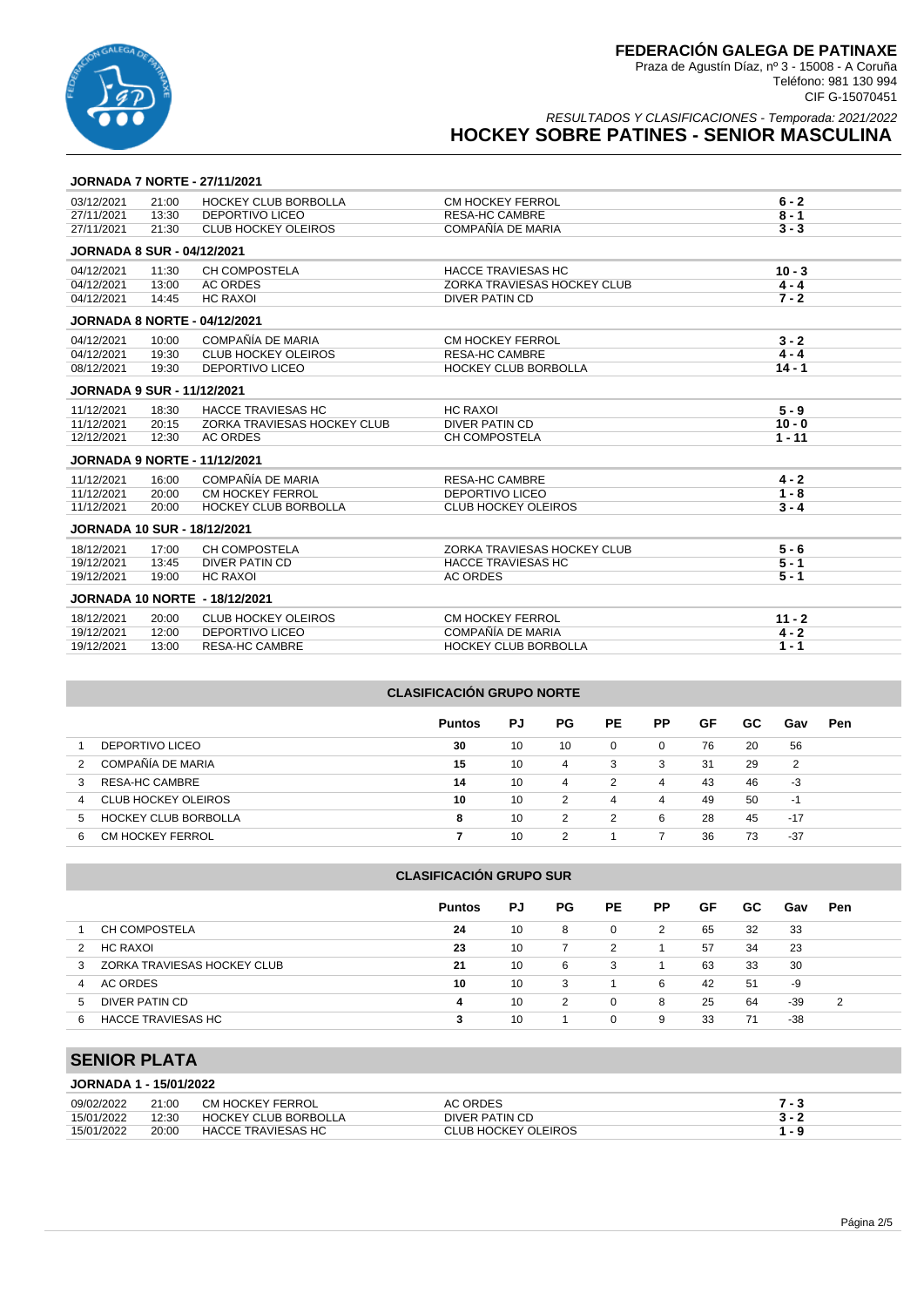# FEDERACIÓN GALEGA DE PATINAXE

Praza de Agustín Díaz, nº 3 - 15008 - A Coruña
Teléfono: 981 130 994
CIF G-15070451

*RESULTADOS Y CLASIFICACIONES - Temporada: 2021/2022*

## HOCKEY SOBRE PATINES - SENIOR MASCULINA

### JORNADA 7 NORTE - 27/11/2021

| | | | | |
|---|---|---|---|---|
| 03/12/2021 | 21:00 | HOCKEY CLUB BORBOLLA | CM HOCKEY FERROL | **6 - 2** |
| 27/11/2021 | 13:30 | DEPORTIVO LICEO | RESA-HC CAMBRE | **8 - 1** |
| 27/11/2021 | 21:30 | CLUB HOCKEY OLEIROS | COMPAÑÍA DE MARIA | **3 - 3** |

### JORNADA 8 SUR - 04/12/2021

| | | | | |
|---|---|---|---|---|
| 04/12/2021 | 11:30 | CH COMPOSTELA | HACCE TRAVIESAS HC | **10 - 3** |
| 04/12/2021 | 13:00 | AC ORDES | ZORKA TRAVIESAS HOCKEY CLUB | **4 - 4** |
| 04/12/2021 | 14:45 | HC RAXOI | DIVER PATIN CD | **7 - 2** |

### JORNADA 8 NORTE - 04/12/2021

| | | | | |
|---|---|---|---|---|
| 04/12/2021 | 10:00 | COMPAÑÍA DE MARIA | CM HOCKEY FERROL | **3 - 2** |
| 04/12/2021 | 19:30 | CLUB HOCKEY OLEIROS | RESA-HC CAMBRE | **4 - 4** |
| 08/12/2021 | 19:30 | DEPORTIVO LICEO | HOCKEY CLUB BORBOLLA | **14 - 1** |

### JORNADA 9 SUR - 11/12/2021

| | | | | |
|---|---|---|---|---|
| 11/12/2021 | 18:30 | HACCE TRAVIESAS HC | HC RAXOI | **5 - 9** |
| 11/12/2021 | 20:15 | ZORKA TRAVIESAS HOCKEY CLUB | DIVER PATIN CD | **10 - 0** |
| 12/12/2021 | 12:30 | AC ORDES | CH COMPOSTELA | **1 - 11** |

### JORNADA 9 NORTE - 11/12/2021

| | | | | |
|---|---|---|---|---|
| 11/12/2021 | 16:00 | COMPAÑÍA DE MARIA | RESA-HC CAMBRE | **4 - 2** |
| 11/12/2021 | 20:00 | CM HOCKEY FERROL | DEPORTIVO LICEO | **1 - 8** |
| 11/12/2021 | 20:00 | HOCKEY CLUB BORBOLLA | CLUB HOCKEY OLEIROS | **3 - 4** |

### JORNADA 10 SUR - 18/12/2021

| | | | | |
|---|---|---|---|---|
| 18/12/2021 | 17:00 | CH COMPOSTELA | ZORKA TRAVIESAS HOCKEY CLUB | **5 - 6** |
| 19/12/2021 | 13:45 | DIVER PATIN CD | HACCE TRAVIESAS HC | **5 - 1** |
| 19/12/2021 | 19:00 | HC RAXOI | AC ORDES | **5 - 1** |

### JORNADA 10 NORTE - 18/12/2021

| | | | | |
|---|---|---|---|---|
| 18/12/2021 | 20:00 | CLUB HOCKEY OLEIROS | CM HOCKEY FERROL | **11 - 2** |
| 19/12/2021 | 12:00 | DEPORTIVO LICEO | COMPAÑÍA DE MARIA | **4 - 2** |
| 19/12/2021 | 13:00 | RESA-HC CAMBRE | HOCKEY CLUB BORBOLLA | **1 - 1** |

### CLASIFICACIÓN GRUPO NORTE

| | | Puntos | PJ | PG | PE | PP | GF | GC | Gav | Pen |
|---|---|---|---|---|---|---|---|---|---|---|
| 1 | DEPORTIVO LICEO | **30** | 10 | 10 | 0 | 0 | 76 | 20 | 56 | |
| 2 | COMPAÑÍA DE MARIA | **15** | 10 | 4 | 3 | 3 | 31 | 29 | 2 | |
| 3 | RESA-HC CAMBRE | **14** | 10 | 4 | 2 | 4 | 43 | 46 | -3 | |
| 4 | CLUB HOCKEY OLEIROS | **10** | 10 | 2 | 4 | 4 | 49 | 50 | -1 | |
| 5 | HOCKEY CLUB BORBOLLA | **8** | 10 | 2 | 2 | 6 | 28 | 45 | -17 | |
| 6 | CM HOCKEY FERROL | **7** | 10 | 2 | 1 | 7 | 36 | 73 | -37 | |

### CLASIFICACIÓN GRUPO SUR

| | | Puntos | PJ | PG | PE | PP | GF | GC | Gav | Pen |
|---|---|---|---|---|---|---|---|---|---|---|
| 1 | CH COMPOSTELA | **24** | 10 | 8 | 0 | 2 | 65 | 32 | 33 | |
| 2 | HC RAXOI | **23** | 10 | 7 | 2 | 1 | 57 | 34 | 23 | |
| 3 | ZORKA TRAVIESAS HOCKEY CLUB | **21** | 10 | 6 | 3 | 1 | 63 | 33 | 30 | |
| 4 | AC ORDES | **10** | 10 | 3 | 1 | 6 | 42 | 51 | -9 | |
| 5 | DIVER PATIN CD | **4** | 10 | 2 | 0 | 8 | 25 | 64 | -39 | 2 |
| 6 | HACCE TRAVIESAS HC | **3** | 10 | 1 | 0 | 9 | 33 | 71 | -38 | |

## SENIOR PLATA

### JORNADA 1 - 15/01/2022

| | | | | |
|---|---|---|---|---|
| 09/02/2022 | 21:00 | CM HOCKEY FERROL | AC ORDES | **7 - 3** |
| 15/01/2022 | 12:30 | HOCKEY CLUB BORBOLLA | DIVER PATIN CD | **3 - 2** |
| 15/01/2022 | 20:00 | HACCE TRAVIESAS HC | CLUB HOCKEY OLEIROS | **1 - 9** |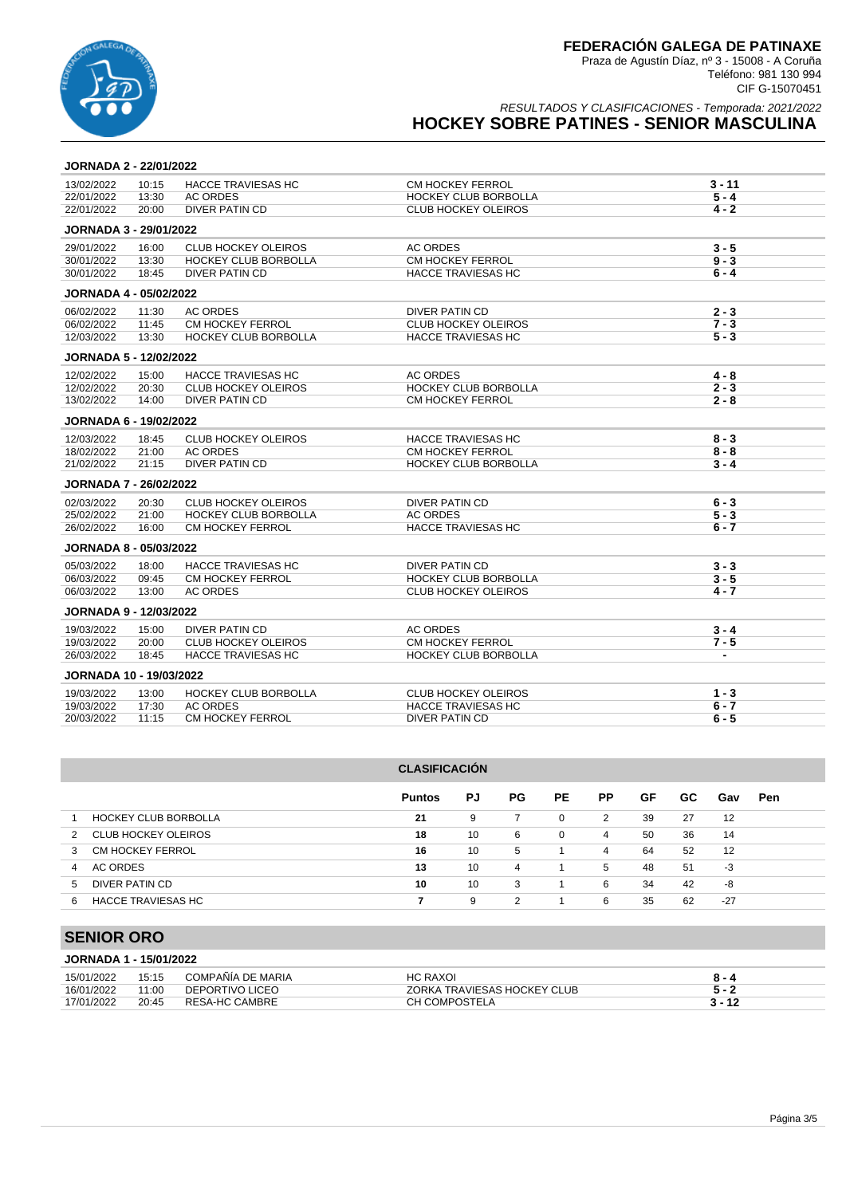**FEDERACIÓN GALEGA DE PATINAXE**
Praza de Agustín Díaz, nº 3 - 15008 - A Coruña
Teléfono: 981 130 994
CIF G-15070451

*RESULTADOS Y CLASIFICACIONES - Temporada: 2021/2022*

## HOCKEY SOBRE PATINES - SENIOR MASCULINA

### JORNADA 2 - 22/01/2022

| | | | | |
|---|---|---|---|---|
| 13/02/2022 | 10:15 | HACCE TRAVIESAS HC | CM HOCKEY FERROL | 3 - 11 |
| 22/01/2022 | 13:30 | AC ORDES | HOCKEY CLUB BORBOLLA | 5 - 4 |
| 22/01/2022 | 20:00 | DIVER PATIN CD | CLUB HOCKEY OLEIROS | 4 - 2 |

### JORNADA 3 - 29/01/2022

| | | | | |
|---|---|---|---|---|
| 29/01/2022 | 16:00 | CLUB HOCKEY OLEIROS | AC ORDES | 3 - 5 |
| 30/01/2022 | 13:30 | HOCKEY CLUB BORBOLLA | CM HOCKEY FERROL | 9 - 3 |
| 30/01/2022 | 18:45 | DIVER PATIN CD | HACCE TRAVIESAS HC | 6 - 4 |

### JORNADA 4 - 05/02/2022

| | | | | |
|---|---|---|---|---|
| 06/02/2022 | 11:30 | AC ORDES | DIVER PATIN CD | 2 - 3 |
| 06/02/2022 | 11:45 | CM HOCKEY FERROL | CLUB HOCKEY OLEIROS | 7 - 3 |
| 12/03/2022 | 13:30 | HOCKEY CLUB BORBOLLA | HACCE TRAVIESAS HC | 5 - 3 |

### JORNADA 5 - 12/02/2022

| | | | | |
|---|---|---|---|---|
| 12/02/2022 | 15:00 | HACCE TRAVIESAS HC | AC ORDES | 4 - 8 |
| 12/02/2022 | 20:30 | CLUB HOCKEY OLEIROS | HOCKEY CLUB BORBOLLA | 2 - 3 |
| 13/02/2022 | 14:00 | DIVER PATIN CD | CM HOCKEY FERROL | 2 - 8 |

### JORNADA 6 - 19/02/2022

| | | | | |
|---|---|---|---|---|
| 12/03/2022 | 18:45 | CLUB HOCKEY OLEIROS | HACCE TRAVIESAS HC | 8 - 3 |
| 18/02/2022 | 21:00 | AC ORDES | CM HOCKEY FERROL | 8 - 8 |
| 21/02/2022 | 21:15 | DIVER PATIN CD | HOCKEY CLUB BORBOLLA | 3 - 4 |

### JORNADA 7 - 26/02/2022

| | | | | |
|---|---|---|---|---|
| 02/03/2022 | 20:30 | CLUB HOCKEY OLEIROS | DIVER PATIN CD | 6 - 3 |
| 25/02/2022 | 21:00 | HOCKEY CLUB BORBOLLA | AC ORDES | 5 - 3 |
| 26/02/2022 | 16:00 | CM HOCKEY FERROL | HACCE TRAVIESAS HC | 6 - 7 |

### JORNADA 8 - 05/03/2022

| | | | | |
|---|---|---|---|---|
| 05/03/2022 | 18:00 | HACCE TRAVIESAS HC | DIVER PATIN CD | 3 - 3 |
| 06/03/2022 | 09:45 | CM HOCKEY FERROL | HOCKEY CLUB BORBOLLA | 3 - 5 |
| 06/03/2022 | 13:00 | AC ORDES | CLUB HOCKEY OLEIROS | 4 - 7 |

### JORNADA 9 - 12/03/2022

| | | | | |
|---|---|---|---|---|
| 19/03/2022 | 15:00 | DIVER PATIN CD | AC ORDES | 3 - 4 |
| 19/03/2022 | 20:00 | CLUB HOCKEY OLEIROS | CM HOCKEY FERROL | 7 - 5 |
| 26/03/2022 | 18:45 | HACCE TRAVIESAS HC | HOCKEY CLUB BORBOLLA | - |

### JORNADA 10 - 19/03/2022

| | | | | |
|---|---|---|---|---|
| 19/03/2022 | 13:00 | HOCKEY CLUB BORBOLLA | CLUB HOCKEY OLEIROS | 1 - 3 |
| 19/03/2022 | 17:30 | AC ORDES | HACCE TRAVIESAS HC | 6 - 7 |
| 20/03/2022 | 11:15 | CM HOCKEY FERROL | DIVER PATIN CD | 6 - 5 |

### CLASIFICACIÓN

| | | Puntos | PJ | PG | PE | PP | GF | GC | Gav | Pen |
|---|---|---|---|---|---|---|---|---|---|---|
| 1 | HOCKEY CLUB BORBOLLA | 21 | 9 | 7 | 0 | 2 | 39 | 27 | 12 | |
| 2 | CLUB HOCKEY OLEIROS | 18 | 10 | 6 | 0 | 4 | 50 | 36 | 14 | |
| 3 | CM HOCKEY FERROL | 16 | 10 | 5 | 1 | 4 | 64 | 52 | 12 | |
| 4 | AC ORDES | 13 | 10 | 4 | 1 | 5 | 48 | 51 | -3 | |
| 5 | DIVER PATIN CD | 10 | 10 | 3 | 1 | 6 | 34 | 42 | -8 | |
| 6 | HACCE TRAVIESAS HC | 7 | 9 | 2 | 1 | 6 | 35 | 62 | -27 | |

## SENIOR ORO

### JORNADA 1 - 15/01/2022

| | | | | |
|---|---|---|---|---|
| 15/01/2022 | 15:15 | COMPAÑIA DE MARIA | HC RAXOI | 8 - 4 |
| 16/01/2022 | 11:00 | DEPORTIVO LICEO | ZORKA TRAVIESAS HOCKEY CLUB | 5 - 2 |
| 17/01/2022 | 20:45 | RESA-HC CAMBRE | CH COMPOSTELA | 3 - 12 |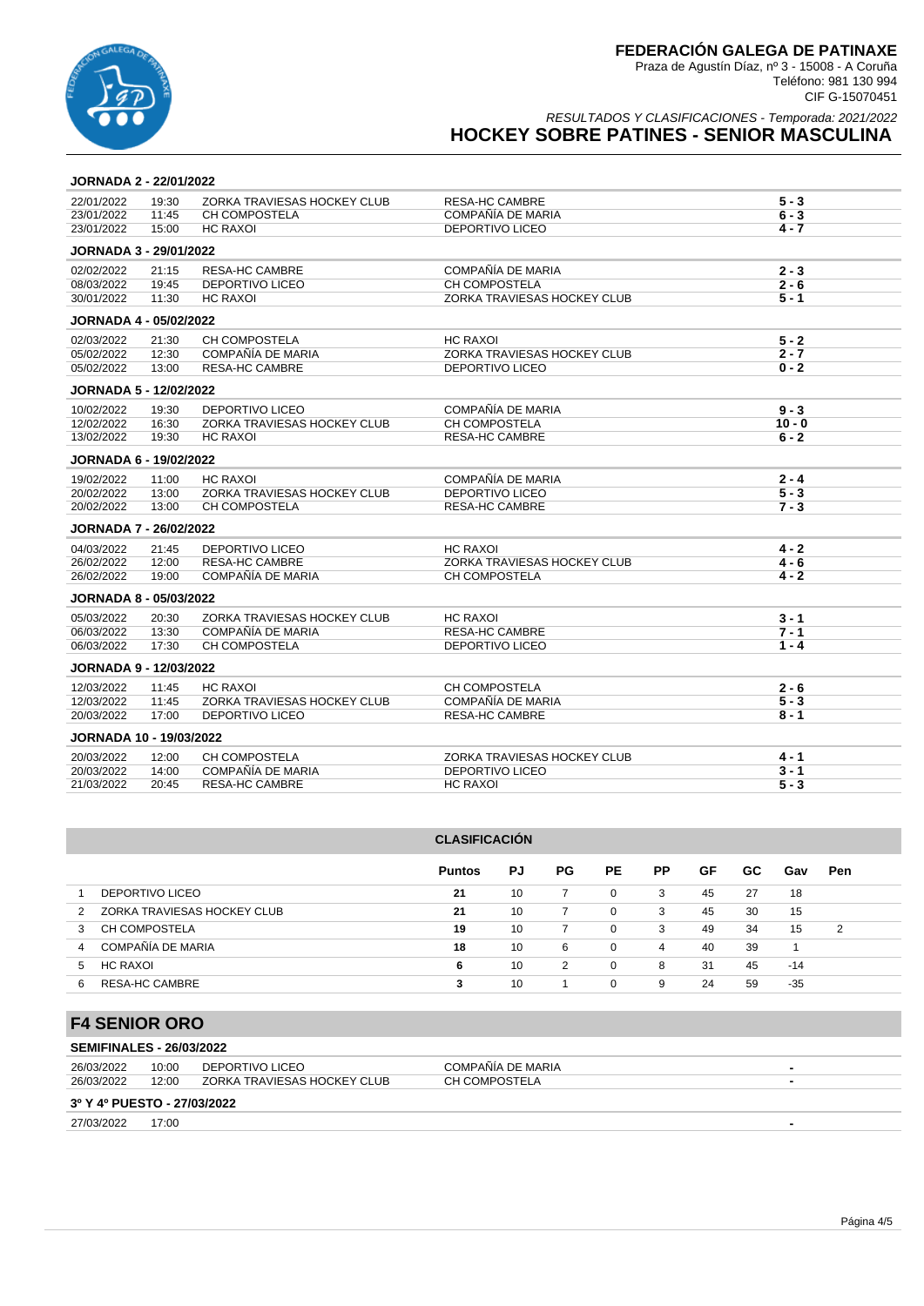# FEDERACIÓN GALEGA DE PATINAXE

Praza de Agustín Díaz, nº 3 - 15008 - A Coruña
Teléfono: 981 130 994
CIF G-15070451

*RESULTADOS Y CLASIFICACIONES - Temporada: 2021/2022*

## HOCKEY SOBRE PATINES - SENIOR MASCULINA

### JORNADA 2 - 22/01/2022

| Fecha | Hora | Local | Visitante | Resultado |
|---|---|---|---|---|
| 22/01/2022 | 19:30 | ZORKA TRAVIESAS HOCKEY CLUB | RESA-HC CAMBRE | **5 - 3** |
| 23/01/2022 | 11:45 | CH COMPOSTELA | COMPAÑÍA DE MARIA | **6 - 3** |
| 23/01/2022 | 15:00 | HC RAXOI | DEPORTIVO LICEO | **4 - 7** |

### JORNADA 3 - 29/01/2022

| Fecha | Hora | Local | Visitante | Resultado |
|---|---|---|---|---|
| 02/02/2022 | 21:15 | RESA-HC CAMBRE | COMPAÑÍA DE MARIA | **2 - 3** |
| 08/03/2022 | 19:45 | DEPORTIVO LICEO | CH COMPOSTELA | **2 - 6** |
| 30/01/2022 | 11:30 | HC RAXOI | ZORKA TRAVIESAS HOCKEY CLUB | **5 - 1** |

### JORNADA 4 - 05/02/2022

| Fecha | Hora | Local | Visitante | Resultado |
|---|---|---|---|---|
| 02/03/2022 | 21:30 | CH COMPOSTELA | HC RAXOI | **5 - 2** |
| 05/02/2022 | 12:30 | COMPAÑÍA DE MARIA | ZORKA TRAVIESAS HOCKEY CLUB | **2 - 7** |
| 05/02/2022 | 13:00 | RESA-HC CAMBRE | DEPORTIVO LICEO | **0 - 2** |

### JORNADA 5 - 12/02/2022

| Fecha | Hora | Local | Visitante | Resultado |
|---|---|---|---|---|
| 10/02/2022 | 19:30 | DEPORTIVO LICEO | COMPAÑÍA DE MARIA | **9 - 3** |
| 12/02/2022 | 16:30 | ZORKA TRAVIESAS HOCKEY CLUB | CH COMPOSTELA | **10 - 0** |
| 13/02/2022 | 19:30 | HC RAXOI | RESA-HC CAMBRE | **6 - 2** |

### JORNADA 6 - 19/02/2022

| Fecha | Hora | Local | Visitante | Resultado |
|---|---|---|---|---|
| 19/02/2022 | 11:00 | HC RAXOI | COMPAÑÍA DE MARIA | **2 - 4** |
| 20/02/2022 | 13:00 | ZORKA TRAVIESAS HOCKEY CLUB | DEPORTIVO LICEO | **5 - 3** |
| 20/02/2022 | 13:00 | CH COMPOSTELA | RESA-HC CAMBRE | **7 - 3** |

### JORNADA 7 - 26/02/2022

| Fecha | Hora | Local | Visitante | Resultado |
|---|---|---|---|---|
| 04/03/2022 | 21:45 | DEPORTIVO LICEO | HC RAXOI | **4 - 2** |
| 26/02/2022 | 12:00 | RESA-HC CAMBRE | ZORKA TRAVIESAS HOCKEY CLUB | **4 - 6** |
| 26/02/2022 | 19:00 | COMPAÑÍA DE MARIA | CH COMPOSTELA | **4 - 2** |

### JORNADA 8 - 05/03/2022

| Fecha | Hora | Local | Visitante | Resultado |
|---|---|---|---|---|
| 05/03/2022 | 20:30 | ZORKA TRAVIESAS HOCKEY CLUB | HC RAXOI | **3 - 1** |
| 06/03/2022 | 13:30 | COMPAÑÍA DE MARIA | RESA-HC CAMBRE | **7 - 1** |
| 06/03/2022 | 17:30 | CH COMPOSTELA | DEPORTIVO LICEO | **1 - 4** |

### JORNADA 9 - 12/03/2022

| Fecha | Hora | Local | Visitante | Resultado |
|---|---|---|---|---|
| 12/03/2022 | 11:45 | HC RAXOI | CH COMPOSTELA | **2 - 6** |
| 12/03/2022 | 11:45 | ZORKA TRAVIESAS HOCKEY CLUB | COMPAÑÍA DE MARIA | **5 - 3** |
| 20/03/2022 | 17:00 | DEPORTIVO LICEO | RESA-HC CAMBRE | **8 - 1** |

### JORNADA 10 - 19/03/2022

| Fecha | Hora | Local | Visitante | Resultado |
|---|---|---|---|---|
| 20/03/2022 | 12:00 | CH COMPOSTELA | ZORKA TRAVIESAS HOCKEY CLUB | **4 - 1** |
| 20/03/2022 | 14:00 | COMPAÑÍA DE MARIA | DEPORTIVO LICEO | **3 - 1** |
| 21/03/2022 | 20:45 | RESA-HC CAMBRE | HC RAXOI | **5 - 3** |

### CLASIFICACIÓN

| | Equipo | Puntos | PJ | PG | PE | PP | GF | GC | Gav | Pen |
|---|---|---|---|---|---|---|---|---|---|---|
| 1 | DEPORTIVO LICEO | **21** | 10 | 7 | 0 | 3 | 45 | 27 | 18 | |
| 2 | ZORKA TRAVIESAS HOCKEY CLUB | **21** | 10 | 7 | 0 | 3 | 45 | 30 | 15 | |
| 3 | CH COMPOSTELA | **19** | 10 | 7 | 0 | 3 | 49 | 34 | 15 | 2 |
| 4 | COMPAÑÍA DE MARIA | **18** | 10 | 6 | 0 | 4 | 40 | 39 | 1 | |
| 5 | HC RAXOI | **6** | 10 | 2 | 0 | 8 | 31 | 45 | -14 | |
| 6 | RESA-HC CAMBRE | **3** | 10 | 1 | 0 | 9 | 24 | 59 | -35 | |

## F4 SENIOR ORO

### SEMIFINALES - 26/03/2022

| Fecha | Hora | Local | Visitante | Resultado |
|---|---|---|---|---|
| 26/03/2022 | 10:00 | DEPORTIVO LICEO | COMPAÑÍA DE MARIA | **-** |
| 26/03/2022 | 12:00 | ZORKA TRAVIESAS HOCKEY CLUB | CH COMPOSTELA | **-** |

### 3º Y 4º PUESTO - 27/03/2022

| Fecha | Hora | Local | Visitante | Resultado |
|---|---|---|---|---|
| 27/03/2022 | 17:00 | | | **-** |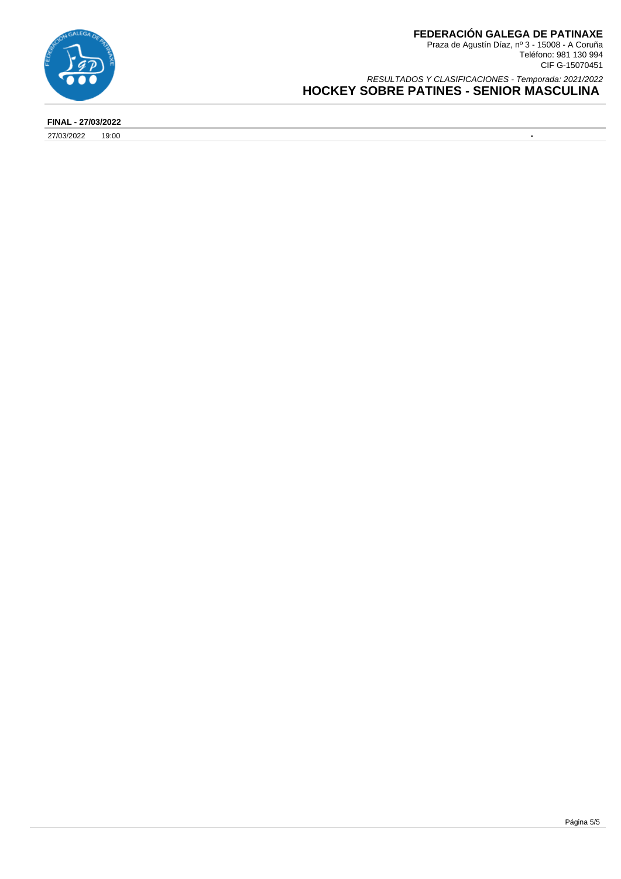**FINAL - 27/03/2022**

| | | |
|---|---|---|
| 27/03/2022 | 19:00 | - |